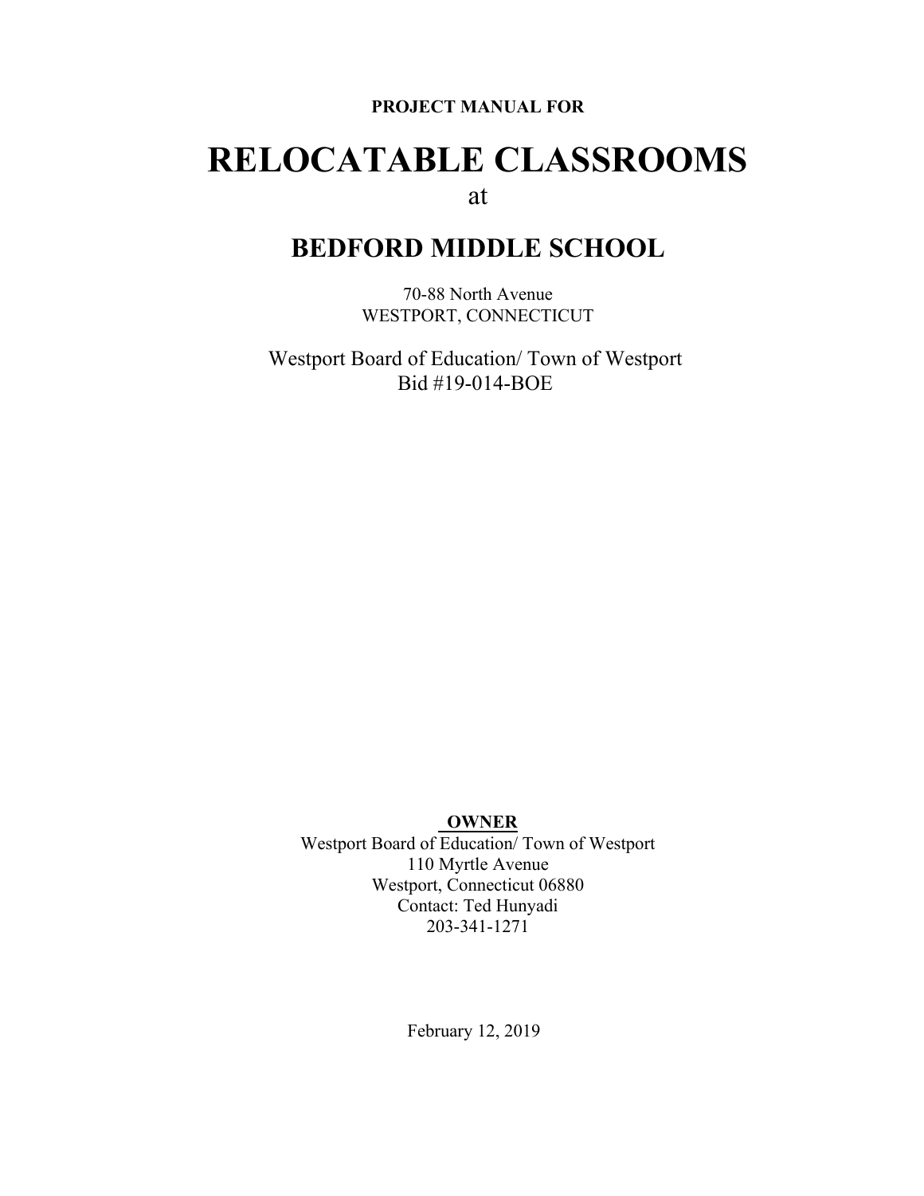**PROJECT MANUAL FOR**

# RELOCATABLE CLASSROOMS

at

## BEDFORD MIDDLE SCHOOL

70-88 North Avenue
WESTPORT, CONNECTICUT

Westport Board of Education/ Town of Westport
Bid #19-014-BOE

**OWNER**

Westport Board of Education/ Town of Westport
110 Myrtle Avenue
Westport, Connecticut 06880
Contact: Ted Hunyadi
203-341-1271

February 12, 2019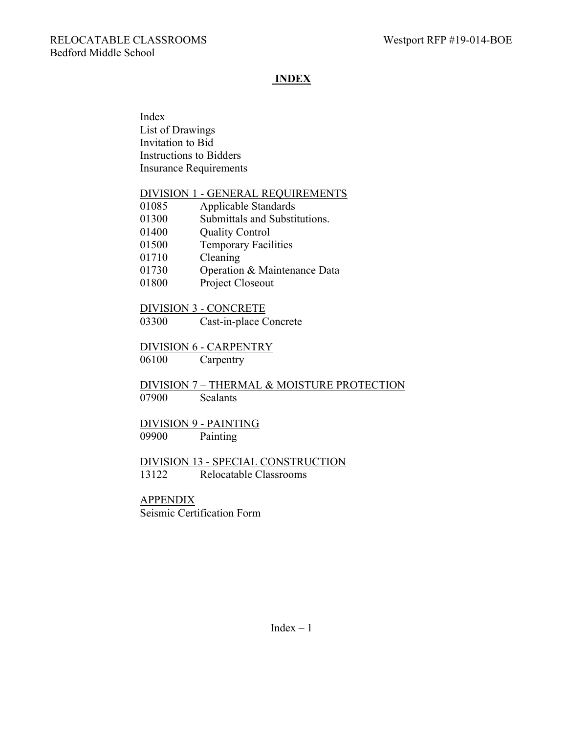# INDEX

Index
List of Drawings
Invitation to Bid
Instructions to Bidders
Insurance Requirements

## DIVISION 1 - GENERAL REQUIREMENTS

01085 Applicable Standards
01300 Submittals and Substitutions.
01400 Quality Control
01500 Temporary Facilities
01710 Cleaning
01730 Operation & Maintenance Data
01800 Project Closeout

## DIVISION 3 - CONCRETE

03300 Cast-in-place Concrete

## DIVISION 6 - CARPENTRY

06100 Carpentry

## DIVISION 7 – THERMAL & MOISTURE PROTECTION

07900 Sealants

## DIVISION 9 - PAINTING

09900 Painting

## DIVISION 13 - SPECIAL CONSTRUCTION

13122 Relocatable Classrooms

## APPENDIX

Seismic Certification Form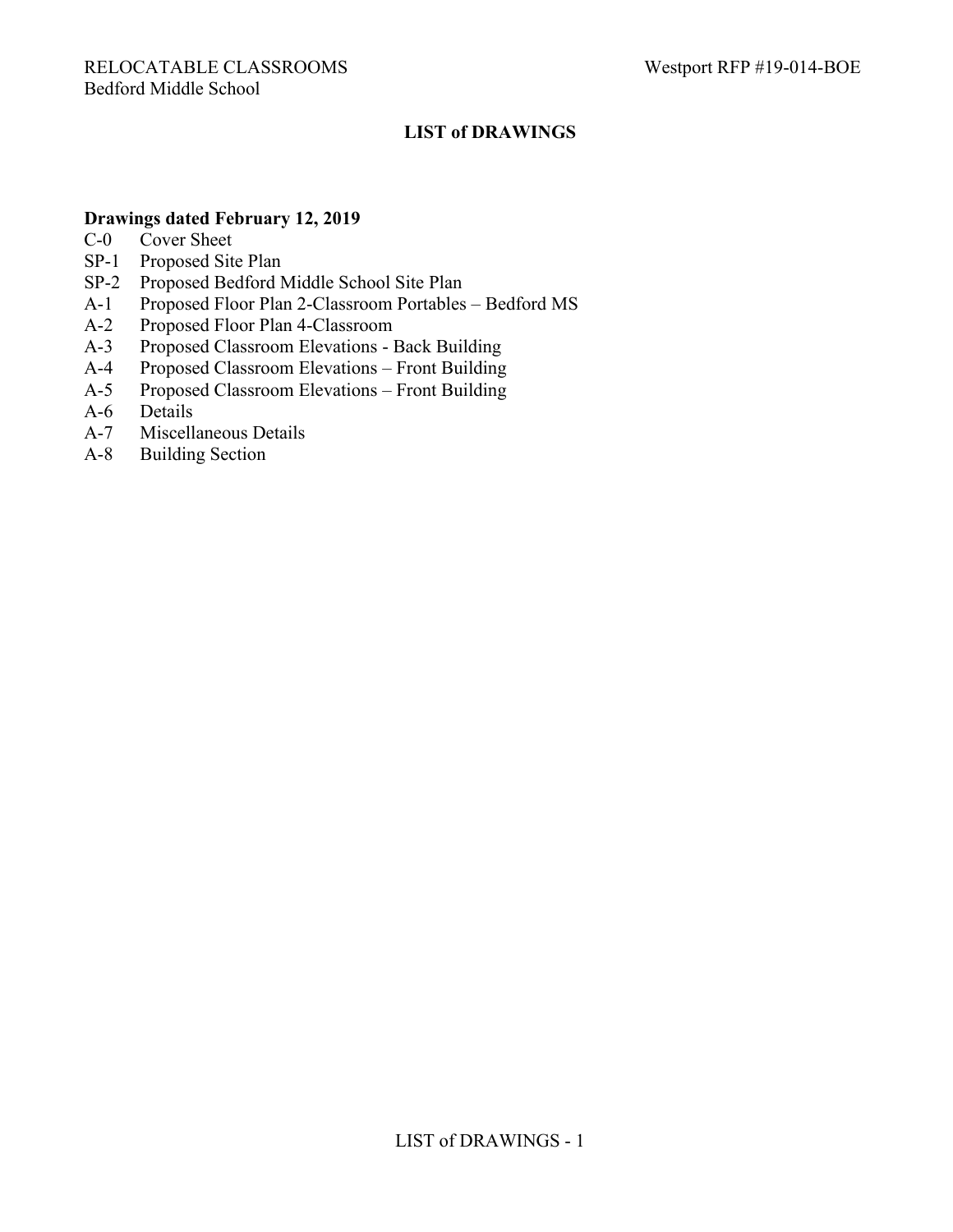# LIST of DRAWINGS

**Drawings dated February 12, 2019**

- C-0 Cover Sheet
- SP-1 Proposed Site Plan
- SP-2 Proposed Bedford Middle School Site Plan
- A-1 Proposed Floor Plan 2-Classroom Portables – Bedford MS
- A-2 Proposed Floor Plan 4-Classroom
- A-3 Proposed Classroom Elevations - Back Building
- A-4 Proposed Classroom Elevations – Front Building
- A-5 Proposed Classroom Elevations – Front Building
- A-6 Details
- A-7 Miscellaneous Details
- A-8 Building Section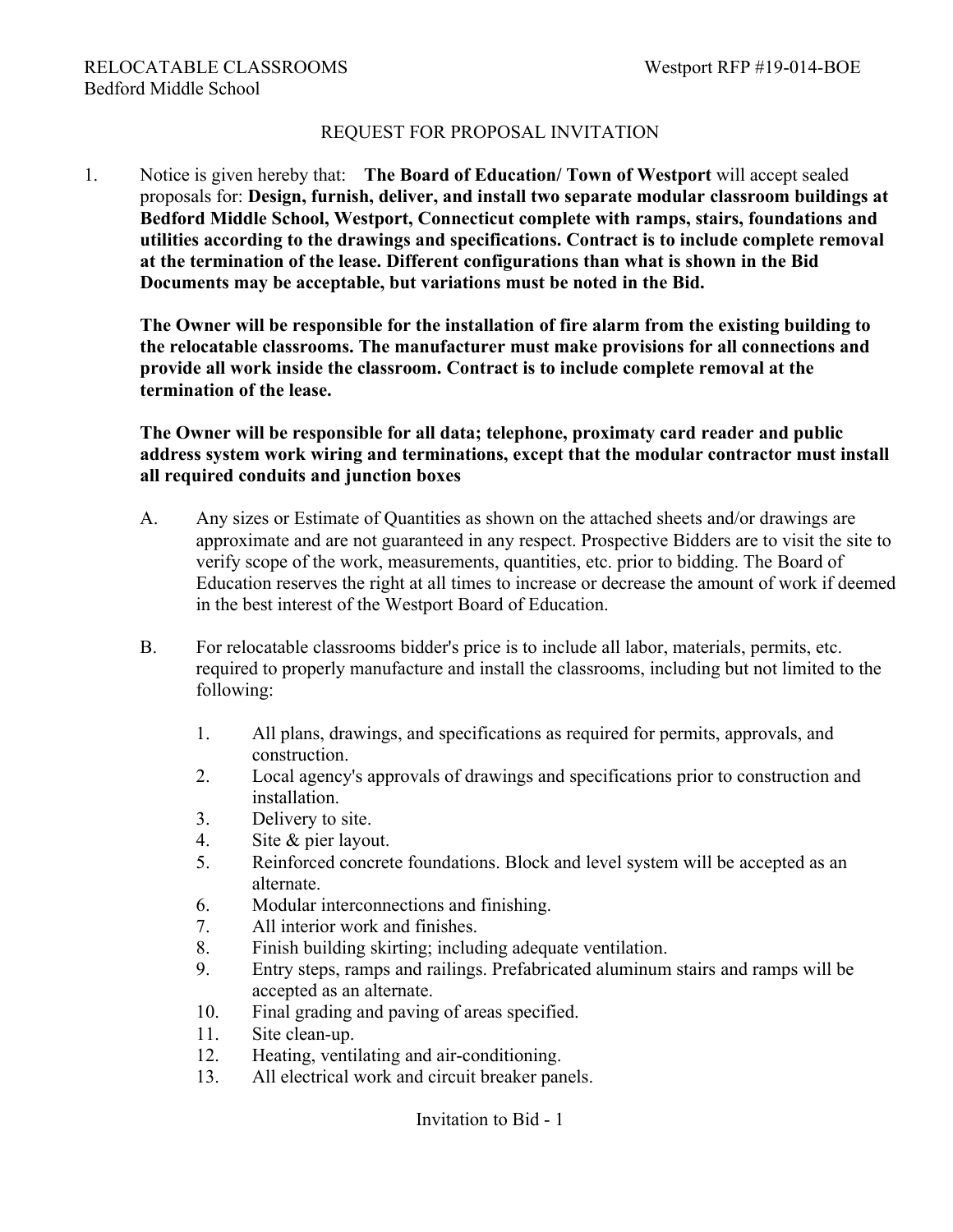## REQUEST FOR PROPOSAL INVITATION

1. Notice is given hereby that: **The Board of Education/ Town of Westport** will accept sealed proposals for: **Design, furnish, deliver, and install two separate modular classroom buildings at Bedford Middle School, Westport, Connecticut complete with ramps, stairs, foundations and utilities according to the drawings and specifications. Contract is to include complete removal at the termination of the lease. Different configurations than what is shown in the Bid Documents may be acceptable, but variations must be noted in the Bid.**

   **The Owner will be responsible for the installation of fire alarm from the existing building to the relocatable classrooms. The manufacturer must make provisions for all connections and provide all work inside the classroom. Contract is to include complete removal at the termination of the lease.**

   **The Owner will be responsible for all data; telephone, proximaty card reader and public address system work wiring and terminations, except that the modular contractor must install all required conduits and junction boxes**

   A. Any sizes or Estimate of Quantities as shown on the attached sheets and/or drawings are approximate and are not guaranteed in any respect. Prospective Bidders are to visit the site to verify scope of the work, measurements, quantities, etc. prior to bidding. The Board of Education reserves the right at all times to increase or decrease the amount of work if deemed in the best interest of the Westport Board of Education.

   B. For relocatable classrooms bidder's price is to include all labor, materials, permits, etc. required to properly manufacture and install the classrooms, including but not limited to the following:

      1. All plans, drawings, and specifications as required for permits, approvals, and construction.
      2. Local agency's approvals of drawings and specifications prior to construction and installation.
      3. Delivery to site.
      4. Site & pier layout.
      5. Reinforced concrete foundations. Block and level system will be accepted as an alternate.
      6. Modular interconnections and finishing.
      7. All interior work and finishes.
      8. Finish building skirting; including adequate ventilation.
      9. Entry steps, ramps and railings. Prefabricated aluminum stairs and ramps will be accepted as an alternate.
      10. Final grading and paving of areas specified.
      11. Site clean-up.
      12. Heating, ventilating and air-conditioning.
      13. All electrical work and circuit breaker panels.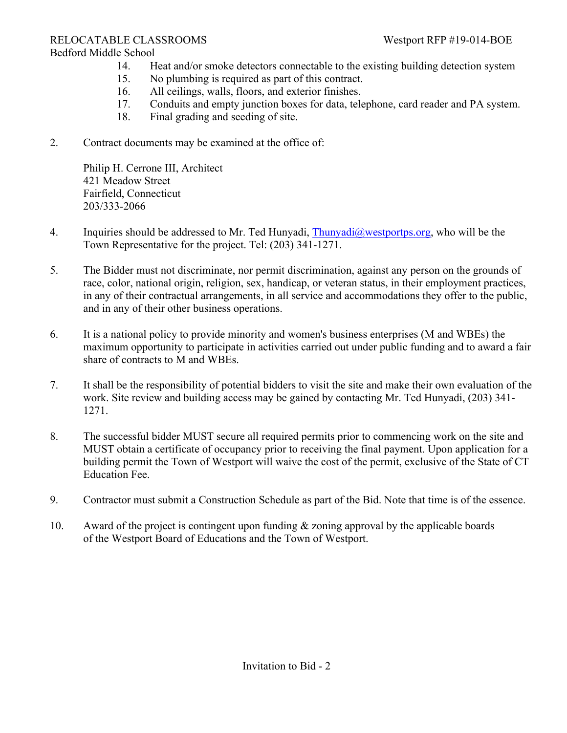14. Heat and/or smoke detectors connectable to the existing building detection system
15. No plumbing is required as part of this contract.
16. All ceilings, walls, floors, and exterior finishes.
17. Conduits and empty junction boxes for data, telephone, card reader and PA system.
18. Final grading and seeding of site.

2. Contract documents may be examined at the office of:

   Philip H. Cerrone III, Architect
   421 Meadow Street
   Fairfield, Connecticut
   203/333-2066

4. Inquiries should be addressed to Mr. Ted Hunyadi, Thunyadi@westportps.org, who will be the Town Representative for the project. Tel: (203) 341-1271.

5. The Bidder must not discriminate, nor permit discrimination, against any person on the grounds of race, color, national origin, religion, sex, handicap, or veteran status, in their employment practices, in any of their contractual arrangements, in all service and accommodations they offer to the public, and in any of their other business operations.

6. It is a national policy to provide minority and women's business enterprises (M and WBEs) the maximum opportunity to participate in activities carried out under public funding and to award a fair share of contracts to M and WBEs.

7. It shall be the responsibility of potential bidders to visit the site and make their own evaluation of the work. Site review and building access may be gained by contacting Mr. Ted Hunyadi, (203) 341-1271.

8. The successful bidder MUST secure all required permits prior to commencing work on the site and MUST obtain a certificate of occupancy prior to receiving the final payment. Upon application for a building permit the Town of Westport will waive the cost of the permit, exclusive of the State of CT Education Fee.

9. Contractor must submit a Construction Schedule as part of the Bid. Note that time is of the essence.

10. Award of the project is contingent upon funding & zoning approval by the applicable boards of the Westport Board of Educations and the Town of Westport.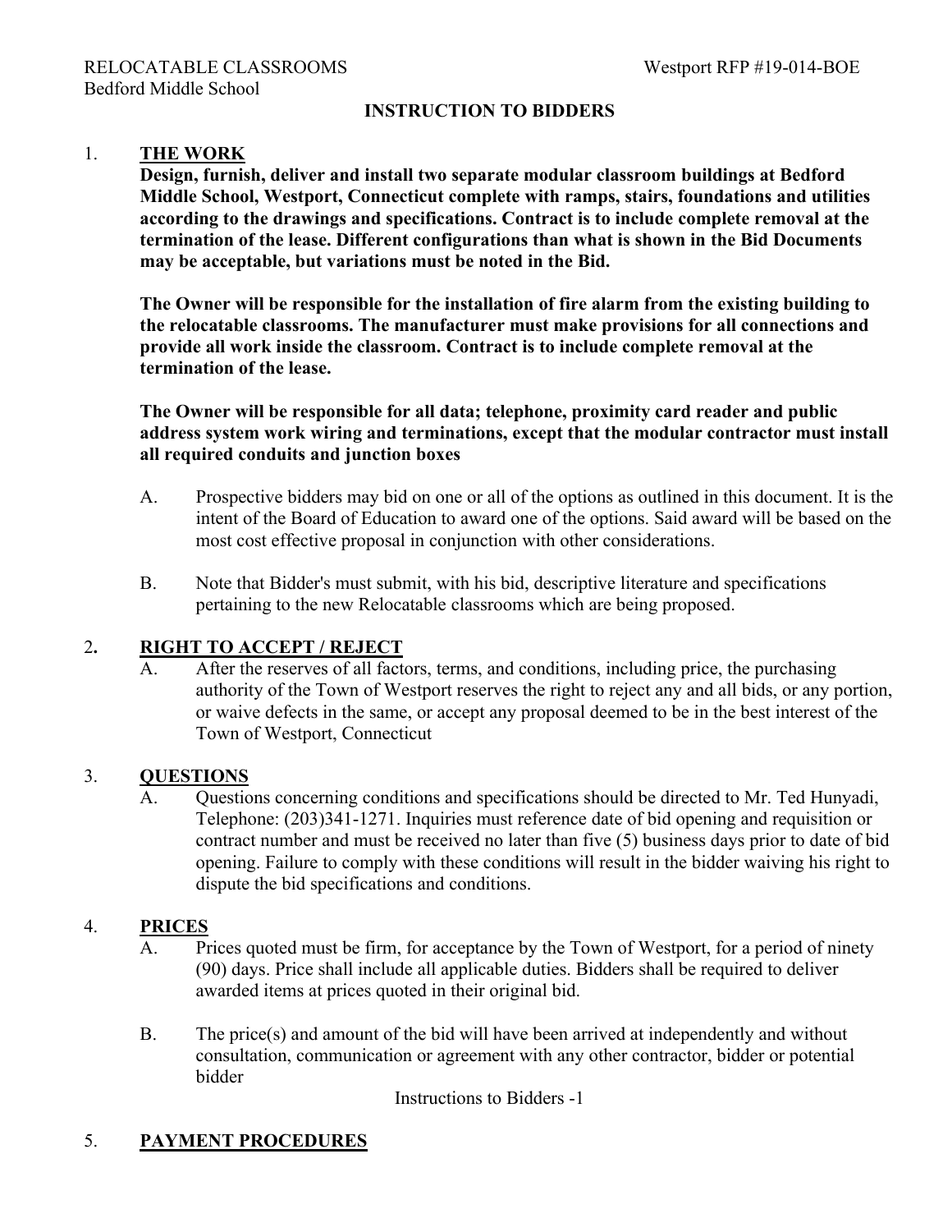## INSTRUCTION TO BIDDERS

1. **THE WORK**

   **Design, furnish, deliver and install two separate modular classroom buildings at Bedford Middle School, Westport, Connecticut complete with ramps, stairs, foundations and utilities according to the drawings and specifications. Contract is to include complete removal at the termination of the lease. Different configurations than what is shown in the Bid Documents may be acceptable, but variations must be noted in the Bid.**

   **The Owner will be responsible for the installation of fire alarm from the existing building to the relocatable classrooms. The manufacturer must make provisions for all connections and provide all work inside the classroom. Contract is to include complete removal at the termination of the lease.**

   **The Owner will be responsible for all data; telephone, proximity card reader and public address system work wiring and terminations, except that the modular contractor must install all required conduits and junction boxes**

   A. Prospective bidders may bid on one or all of the options as outlined in this document. It is the intent of the Board of Education to award one of the options. Said award will be based on the most cost effective proposal in conjunction with other considerations.

   B. Note that Bidder's must submit, with his bid, descriptive literature and specifications pertaining to the new Relocatable classrooms which are being proposed.

2. **RIGHT TO ACCEPT / REJECT**

   A. After the reserves of all factors, terms, and conditions, including price, the purchasing authority of the Town of Westport reserves the right to reject any and all bids, or any portion, or waive defects in the same, or accept any proposal deemed to be in the best interest of the Town of Westport, Connecticut

3. **QUESTIONS**

   A. Questions concerning conditions and specifications should be directed to Mr. Ted Hunyadi, Telephone: (203)341-1271. Inquiries must reference date of bid opening and requisition or contract number and must be received no later than five (5) business days prior to date of bid opening. Failure to comply with these conditions will result in the bidder waiving his right to dispute the bid specifications and conditions.

4. **PRICES**

   A. Prices quoted must be firm, for acceptance by the Town of Westport, for a period of ninety (90) days. Price shall include all applicable duties. Bidders shall be required to deliver awarded items at prices quoted in their original bid.

   B. The price(s) and amount of the bid will have been arrived at independently and without consultation, communication or agreement with any other contractor, bidder or potential bidder

5. **PAYMENT PROCEDURES**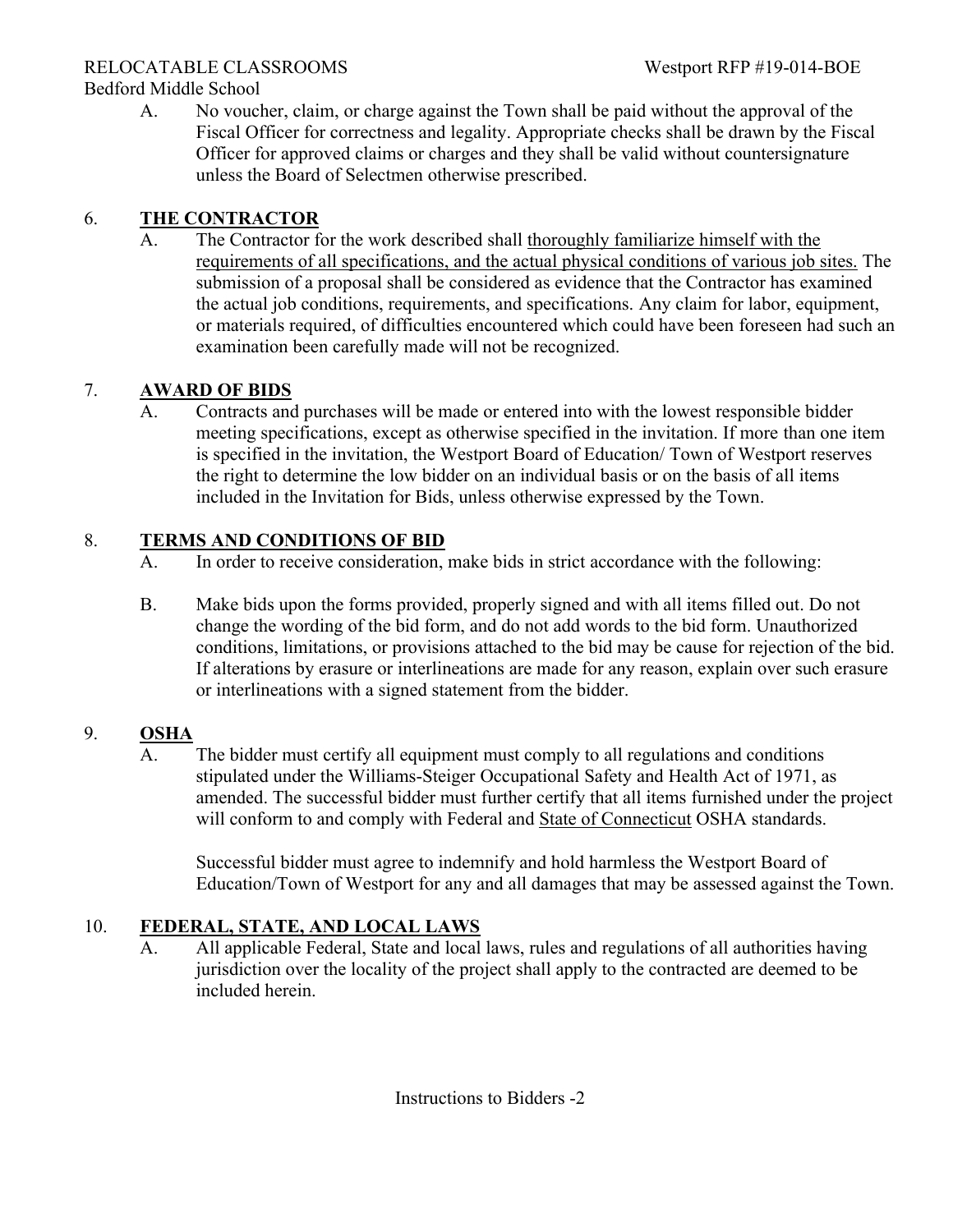A. No voucher, claim, or charge against the Town shall be paid without the approval of the Fiscal Officer for correctness and legality. Appropriate checks shall be drawn by the Fiscal Officer for approved claims or charges and they shall be valid without countersignature unless the Board of Selectmen otherwise prescribed.

## 6. THE CONTRACTOR

A. The Contractor for the work described shall <u>thoroughly familiarize himself with the requirements of all specifications, and the actual physical conditions of various job sites.</u> The submission of a proposal shall be considered as evidence that the Contractor has examined the actual job conditions, requirements, and specifications. Any claim for labor, equipment, or materials required, of difficulties encountered which could have been foreseen had such an examination been carefully made will not be recognized.

## 7. AWARD OF BIDS

A. Contracts and purchases will be made or entered into with the lowest responsible bidder meeting specifications, except as otherwise specified in the invitation. If more than one item is specified in the invitation, the Westport Board of Education/ Town of Westport reserves the right to determine the low bidder on an individual basis or on the basis of all items included in the Invitation for Bids, unless otherwise expressed by the Town.

## 8. TERMS AND CONDITIONS OF BID

A. In order to receive consideration, make bids in strict accordance with the following:

B. Make bids upon the forms provided, properly signed and with all items filled out. Do not change the wording of the bid form, and do not add words to the bid form. Unauthorized conditions, limitations, or provisions attached to the bid may be cause for rejection of the bid. If alterations by erasure or interlineations are made for any reason, explain over such erasure or interlineations with a signed statement from the bidder.

## 9. OSHA

A. The bidder must certify all equipment must comply to all regulations and conditions stipulated under the Williams-Steiger Occupational Safety and Health Act of 1971, as amended. The successful bidder must further certify that all items furnished under the project will conform to and comply with Federal and <u>State of Connecticut</u> OSHA standards.

Successful bidder must agree to indemnify and hold harmless the Westport Board of Education/Town of Westport for any and all damages that may be assessed against the Town.

## 10. FEDERAL, STATE, AND LOCAL LAWS

A. All applicable Federal, State and local laws, rules and regulations of all authorities having jurisdiction over the locality of the project shall apply to the contracted are deemed to be included herein.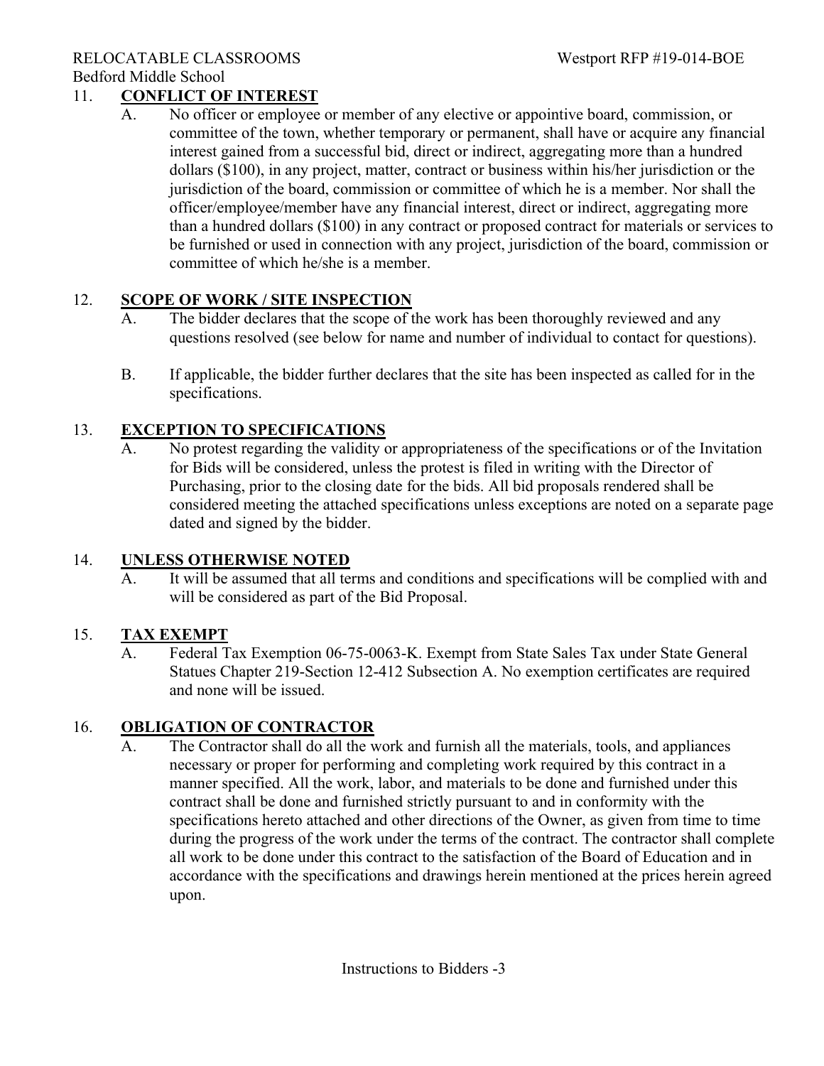## 11. CONFLICT OF INTEREST

A. No officer or employee or member of any elective or appointive board, commission, or committee of the town, whether temporary or permanent, shall have or acquire any financial interest gained from a successful bid, direct or indirect, aggregating more than a hundred dollars ($100), in any project, matter, contract or business within his/her jurisdiction or the jurisdiction of the board, commission or committee of which he is a member. Nor shall the officer/employee/member have any financial interest, direct or indirect, aggregating more than a hundred dollars ($100) in any contract or proposed contract for materials or services to be furnished or used in connection with any project, jurisdiction of the board, commission or committee of which he/she is a member.

## 12. SCOPE OF WORK / SITE INSPECTION

A. The bidder declares that the scope of the work has been thoroughly reviewed and any questions resolved (see below for name and number of individual to contact for questions).

B. If applicable, the bidder further declares that the site has been inspected as called for in the specifications.

## 13. EXCEPTION TO SPECIFICATIONS

A. No protest regarding the validity or appropriateness of the specifications or of the Invitation for Bids will be considered, unless the protest is filed in writing with the Director of Purchasing, prior to the closing date for the bids. All bid proposals rendered shall be considered meeting the attached specifications unless exceptions are noted on a separate page dated and signed by the bidder.

## 14. UNLESS OTHERWISE NOTED

A. It will be assumed that all terms and conditions and specifications will be complied with and will be considered as part of the Bid Proposal.

## 15. TAX EXEMPT

A. Federal Tax Exemption 06-75-0063-K. Exempt from State Sales Tax under State General Statues Chapter 219-Section 12-412 Subsection A. No exemption certificates are required and none will be issued.

## 16. OBLIGATION OF CONTRACTOR

A. The Contractor shall do all the work and furnish all the materials, tools, and appliances necessary or proper for performing and completing work required by this contract in a manner specified. All the work, labor, and materials to be done and furnished under this contract shall be done and furnished strictly pursuant to and in conformity with the specifications hereto attached and other directions of the Owner, as given from time to time during the progress of the work under the terms of the contract. The contractor shall complete all work to be done under this contract to the satisfaction of the Board of Education and in accordance with the specifications and drawings herein mentioned at the prices herein agreed upon.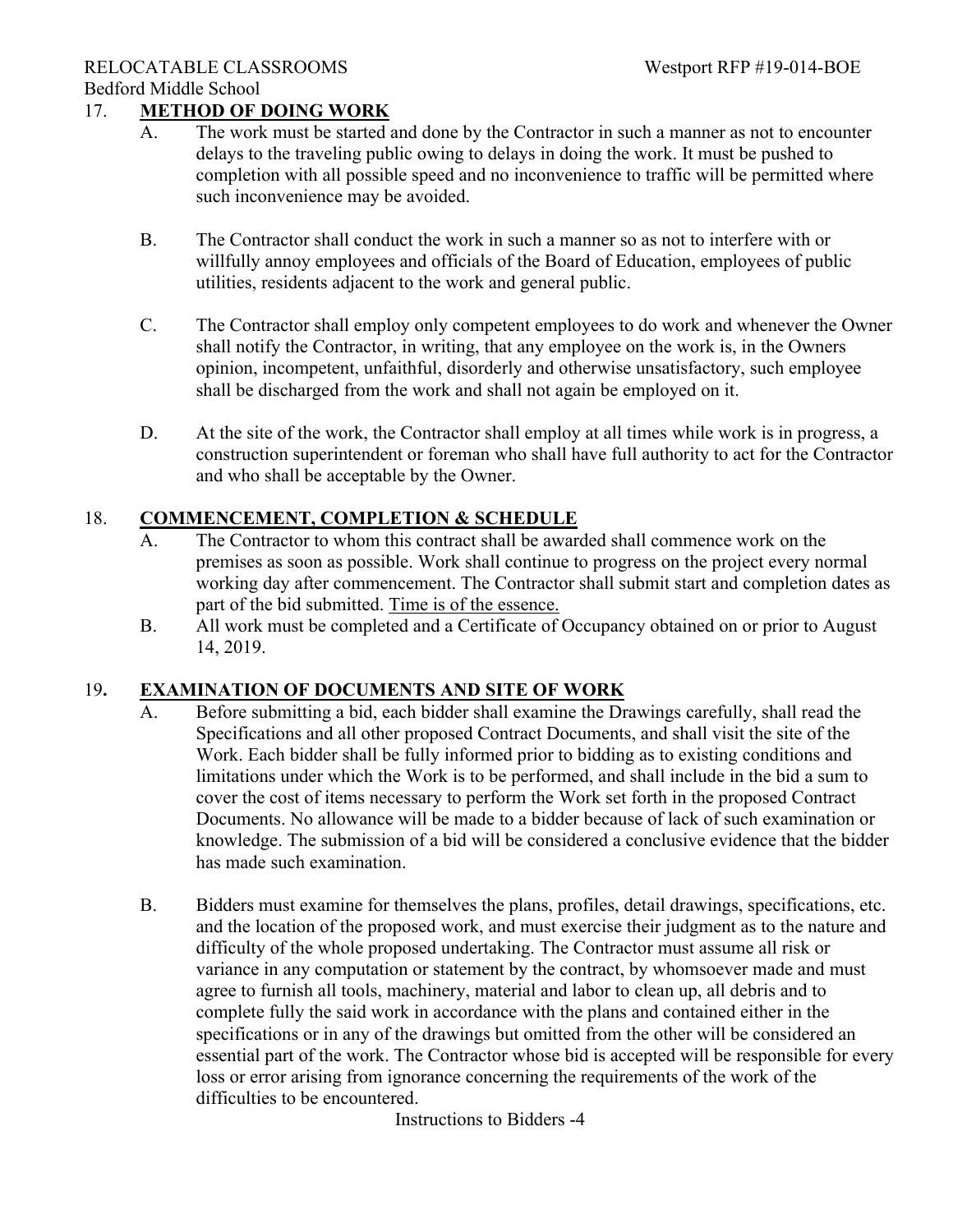## 17. METHOD OF DOING WORK

A. The work must be started and done by the Contractor in such a manner as not to encounter delays to the traveling public owing to delays in doing the work. It must be pushed to completion with all possible speed and no inconvenience to traffic will be permitted where such inconvenience may be avoided.

B. The Contractor shall conduct the work in such a manner so as not to interfere with or willfully annoy employees and officials of the Board of Education, employees of public utilities, residents adjacent to the work and general public.

C. The Contractor shall employ only competent employees to do work and whenever the Owner shall notify the Contractor, in writing, that any employee on the work is, in the Owners opinion, incompetent, unfaithful, disorderly and otherwise unsatisfactory, such employee shall be discharged from the work and shall not again be employed on it.

D. At the site of the work, the Contractor shall employ at all times while work is in progress, a construction superintendent or foreman who shall have full authority to act for the Contractor and who shall be acceptable by the Owner.

## 18. COMMENCEMENT, COMPLETION & SCHEDULE

A. The Contractor to whom this contract shall be awarded shall commence work on the premises as soon as possible. Work shall continue to progress on the project every normal working day after commencement. The Contractor shall submit start and completion dates as part of the bid submitted. Time is of the essence.

B. All work must be completed and a Certificate of Occupancy obtained on or prior to August 14, 2019.

## 19. EXAMINATION OF DOCUMENTS AND SITE OF WORK

A. Before submitting a bid, each bidder shall examine the Drawings carefully, shall read the Specifications and all other proposed Contract Documents, and shall visit the site of the Work. Each bidder shall be fully informed prior to bidding as to existing conditions and limitations under which the Work is to be performed, and shall include in the bid a sum to cover the cost of items necessary to perform the Work set forth in the proposed Contract Documents. No allowance will be made to a bidder because of lack of such examination or knowledge. The submission of a bid will be considered a conclusive evidence that the bidder has made such examination.

B. Bidders must examine for themselves the plans, profiles, detail drawings, specifications, etc. and the location of the proposed work, and must exercise their judgment as to the nature and difficulty of the whole proposed undertaking. The Contractor must assume all risk or variance in any computation or statement by the contract, by whomsoever made and must agree to furnish all tools, machinery, material and labor to clean up, all debris and to complete fully the said work in accordance with the plans and contained either in the specifications or in any of the drawings but omitted from the other will be considered an essential part of the work. The Contractor whose bid is accepted will be responsible for every loss or error arising from ignorance concerning the requirements of the work of the difficulties to be encountered.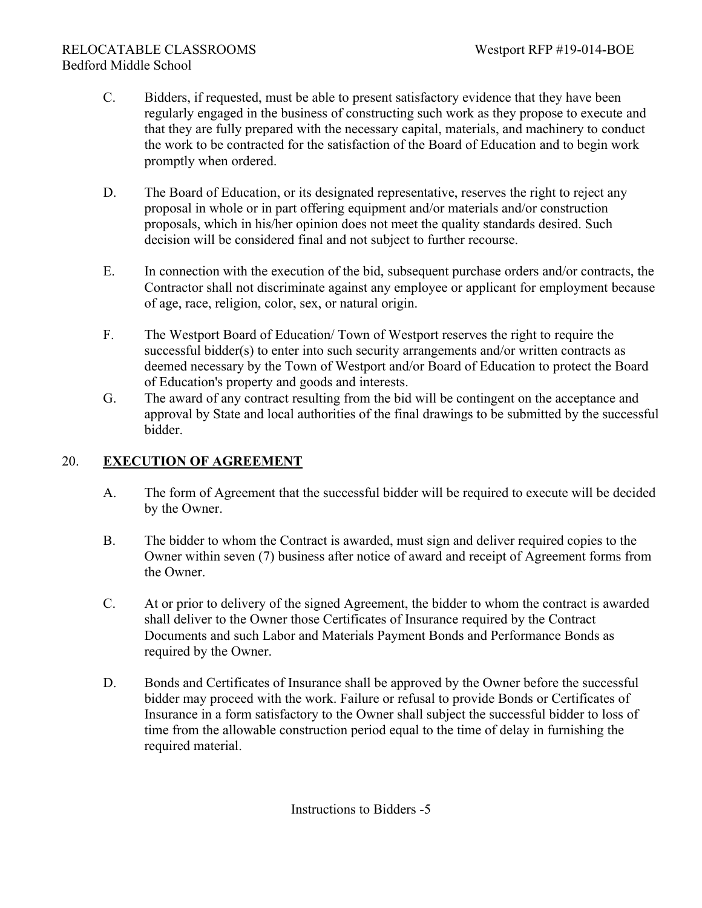C. Bidders, if requested, must be able to present satisfactory evidence that they have been regularly engaged in the business of constructing such work as they propose to execute and that they are fully prepared with the necessary capital, materials, and machinery to conduct the work to be contracted for the satisfaction of the Board of Education and to begin work promptly when ordered.

D. The Board of Education, or its designated representative, reserves the right to reject any proposal in whole or in part offering equipment and/or materials and/or construction proposals, which in his/her opinion does not meet the quality standards desired. Such decision will be considered final and not subject to further recourse.

E. In connection with the execution of the bid, subsequent purchase orders and/or contracts, the Contractor shall not discriminate against any employee or applicant for employment because of age, race, religion, color, sex, or natural origin.

F. The Westport Board of Education/ Town of Westport reserves the right to require the successful bidder(s) to enter into such security arrangements and/or written contracts as deemed necessary by the Town of Westport and/or Board of Education to protect the Board of Education's property and goods and interests.

G. The award of any contract resulting from the bid will be contingent on the acceptance and approval by State and local authorities of the final drawings to be submitted by the successful bidder.

## 20. **EXECUTION OF AGREEMENT**

A. The form of Agreement that the successful bidder will be required to execute will be decided by the Owner.

B. The bidder to whom the Contract is awarded, must sign and deliver required copies to the Owner within seven (7) business after notice of award and receipt of Agreement forms from the Owner.

C. At or prior to delivery of the signed Agreement, the bidder to whom the contract is awarded shall deliver to the Owner those Certificates of Insurance required by the Contract Documents and such Labor and Materials Payment Bonds and Performance Bonds as required by the Owner.

D. Bonds and Certificates of Insurance shall be approved by the Owner before the successful bidder may proceed with the work. Failure or refusal to provide Bonds or Certificates of Insurance in a form satisfactory to the Owner shall subject the successful bidder to loss of time from the allowable construction period equal to the time of delay in furnishing the required material.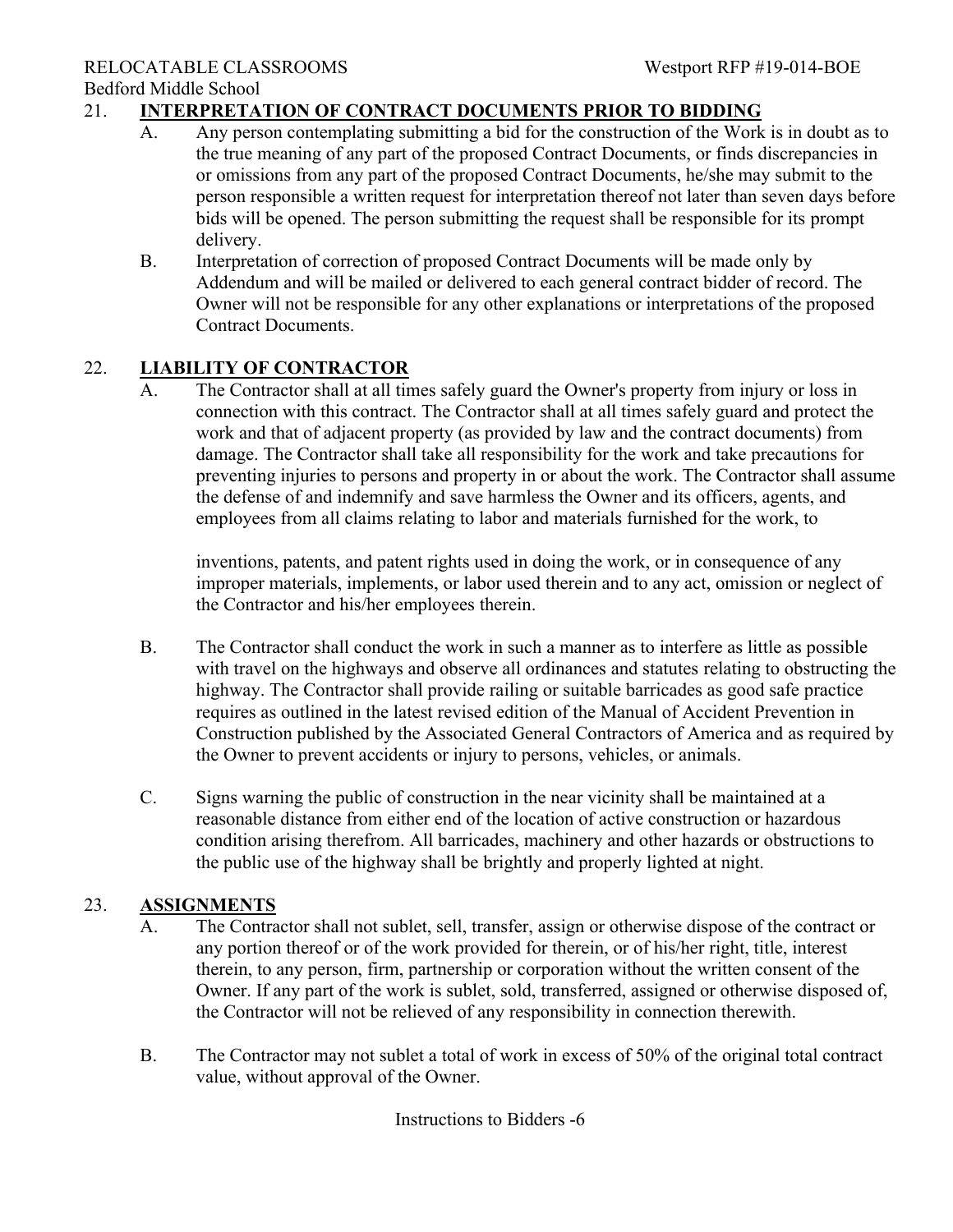## 21. INTERPRETATION OF CONTRACT DOCUMENTS PRIOR TO BIDDING

A. Any person contemplating submitting a bid for the construction of the Work is in doubt as to the true meaning of any part of the proposed Contract Documents, or finds discrepancies in or omissions from any part of the proposed Contract Documents, he/she may submit to the person responsible a written request for interpretation thereof not later than seven days before bids will be opened. The person submitting the request shall be responsible for its prompt delivery.

B. Interpretation of correction of proposed Contract Documents will be made only by Addendum and will be mailed or delivered to each general contract bidder of record. The Owner will not be responsible for any other explanations or interpretations of the proposed Contract Documents.

## 22. LIABILITY OF CONTRACTOR

A. The Contractor shall at all times safely guard the Owner's property from injury or loss in connection with this contract. The Contractor shall at all times safely guard and protect the work and that of adjacent property (as provided by law and the contract documents) from damage. The Contractor shall take all responsibility for the work and take precautions for preventing injuries to persons and property in or about the work. The Contractor shall assume the defense of and indemnify and save harmless the Owner and its officers, agents, and employees from all claims relating to labor and materials furnished for the work, to inventions, patents, and patent rights used in doing the work, or in consequence of any improper materials, implements, or labor used therein and to any act, omission or neglect of the Contractor and his/her employees therein.

B. The Contractor shall conduct the work in such a manner as to interfere as little as possible with travel on the highways and observe all ordinances and statutes relating to obstructing the highway. The Contractor shall provide railing or suitable barricades as good safe practice requires as outlined in the latest revised edition of the Manual of Accident Prevention in Construction published by the Associated General Contractors of America and as required by the Owner to prevent accidents or injury to persons, vehicles, or animals.

C. Signs warning the public of construction in the near vicinity shall be maintained at a reasonable distance from either end of the location of active construction or hazardous condition arising therefrom. All barricades, machinery and other hazards or obstructions to the public use of the highway shall be brightly and properly lighted at night.

## 23. ASSIGNMENTS

A. The Contractor shall not sublet, sell, transfer, assign or otherwise dispose of the contract or any portion thereof or of the work provided for therein, or of his/her right, title, interest therein, to any person, firm, partnership or corporation without the written consent of the Owner. If any part of the work is sublet, sold, transferred, assigned or otherwise disposed of, the Contractor will not be relieved of any responsibility in connection therewith.

B. The Contractor may not sublet a total of work in excess of 50% of the original total contract value, without approval of the Owner.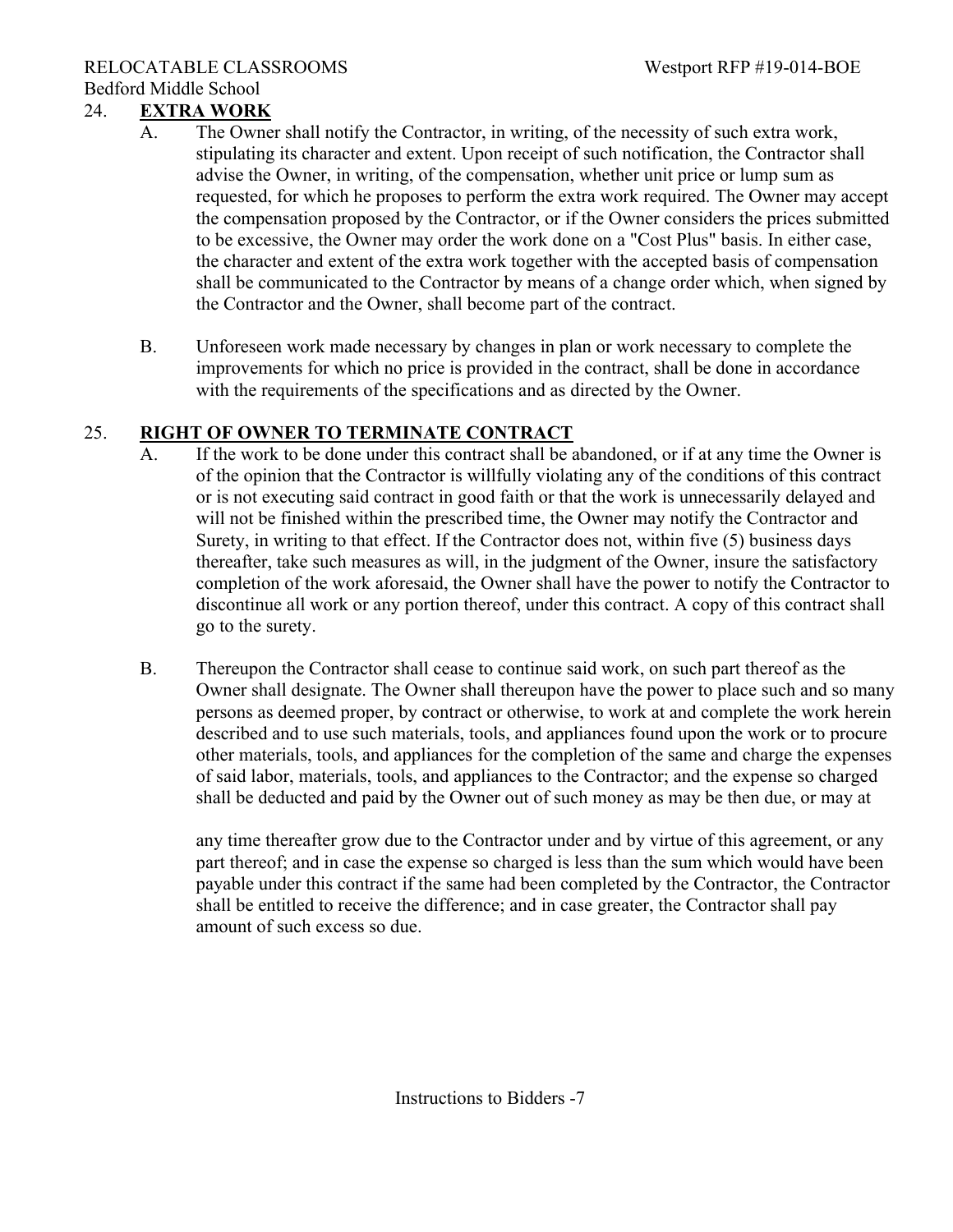## 24. EXTRA WORK

A. The Owner shall notify the Contractor, in writing, of the necessity of such extra work, stipulating its character and extent. Upon receipt of such notification, the Contractor shall advise the Owner, in writing, of the compensation, whether unit price or lump sum as requested, for which he proposes to perform the extra work required. The Owner may accept the compensation proposed by the Contractor, or if the Owner considers the prices submitted to be excessive, the Owner may order the work done on a "Cost Plus" basis. In either case, the character and extent of the extra work together with the accepted basis of compensation shall be communicated to the Contractor by means of a change order which, when signed by the Contractor and the Owner, shall become part of the contract.

B. Unforeseen work made necessary by changes in plan or work necessary to complete the improvements for which no price is provided in the contract, shall be done in accordance with the requirements of the specifications and as directed by the Owner.

## 25. RIGHT OF OWNER TO TERMINATE CONTRACT

A. If the work to be done under this contract shall be abandoned, or if at any time the Owner is of the opinion that the Contractor is willfully violating any of the conditions of this contract or is not executing said contract in good faith or that the work is unnecessarily delayed and will not be finished within the prescribed time, the Owner may notify the Contractor and Surety, in writing to that effect. If the Contractor does not, within five (5) business days thereafter, take such measures as will, in the judgment of the Owner, insure the satisfactory completion of the work aforesaid, the Owner shall have the power to notify the Contractor to discontinue all work or any portion thereof, under this contract. A copy of this contract shall go to the surety.

B. Thereupon the Contractor shall cease to continue said work, on such part thereof as the Owner shall designate. The Owner shall thereupon have the power to place such and so many persons as deemed proper, by contract or otherwise, to work at and complete the work herein described and to use such materials, tools, and appliances found upon the work or to procure other materials, tools, and appliances for the completion of the same and charge the expenses of said labor, materials, tools, and appliances to the Contractor; and the expense so charged shall be deducted and paid by the Owner out of such money as may be then due, or may at any time thereafter grow due to the Contractor under and by virtue of this agreement, or any part thereof; and in case the expense so charged is less than the sum which would have been payable under this contract if the same had been completed by the Contractor, the Contractor shall be entitled to receive the difference; and in case greater, the Contractor shall pay amount of such excess so due.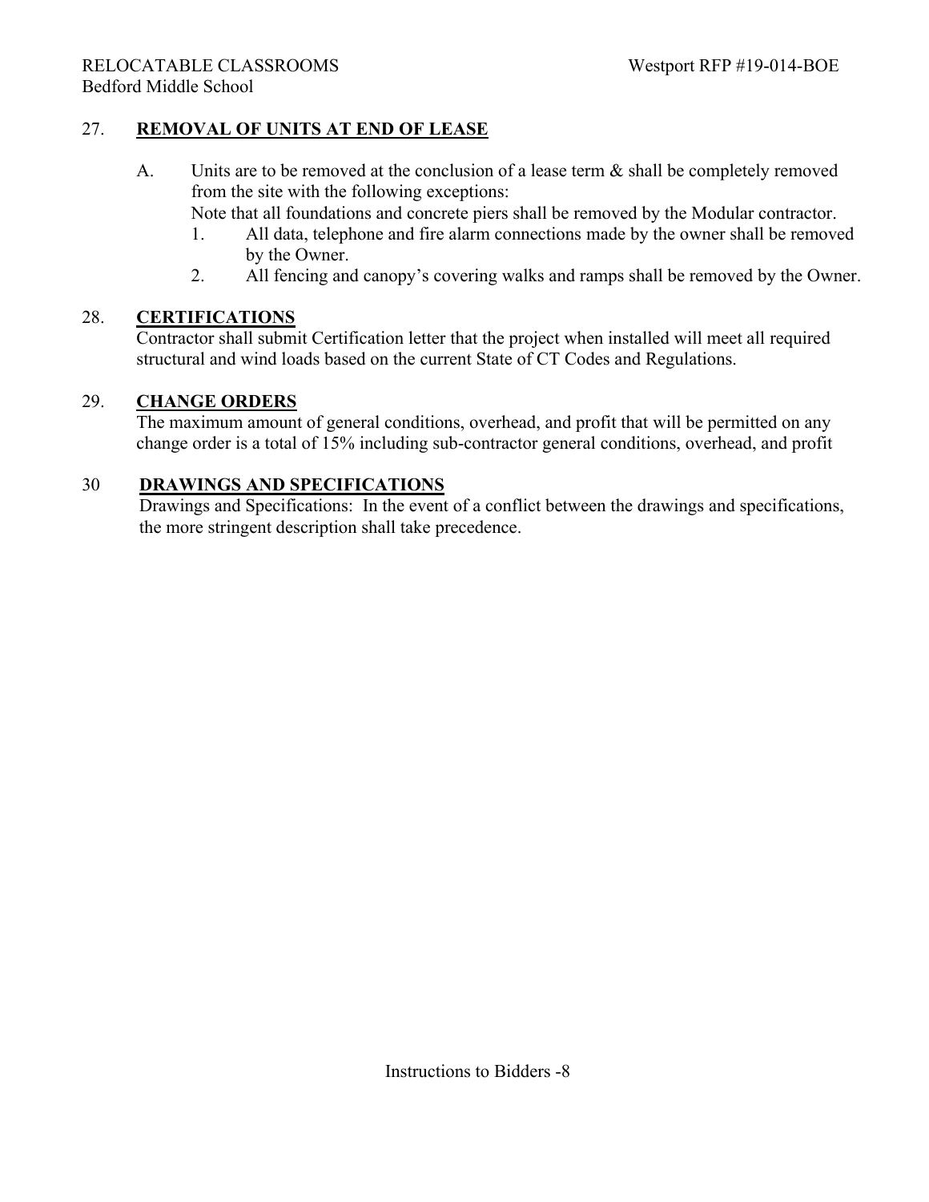## 27. REMOVAL OF UNITS AT END OF LEASE

A. Units are to be removed at the conclusion of a lease term & shall be completely removed from the site with the following exceptions:
   Note that all foundations and concrete piers shall be removed by the Modular contractor.
   1. All data, telephone and fire alarm connections made by the owner shall be removed by the Owner.
   2. All fencing and canopy's covering walks and ramps shall be removed by the Owner.

## 28. CERTIFICATIONS

Contractor shall submit Certification letter that the project when installed will meet all required structural and wind loads based on the current State of CT Codes and Regulations.

## 29. CHANGE ORDERS

The maximum amount of general conditions, overhead, and profit that will be permitted on any change order is a total of 15% including sub-contractor general conditions, overhead, and profit

## 30 DRAWINGS AND SPECIFICATIONS

Drawings and Specifications: In the event of a conflict between the drawings and specifications, the more stringent description shall take precedence.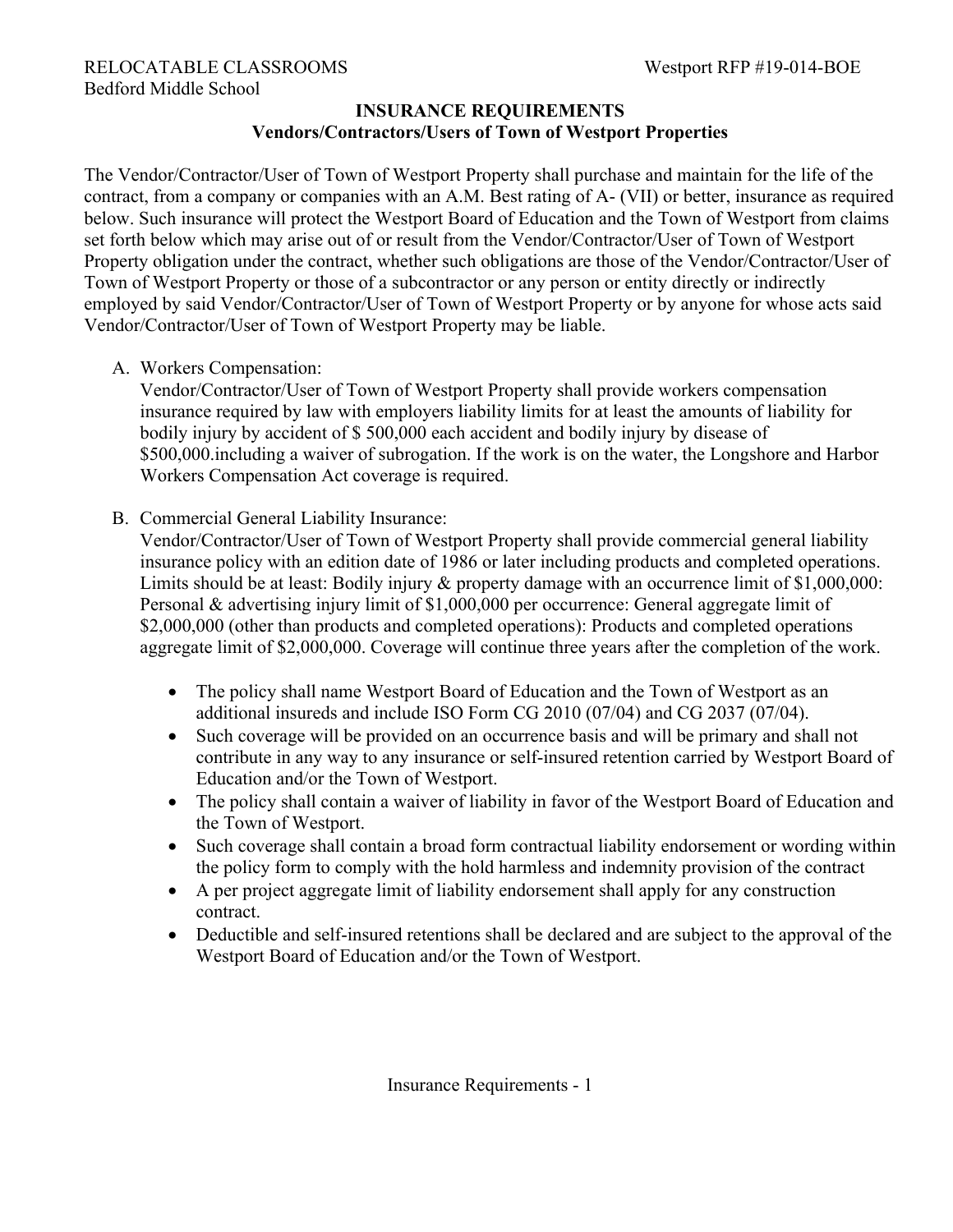## INSURANCE REQUIREMENTS
### Vendors/Contractors/Users of Town of Westport Properties

The Vendor/Contractor/User of Town of Westport Property shall purchase and maintain for the life of the contract, from a company or companies with an A.M. Best rating of A- (VII) or better, insurance as required below. Such insurance will protect the Westport Board of Education and the Town of Westport from claims set forth below which may arise out of or result from the Vendor/Contractor/User of Town of Westport Property obligation under the contract, whether such obligations are those of the Vendor/Contractor/User of Town of Westport Property or those of a subcontractor or any person or entity directly or indirectly employed by said Vendor/Contractor/User of Town of Westport Property or by anyone for whose acts said Vendor/Contractor/User of Town of Westport Property may be liable.

A. Workers Compensation:
   Vendor/Contractor/User of Town of Westport Property shall provide workers compensation insurance required by law with employers liability limits for at least the amounts of liability for bodily injury by accident of $ 500,000 each accident and bodily injury by disease of $500,000.including a waiver of subrogation. If the work is on the water, the Longshore and Harbor Workers Compensation Act coverage is required.

B. Commercial General Liability Insurance:
   Vendor/Contractor/User of Town of Westport Property shall provide commercial general liability insurance policy with an edition date of 1986 or later including products and completed operations. Limits should be at least: Bodily injury & property damage with an occurrence limit of $1,000,000: Personal & advertising injury limit of $1,000,000 per occurrence: General aggregate limit of $2,000,000 (other than products and completed operations): Products and completed operations aggregate limit of $2,000,000. Coverage will continue three years after the completion of the work.

   - The policy shall name Westport Board of Education and the Town of Westport as an additional insureds and include ISO Form CG 2010 (07/04) and CG 2037 (07/04).
   - Such coverage will be provided on an occurrence basis and will be primary and shall not contribute in any way to any insurance or self-insured retention carried by Westport Board of Education and/or the Town of Westport.
   - The policy shall contain a waiver of liability in favor of the Westport Board of Education and the Town of Westport.
   - Such coverage shall contain a broad form contractual liability endorsement or wording within the policy form to comply with the hold harmless and indemnity provision of the contract
   - A per project aggregate limit of liability endorsement shall apply for any construction contract.
   - Deductible and self-insured retentions shall be declared and are subject to the approval of the Westport Board of Education and/or the Town of Westport.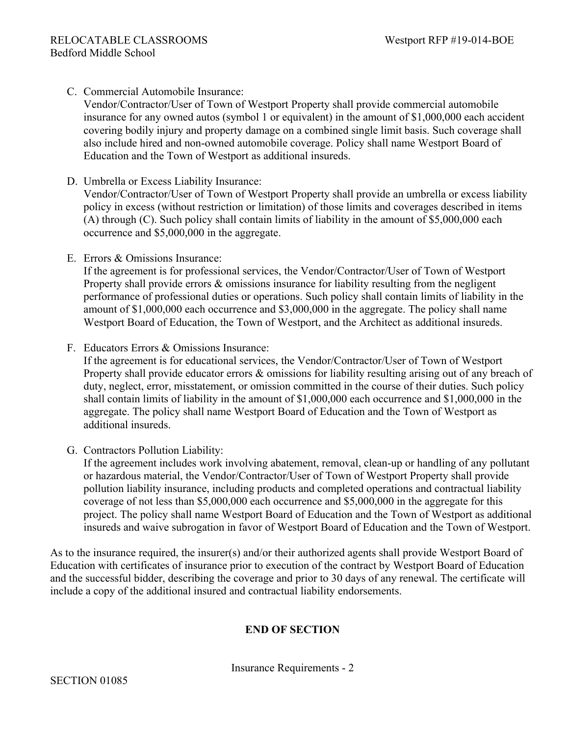C. Commercial Automobile Insurance:
   Vendor/Contractor/User of Town of Westport Property shall provide commercial automobile insurance for any owned autos (symbol 1 or equivalent) in the amount of $1,000,000 each accident covering bodily injury and property damage on a combined single limit basis. Such coverage shall also include hired and non-owned automobile coverage. Policy shall name Westport Board of Education and the Town of Westport as additional insureds.

D. Umbrella or Excess Liability Insurance:
   Vendor/Contractor/User of Town of Westport Property shall provide an umbrella or excess liability policy in excess (without restriction or limitation) of those limits and coverages described in items (A) through (C). Such policy shall contain limits of liability in the amount of $5,000,000 each occurrence and $5,000,000 in the aggregate.

E. Errors & Omissions Insurance:
   If the agreement is for professional services, the Vendor/Contractor/User of Town of Westport Property shall provide errors & omissions insurance for liability resulting from the negligent performance of professional duties or operations. Such policy shall contain limits of liability in the amount of $1,000,000 each occurrence and $3,000,000 in the aggregate. The policy shall name Westport Board of Education, the Town of Westport, and the Architect as additional insureds.

F. Educators Errors & Omissions Insurance:
   If the agreement is for educational services, the Vendor/Contractor/User of Town of Westport Property shall provide educator errors & omissions for liability resulting arising out of any breach of duty, neglect, error, misstatement, or omission committed in the course of their duties. Such policy shall contain limits of liability in the amount of $1,000,000 each occurrence and $1,000,000 in the aggregate. The policy shall name Westport Board of Education and the Town of Westport as additional insureds.

G. Contractors Pollution Liability:
   If the agreement includes work involving abatement, removal, clean-up or handling of any pollutant or hazardous material, the Vendor/Contractor/User of Town of Westport Property shall provide pollution liability insurance, including products and completed operations and contractual liability coverage of not less than $5,000,000 each occurrence and $5,000,000 in the aggregate for this project. The policy shall name Westport Board of Education and the Town of Westport as additional insureds and waive subrogation in favor of Westport Board of Education and the Town of Westport.

As to the insurance required, the insurer(s) and/or their authorized agents shall provide Westport Board of Education with certificates of insurance prior to execution of the contract by Westport Board of Education and the successful bidder, describing the coverage and prior to 30 days of any renewal. The certificate will include a copy of the additional insured and contractual liability endorsements.

**END OF SECTION**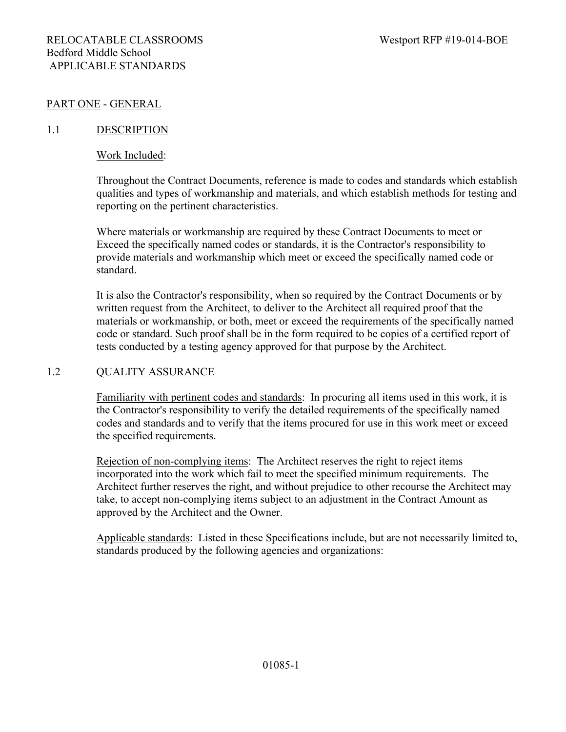PART ONE - GENERAL

1.1 DESCRIPTION

Work Included:

Throughout the Contract Documents, reference is made to codes and standards which establish qualities and types of workmanship and materials, and which establish methods for testing and reporting on the pertinent characteristics.

Where materials or workmanship are required by these Contract Documents to meet or Exceed the specifically named codes or standards, it is the Contractor's responsibility to provide materials and workmanship which meet or exceed the specifically named code or standard.

It is also the Contractor's responsibility, when so required by the Contract Documents or by written request from the Architect, to deliver to the Architect all required proof that the materials or workmanship, or both, meet or exceed the requirements of the specifically named code or standard. Such proof shall be in the form required to be copies of a certified report of tests conducted by a testing agency approved for that purpose by the Architect.

1.2 QUALITY ASSURANCE

Familiarity with pertinent codes and standards: In procuring all items used in this work, it is the Contractor's responsibility to verify the detailed requirements of the specifically named codes and standards and to verify that the items procured for use in this work meet or exceed the specified requirements.

Rejection of non-complying items: The Architect reserves the right to reject items incorporated into the work which fail to meet the specified minimum requirements. The Architect further reserves the right, and without prejudice to other recourse the Architect may take, to accept non-complying items subject to an adjustment in the Contract Amount as approved by the Architect and the Owner.

Applicable standards: Listed in these Specifications include, but are not necessarily limited to, standards produced by the following agencies and organizations: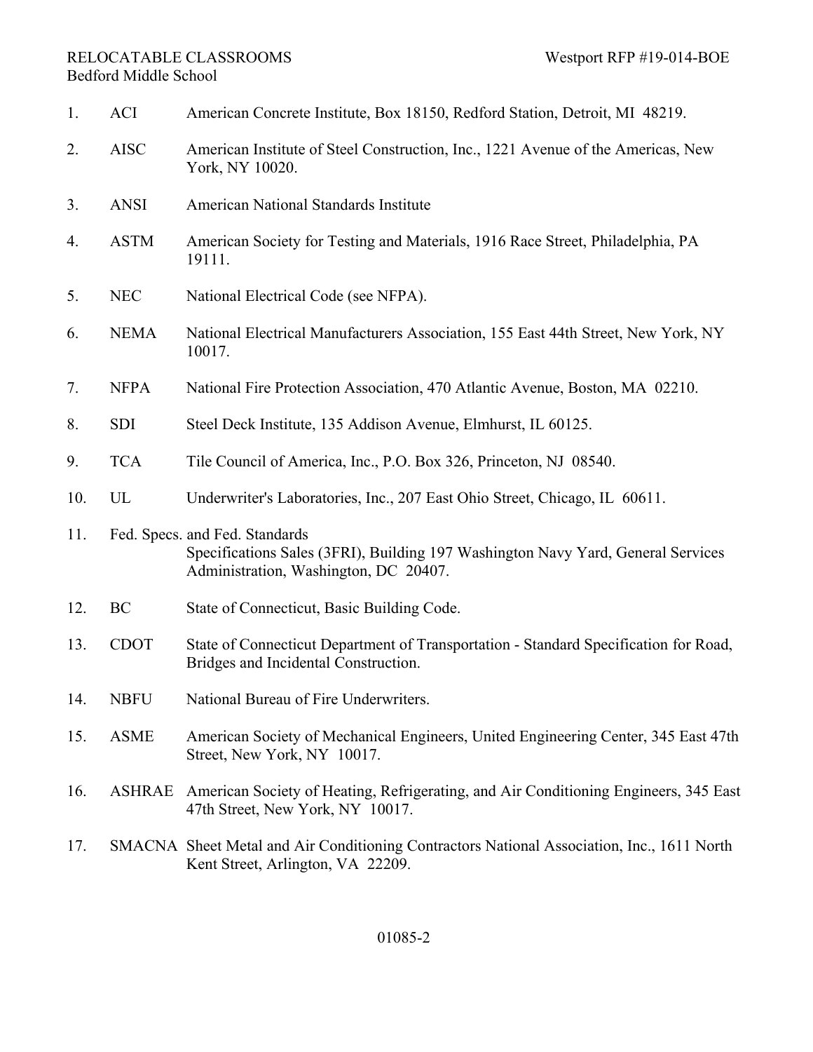1. ACI American Concrete Institute, Box 18150, Redford Station, Detroit, MI 48219.

2. AISC American Institute of Steel Construction, Inc., 1221 Avenue of the Americas, New York, NY 10020.

3. ANSI American National Standards Institute

4. ASTM American Society for Testing and Materials, 1916 Race Street, Philadelphia, PA 19111.

5. NEC National Electrical Code (see NFPA).

6. NEMA National Electrical Manufacturers Association, 155 East 44th Street, New York, NY 10017.

7. NFPA National Fire Protection Association, 470 Atlantic Avenue, Boston, MA 02210.

8. SDI Steel Deck Institute, 135 Addison Avenue, Elmhurst, IL 60125.

9. TCA Tile Council of America, Inc., P.O. Box 326, Princeton, NJ 08540.

10. UL Underwriter's Laboratories, Inc., 207 East Ohio Street, Chicago, IL 60611.

11. Fed. Specs. and Fed. Standards
    Specifications Sales (3FRI), Building 197 Washington Navy Yard, General Services Administration, Washington, DC 20407.

12. BC State of Connecticut, Basic Building Code.

13. CDOT State of Connecticut Department of Transportation - Standard Specification for Road, Bridges and Incidental Construction.

14. NBFU National Bureau of Fire Underwriters.

15. ASME American Society of Mechanical Engineers, United Engineering Center, 345 East 47th Street, New York, NY 10017.

16. ASHRAE American Society of Heating, Refrigerating, and Air Conditioning Engineers, 345 East 47th Street, New York, NY 10017.

17. SMACNA Sheet Metal and Air Conditioning Contractors National Association, Inc., 1611 North Kent Street, Arlington, VA 22209.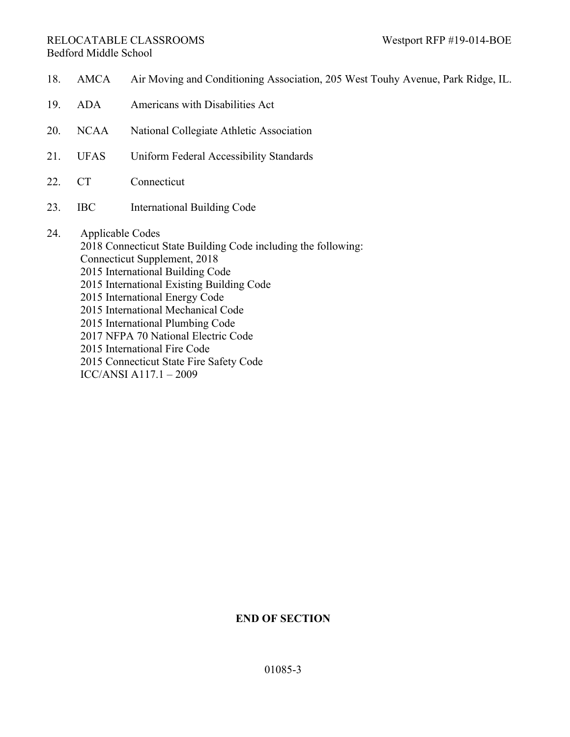18. AMCA Air Moving and Conditioning Association, 205 West Touhy Avenue, Park Ridge, IL.

19. ADA Americans with Disabilities Act

20. NCAA National Collegiate Athletic Association

21. UFAS Uniform Federal Accessibility Standards

22. CT Connecticut

23. IBC International Building Code

24. Applicable Codes
    2018 Connecticut State Building Code including the following:
    Connecticut Supplement, 2018
    2015 International Building Code
    2015 International Existing Building Code
    2015 International Energy Code
    2015 International Mechanical Code
    2015 International Plumbing Code
    2017 NFPA 70 National Electric Code
    2015 International Fire Code
    2015 Connecticut State Fire Safety Code
    ICC/ANSI A117.1 – 2009

**END OF SECTION**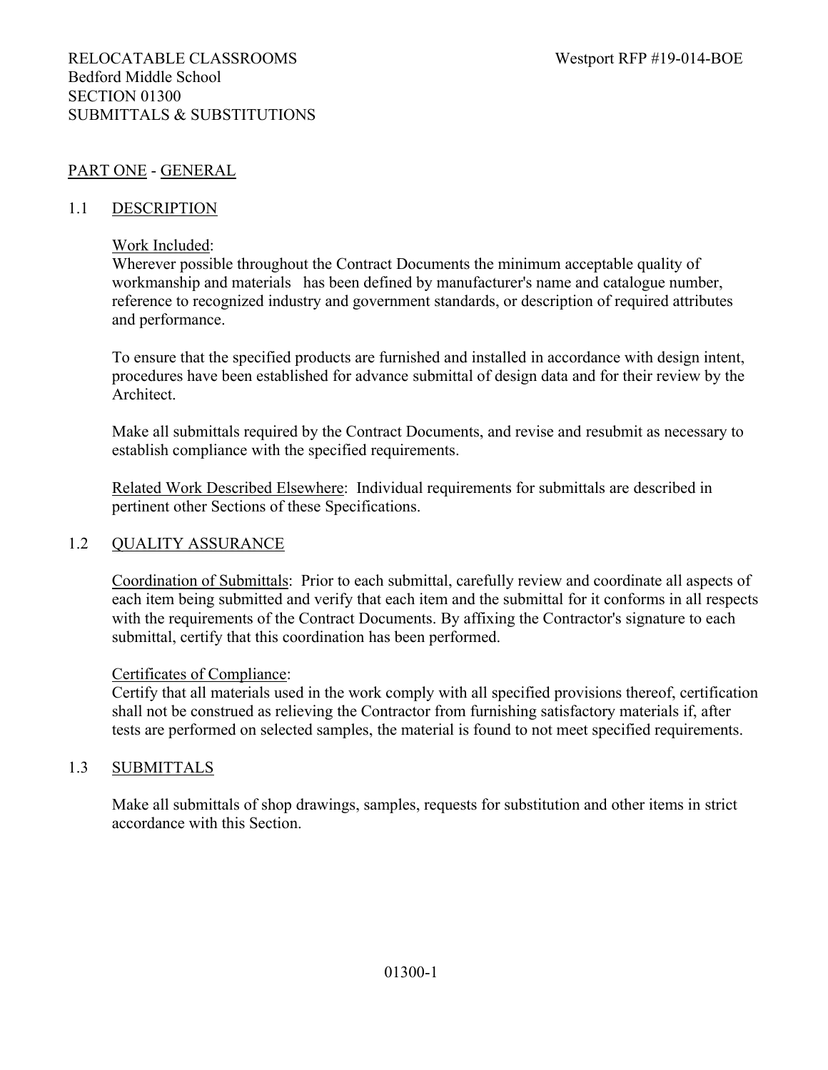RELOCATABLE CLASSROOMS
Bedford Middle School
SECTION 01300
SUBMITTALS & SUBSTITUTIONS

## PART ONE - GENERAL

### 1.1 DESCRIPTION

Work Included:
Wherever possible throughout the Contract Documents the minimum acceptable quality of workmanship and materials has been defined by manufacturer's name and catalogue number, reference to recognized industry and government standards, or description of required attributes and performance.

To ensure that the specified products are furnished and installed in accordance with design intent, procedures have been established for advance submittal of design data and for their review by the Architect.

Make all submittals required by the Contract Documents, and revise and resubmit as necessary to establish compliance with the specified requirements.

Related Work Described Elsewhere: Individual requirements for submittals are described in pertinent other Sections of these Specifications.

### 1.2 QUALITY ASSURANCE

Coordination of Submittals: Prior to each submittal, carefully review and coordinate all aspects of each item being submitted and verify that each item and the submittal for it conforms in all respects with the requirements of the Contract Documents. By affixing the Contractor's signature to each submittal, certify that this coordination has been performed.

Certificates of Compliance:
Certify that all materials used in the work comply with all specified provisions thereof, certification shall not be construed as relieving the Contractor from furnishing satisfactory materials if, after tests are performed on selected samples, the material is found to not meet specified requirements.

### 1.3 SUBMITTALS

Make all submittals of shop drawings, samples, requests for substitution and other items in strict accordance with this Section.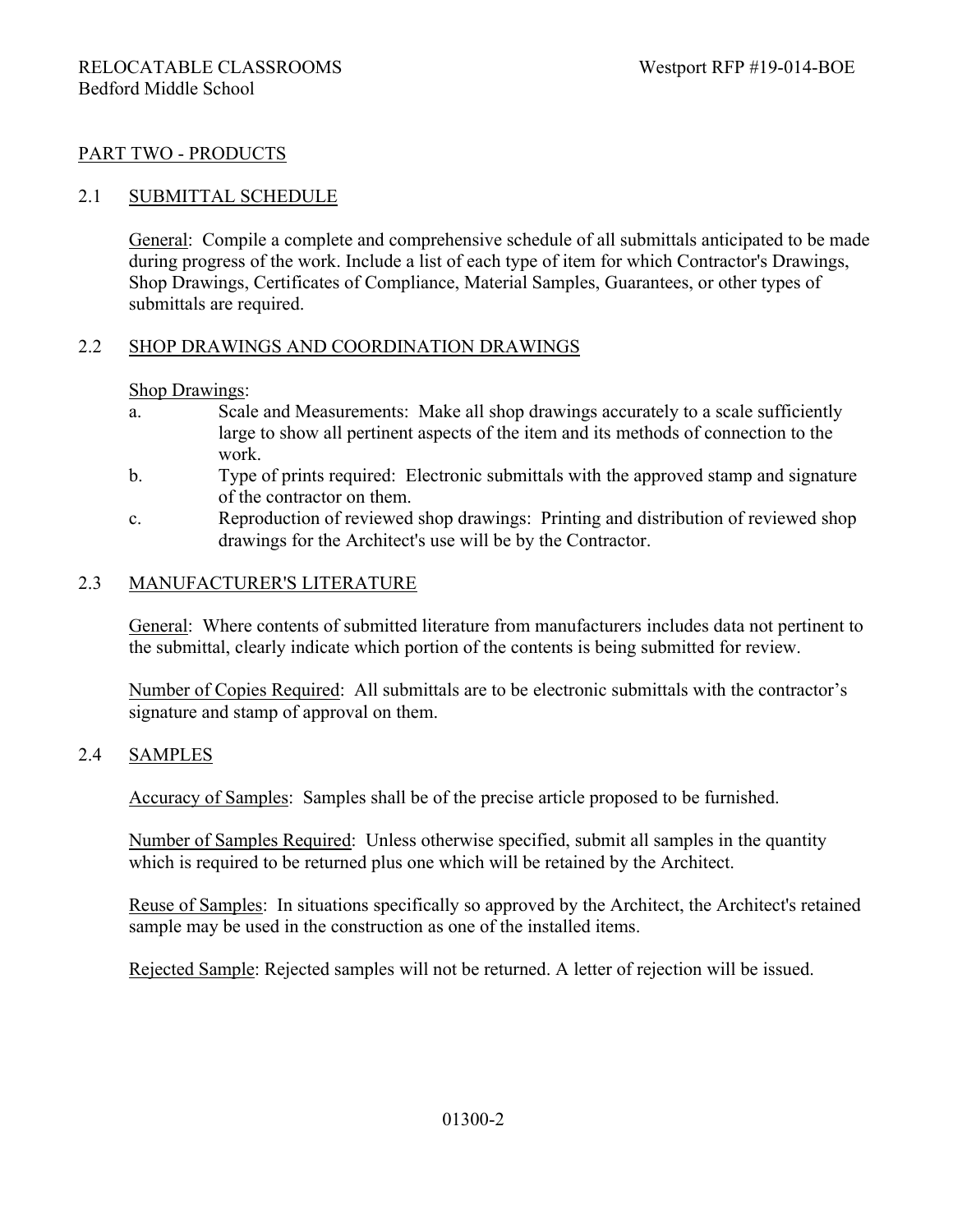## PART TWO - PRODUCTS

### 2.1 SUBMITTAL SCHEDULE

General: Compile a complete and comprehensive schedule of all submittals anticipated to be made during progress of the work. Include a list of each type of item for which Contractor's Drawings, Shop Drawings, Certificates of Compliance, Material Samples, Guarantees, or other types of submittals are required.

### 2.2 SHOP DRAWINGS AND COORDINATION DRAWINGS

Shop Drawings:

a. Scale and Measurements: Make all shop drawings accurately to a scale sufficiently large to show all pertinent aspects of the item and its methods of connection to the work.

b. Type of prints required: Electronic submittals with the approved stamp and signature of the contractor on them.

c. Reproduction of reviewed shop drawings: Printing and distribution of reviewed shop drawings for the Architect's use will be by the Contractor.

### 2.3 MANUFACTURER'S LITERATURE

General: Where contents of submitted literature from manufacturers includes data not pertinent to the submittal, clearly indicate which portion of the contents is being submitted for review.

Number of Copies Required: All submittals are to be electronic submittals with the contractor's signature and stamp of approval on them.

### 2.4 SAMPLES

Accuracy of Samples: Samples shall be of the precise article proposed to be furnished.

Number of Samples Required: Unless otherwise specified, submit all samples in the quantity which is required to be returned plus one which will be retained by the Architect.

Reuse of Samples: In situations specifically so approved by the Architect, the Architect's retained sample may be used in the construction as one of the installed items.

Rejected Sample: Rejected samples will not be returned. A letter of rejection will be issued.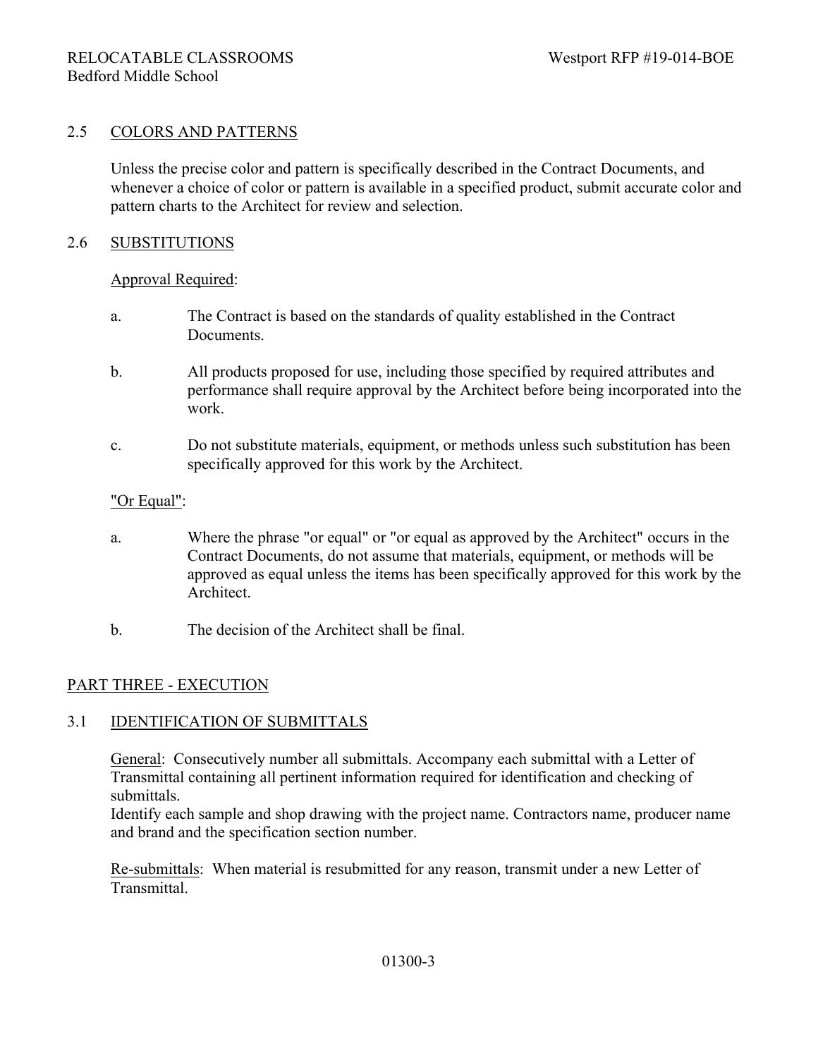## 2.5 COLORS AND PATTERNS

Unless the precise color and pattern is specifically described in the Contract Documents, and whenever a choice of color or pattern is available in a specified product, submit accurate color and pattern charts to the Architect for review and selection.

## 2.6 SUBSTITUTIONS

Approval Required:

a. The Contract is based on the standards of quality established in the Contract Documents.

b. All products proposed for use, including those specified by required attributes and performance shall require approval by the Architect before being incorporated into the work.

c. Do not substitute materials, equipment, or methods unless such substitution has been specifically approved for this work by the Architect.

"Or Equal":

a. Where the phrase "or equal" or "or equal as approved by the Architect" occurs in the Contract Documents, do not assume that materials, equipment, or methods will be approved as equal unless the items has been specifically approved for this work by the Architect.

b. The decision of the Architect shall be final.

# PART THREE - EXECUTION

## 3.1 IDENTIFICATION OF SUBMITTALS

General: Consecutively number all submittals. Accompany each submittal with a Letter of Transmittal containing all pertinent information required for identification and checking of submittals.
Identify each sample and shop drawing with the project name. Contractors name, producer name and brand and the specification section number.

Re-submittals: When material is resubmitted for any reason, transmit under a new Letter of Transmittal.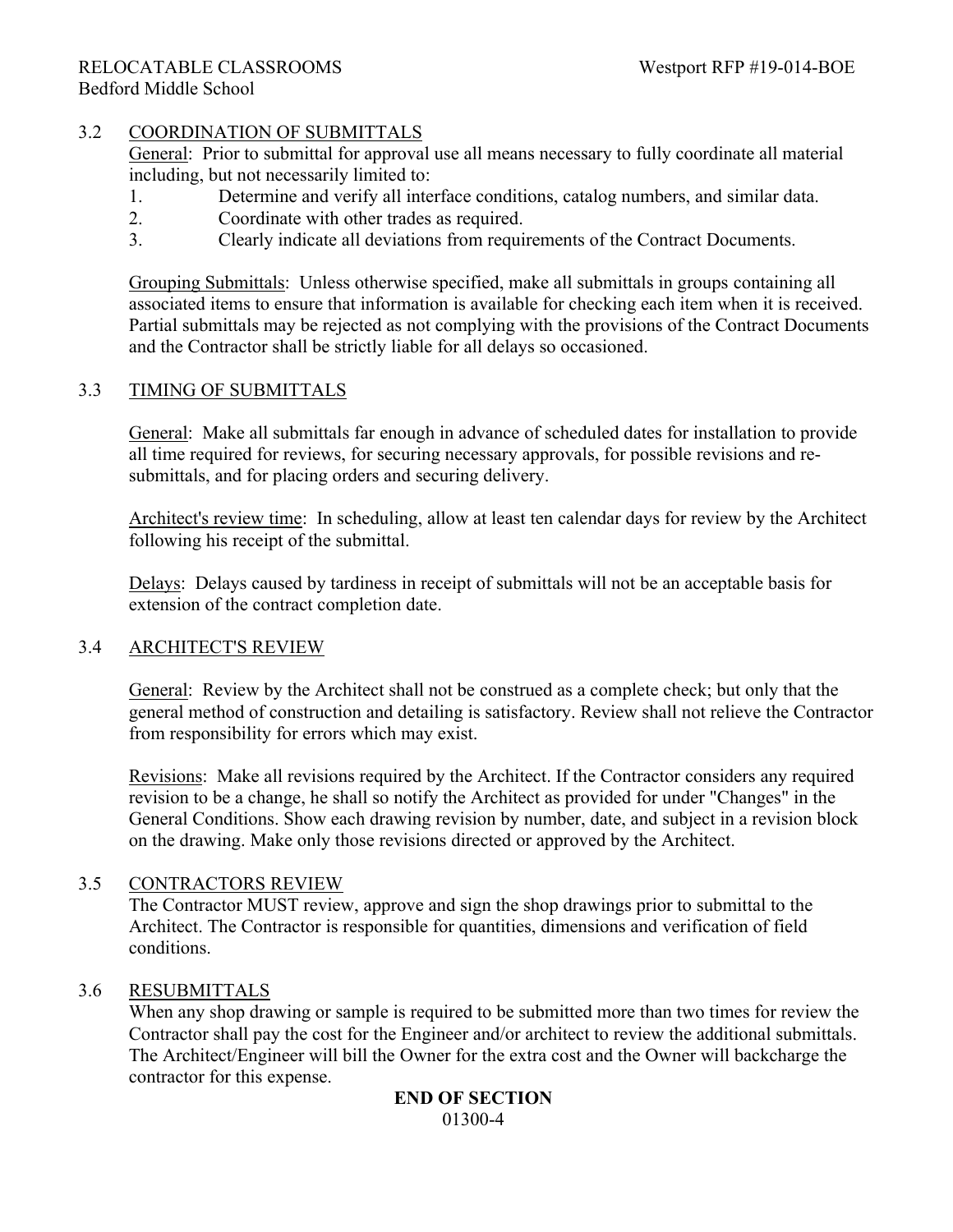## 3.2 COORDINATION OF SUBMITTALS

General: Prior to submittal for approval use all means necessary to fully coordinate all material including, but not necessarily limited to:

1. Determine and verify all interface conditions, catalog numbers, and similar data.
2. Coordinate with other trades as required.
3. Clearly indicate all deviations from requirements of the Contract Documents.

Grouping Submittals: Unless otherwise specified, make all submittals in groups containing all associated items to ensure that information is available for checking each item when it is received. Partial submittals may be rejected as not complying with the provisions of the Contract Documents and the Contractor shall be strictly liable for all delays so occasioned.

## 3.3 TIMING OF SUBMITTALS

General: Make all submittals far enough in advance of scheduled dates for installation to provide all time required for reviews, for securing necessary approvals, for possible revisions and re-submittals, and for placing orders and securing delivery.

Architect's review time: In scheduling, allow at least ten calendar days for review by the Architect following his receipt of the submittal.

Delays: Delays caused by tardiness in receipt of submittals will not be an acceptable basis for extension of the contract completion date.

## 3.4 ARCHITECT'S REVIEW

General: Review by the Architect shall not be construed as a complete check; but only that the general method of construction and detailing is satisfactory. Review shall not relieve the Contractor from responsibility for errors which may exist.

Revisions: Make all revisions required by the Architect. If the Contractor considers any required revision to be a change, he shall so notify the Architect as provided for under "Changes" in the General Conditions. Show each drawing revision by number, date, and subject in a revision block on the drawing. Make only those revisions directed or approved by the Architect.

## 3.5 CONTRACTORS REVIEW

The Contractor MUST review, approve and sign the shop drawings prior to submittal to the Architect. The Contractor is responsible for quantities, dimensions and verification of field conditions.

## 3.6 RESUBMITTALS

When any shop drawing or sample is required to be submitted more than two times for review the Contractor shall pay the cost for the Engineer and/or architect to review the additional submittals. The Architect/Engineer will bill the Owner for the extra cost and the Owner will backcharge the contractor for this expense.

**END OF SECTION**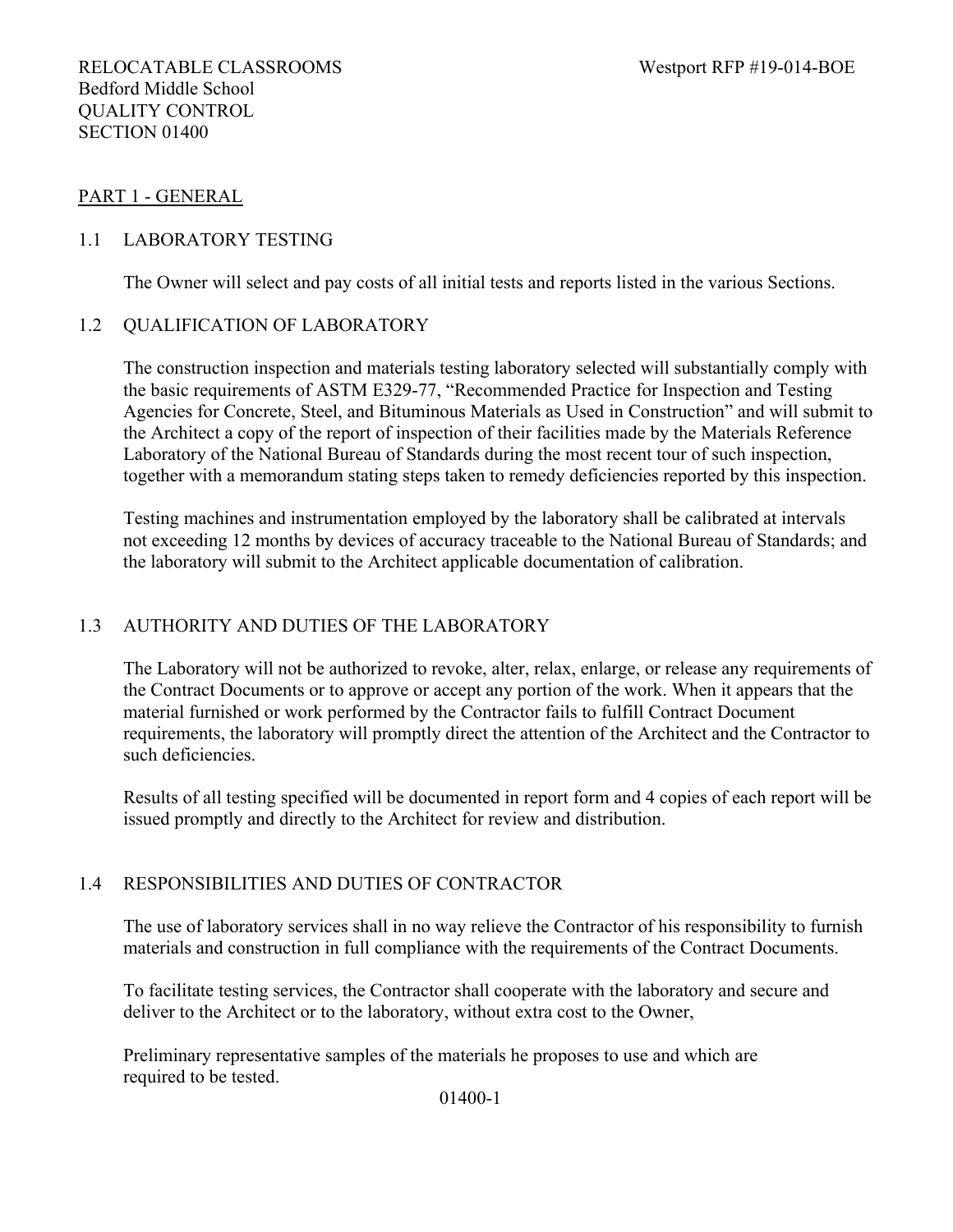RELOCATABLE CLASSROOMS Westport RFP #19-014-BOE
Bedford Middle School
QUALITY CONTROL
SECTION 01400

## PART 1 - GENERAL

### 1.1 LABORATORY TESTING

The Owner will select and pay costs of all initial tests and reports listed in the various Sections.

### 1.2 QUALIFICATION OF LABORATORY

The construction inspection and materials testing laboratory selected will substantially comply with the basic requirements of ASTM E329-77, "Recommended Practice for Inspection and Testing Agencies for Concrete, Steel, and Bituminous Materials as Used in Construction" and will submit to the Architect a copy of the report of inspection of their facilities made by the Materials Reference Laboratory of the National Bureau of Standards during the most recent tour of such inspection, together with a memorandum stating steps taken to remedy deficiencies reported by this inspection.

Testing machines and instrumentation employed by the laboratory shall be calibrated at intervals not exceeding 12 months by devices of accuracy traceable to the National Bureau of Standards; and the laboratory will submit to the Architect applicable documentation of calibration.

### 1.3 AUTHORITY AND DUTIES OF THE LABORATORY

The Laboratory will not be authorized to revoke, alter, relax, enlarge, or release any requirements of the Contract Documents or to approve or accept any portion of the work. When it appears that the material furnished or work performed by the Contractor fails to fulfill Contract Document requirements, the laboratory will promptly direct the attention of the Architect and the Contractor to such deficiencies.

Results of all testing specified will be documented in report form and 4 copies of each report will be issued promptly and directly to the Architect for review and distribution.

### 1.4 RESPONSIBILITIES AND DUTIES OF CONTRACTOR

The use of laboratory services shall in no way relieve the Contractor of his responsibility to furnish materials and construction in full compliance with the requirements of the Contract Documents.

To facilitate testing services, the Contractor shall cooperate with the laboratory and secure and deliver to the Architect or to the laboratory, without extra cost to the Owner,

Preliminary representative samples of the materials he proposes to use and which are required to be tested.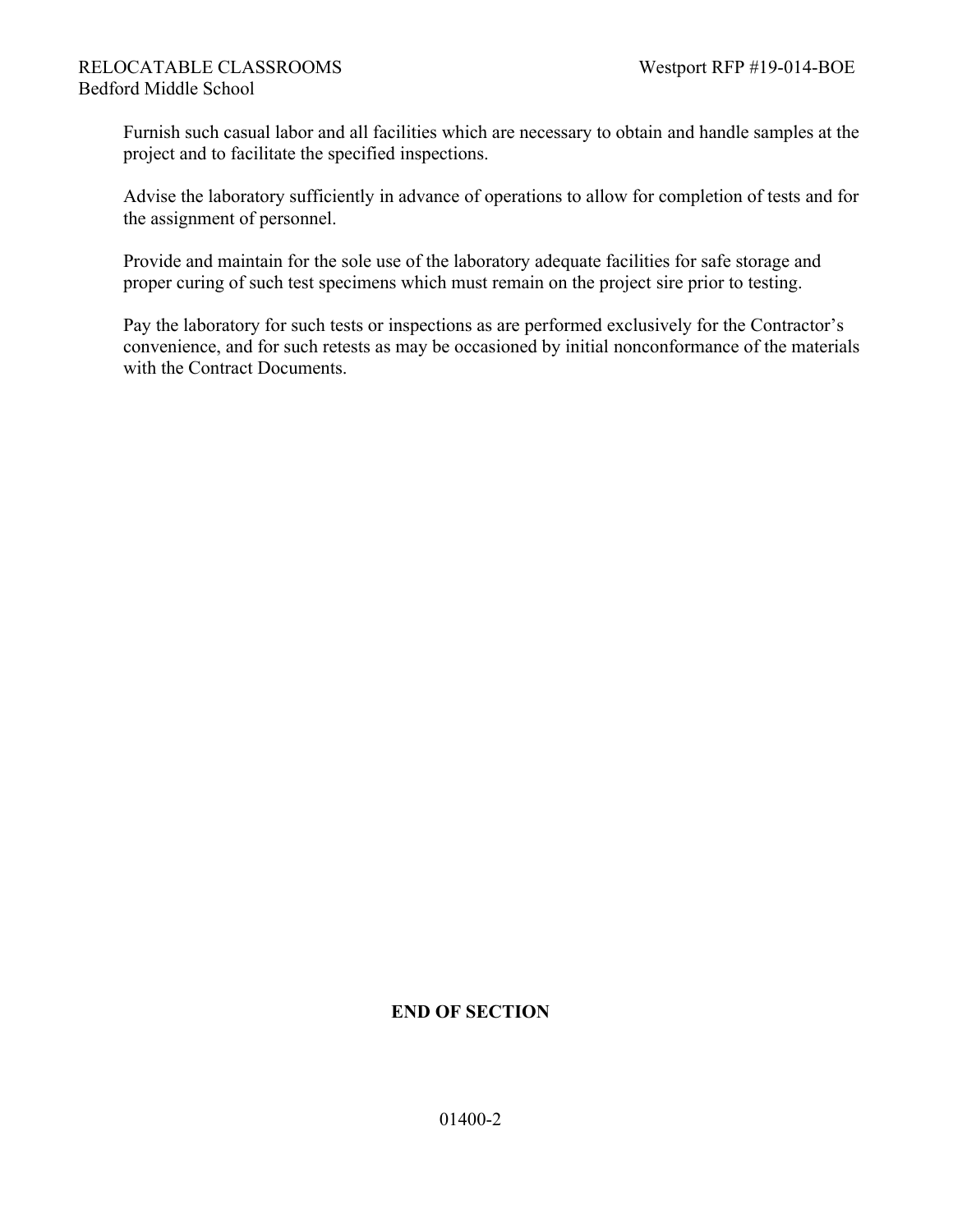Furnish such casual labor and all facilities which are necessary to obtain and handle samples at the project and to facilitate the specified inspections.

Advise the laboratory sufficiently in advance of operations to allow for completion of tests and for the assignment of personnel.

Provide and maintain for the sole use of the laboratory adequate facilities for safe storage and proper curing of such test specimens which must remain on the project sire prior to testing.

Pay the laboratory for such tests or inspections as are performed exclusively for the Contractor's convenience, and for such retests as may be occasioned by initial nonconformance of the materials with the Contract Documents.

**END OF SECTION**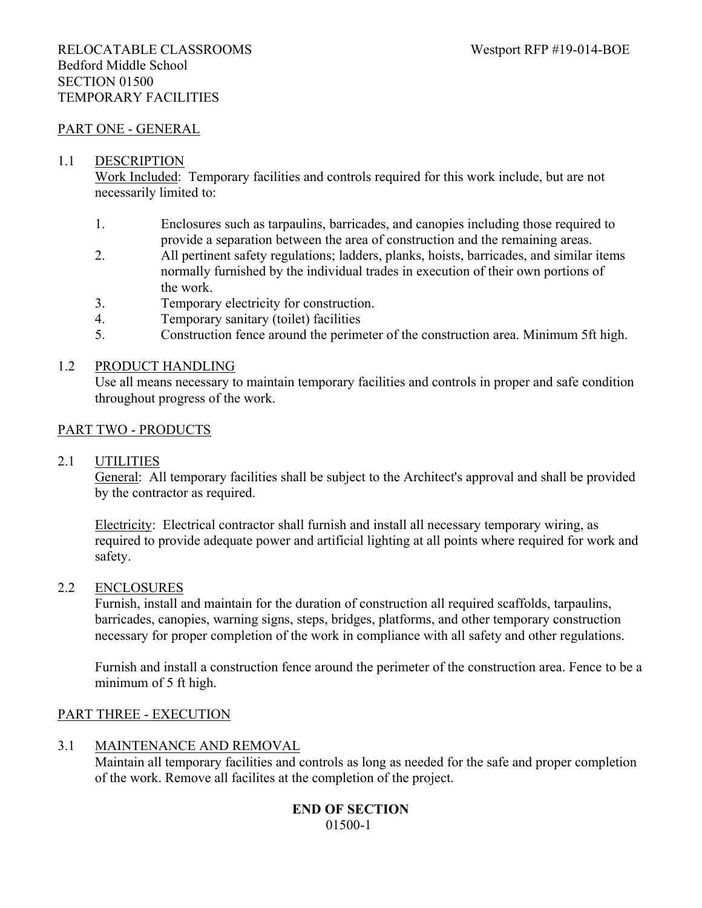RELOCATABLE CLASSROOMS Westport RFP #19-014-BOE
Bedford Middle School
SECTION 01500
TEMPORARY FACILITIES

## PART ONE - GENERAL

### 1.1 DESCRIPTION

Work Included: Temporary facilities and controls required for this work include, but are not necessarily limited to:

1. Enclosures such as tarpaulins, barricades, and canopies including those required to provide a separation between the area of construction and the remaining areas.
2. All pertinent safety regulations; ladders, planks, hoists, barricades, and similar items normally furnished by the individual trades in execution of their own portions of the work.
3. Temporary electricity for construction.
4. Temporary sanitary (toilet) facilities
5. Construction fence around the perimeter of the construction area. Minimum 5ft high.

### 1.2 PRODUCT HANDLING

Use all means necessary to maintain temporary facilities and controls in proper and safe condition throughout progress of the work.

## PART TWO - PRODUCTS

### 2.1 UTILITIES

General: All temporary facilities shall be subject to the Architect's approval and shall be provided by the contractor as required.

Electricity: Electrical contractor shall furnish and install all necessary temporary wiring, as required to provide adequate power and artificial lighting at all points where required for work and safety.

### 2.2 ENCLOSURES

Furnish, install and maintain for the duration of construction all required scaffolds, tarpaulins, barricades, canopies, warning signs, steps, bridges, platforms, and other temporary construction necessary for proper completion of the work in compliance with all safety and other regulations.

Furnish and install a construction fence around the perimeter of the construction area. Fence to be a minimum of 5 ft high.

## PART THREE - EXECUTION

### 3.1 MAINTENANCE AND REMOVAL

Maintain all temporary facilities and controls as long as needed for the safe and proper completion of the work. Remove all facilites at the completion of the project.

**END OF SECTION**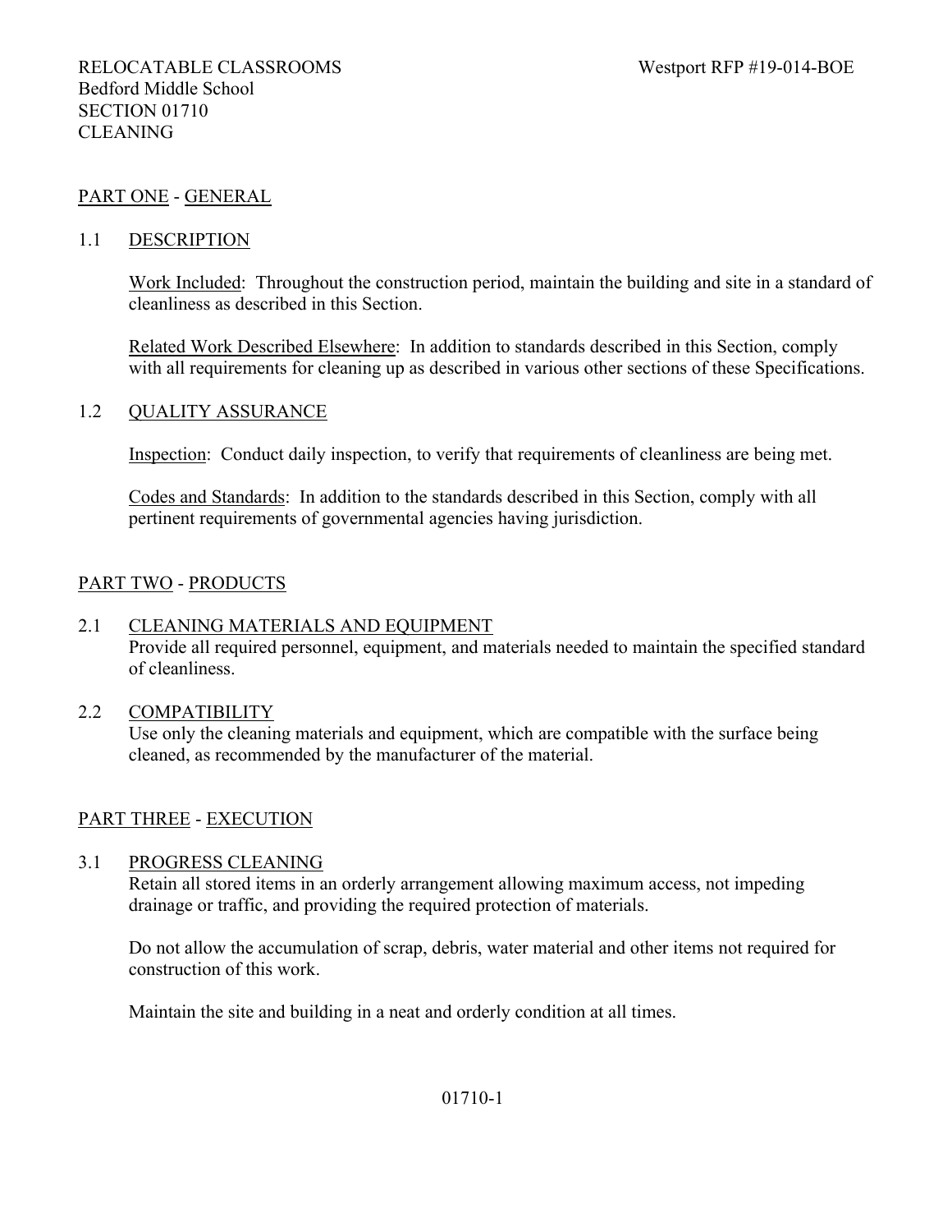RELOCATABLE CLASSROOMS  
Bedford Middle School  
SECTION 01710  
CLEANING

Westport RFP #19-014-BOE

## PART ONE - GENERAL

### 1.1 DESCRIPTION

Work Included: Throughout the construction period, maintain the building and site in a standard of cleanliness as described in this Section.

Related Work Described Elsewhere: In addition to standards described in this Section, comply with all requirements for cleaning up as described in various other sections of these Specifications.

### 1.2 QUALITY ASSURANCE

Inspection: Conduct daily inspection, to verify that requirements of cleanliness are being met.

Codes and Standards: In addition to the standards described in this Section, comply with all pertinent requirements of governmental agencies having jurisdiction.

## PART TWO - PRODUCTS

### 2.1 CLEANING MATERIALS AND EQUIPMENT

Provide all required personnel, equipment, and materials needed to maintain the specified standard of cleanliness.

### 2.2 COMPATIBILITY

Use only the cleaning materials and equipment, which are compatible with the surface being cleaned, as recommended by the manufacturer of the material.

## PART THREE - EXECUTION

### 3.1 PROGRESS CLEANING

Retain all stored items in an orderly arrangement allowing maximum access, not impeding drainage or traffic, and providing the required protection of materials.

Do not allow the accumulation of scrap, debris, water material and other items not required for construction of this work.

Maintain the site and building in a neat and orderly condition at all times.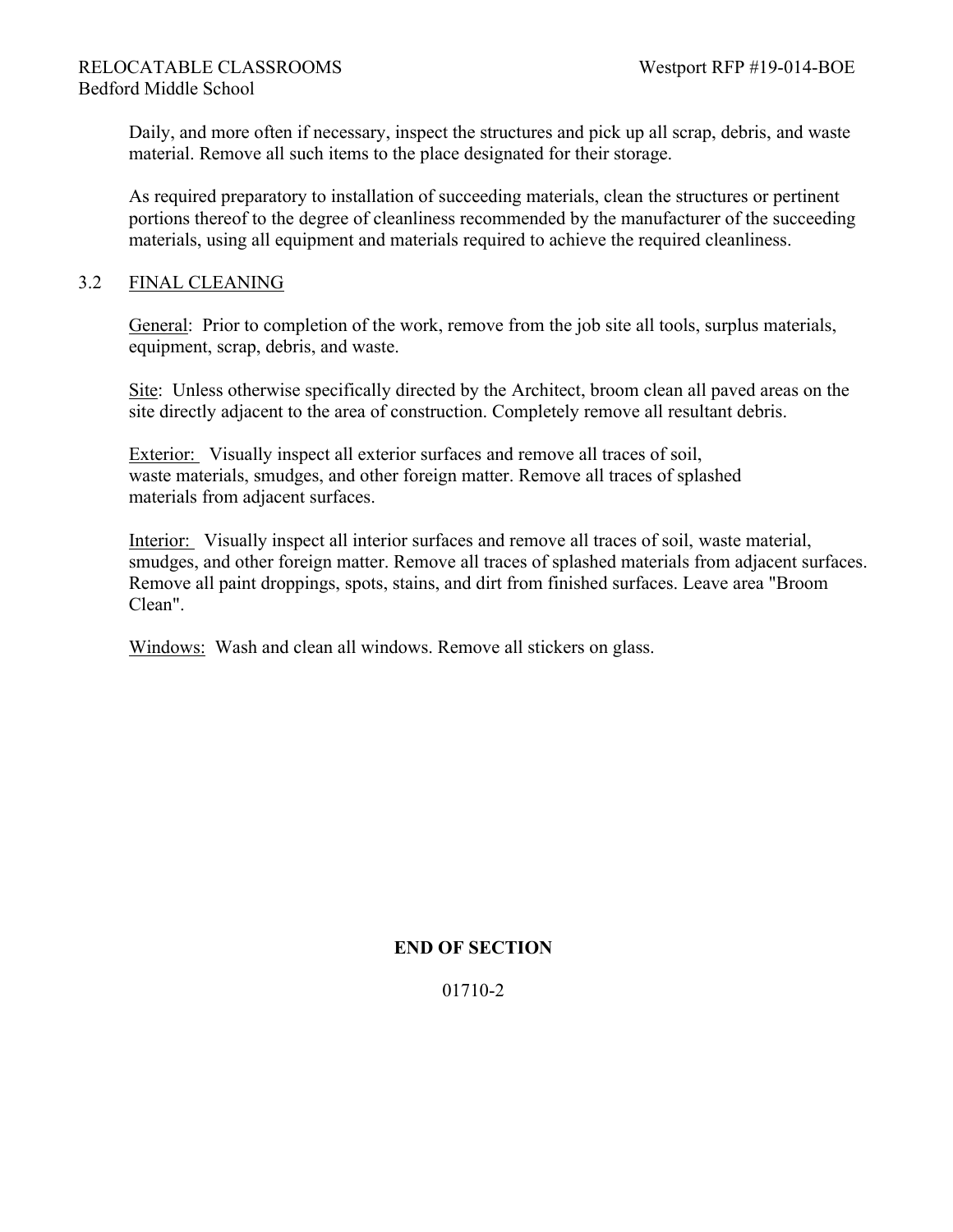Daily, and more often if necessary, inspect the structures and pick up all scrap, debris, and waste material. Remove all such items to the place designated for their storage.

As required preparatory to installation of succeeding materials, clean the structures or pertinent portions thereof to the degree of cleanliness recommended by the manufacturer of the succeeding materials, using all equipment and materials required to achieve the required cleanliness.

## 3.2 FINAL CLEANING

General: Prior to completion of the work, remove from the job site all tools, surplus materials, equipment, scrap, debris, and waste.

Site: Unless otherwise specifically directed by the Architect, broom clean all paved areas on the site directly adjacent to the area of construction. Completely remove all resultant debris.

Exterior: Visually inspect all exterior surfaces and remove all traces of soil, waste materials, smudges, and other foreign matter. Remove all traces of splashed materials from adjacent surfaces.

Interior: Visually inspect all interior surfaces and remove all traces of soil, waste material, smudges, and other foreign matter. Remove all traces of splashed materials from adjacent surfaces. Remove all paint droppings, spots, stains, and dirt from finished surfaces. Leave area "Broom Clean".

Windows: Wash and clean all windows. Remove all stickers on glass.

**END OF SECTION**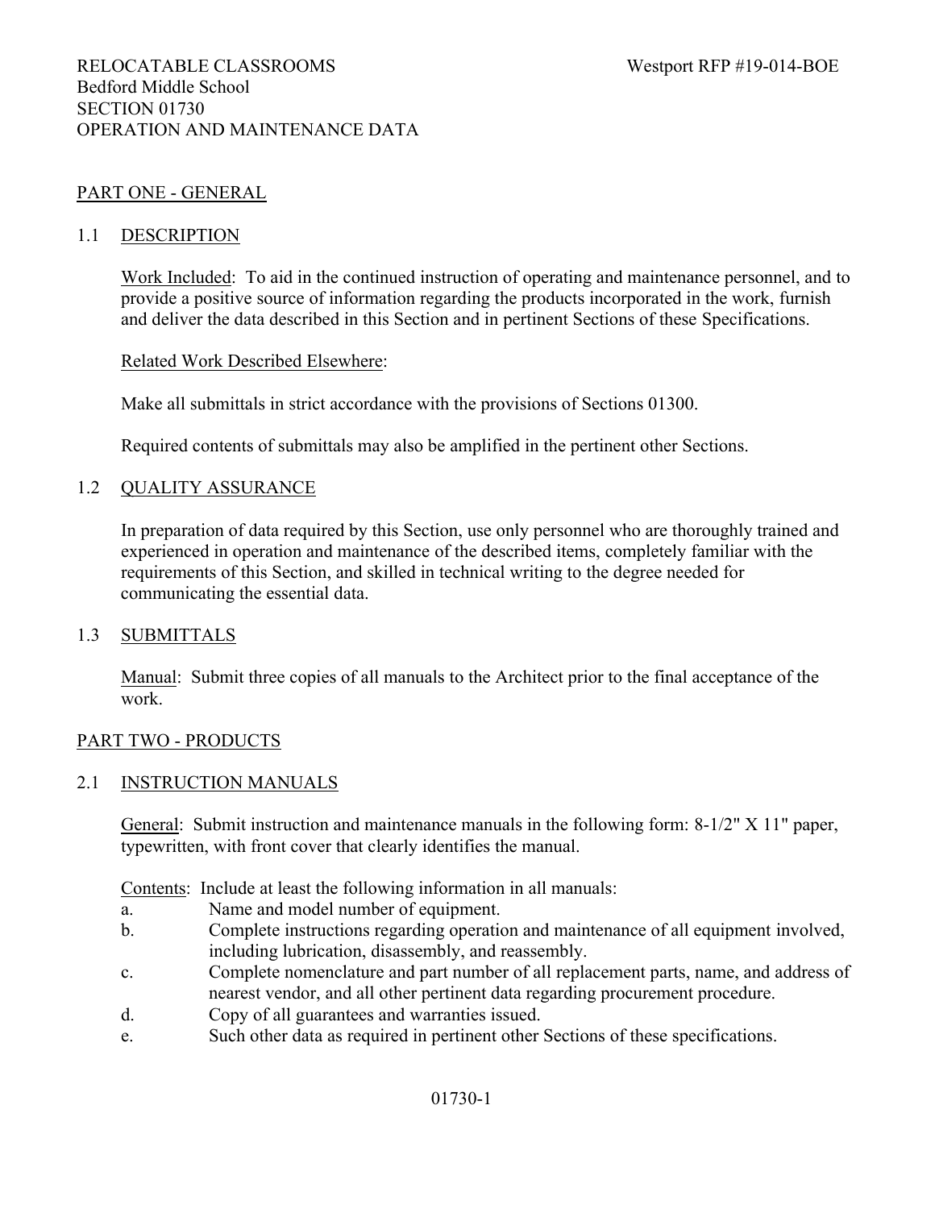RELOCATABLE CLASSROOMS
Bedford Middle School
SECTION 01730
OPERATION AND MAINTENANCE DATA

## PART ONE - GENERAL

### 1.1 DESCRIPTION

Work Included: To aid in the continued instruction of operating and maintenance personnel, and to provide a positive source of information regarding the products incorporated in the work, furnish and deliver the data described in this Section and in pertinent Sections of these Specifications.

Related Work Described Elsewhere:

Make all submittals in strict accordance with the provisions of Sections 01300.

Required contents of submittals may also be amplified in the pertinent other Sections.

### 1.2 QUALITY ASSURANCE

In preparation of data required by this Section, use only personnel who are thoroughly trained and experienced in operation and maintenance of the described items, completely familiar with the requirements of this Section, and skilled in technical writing to the degree needed for communicating the essential data.

### 1.3 SUBMITTALS

Manual: Submit three copies of all manuals to the Architect prior to the final acceptance of the work.

## PART TWO - PRODUCTS

### 2.1 INSTRUCTION MANUALS

General: Submit instruction and maintenance manuals in the following form: 8-1/2" X 11" paper, typewritten, with front cover that clearly identifies the manual.

Contents: Include at least the following information in all manuals:

a. Name and model number of equipment.
b. Complete instructions regarding operation and maintenance of all equipment involved, including lubrication, disassembly, and reassembly.
c. Complete nomenclature and part number of all replacement parts, name, and address of nearest vendor, and all other pertinent data regarding procurement procedure.
d. Copy of all guarantees and warranties issued.
e. Such other data as required in pertinent other Sections of these specifications.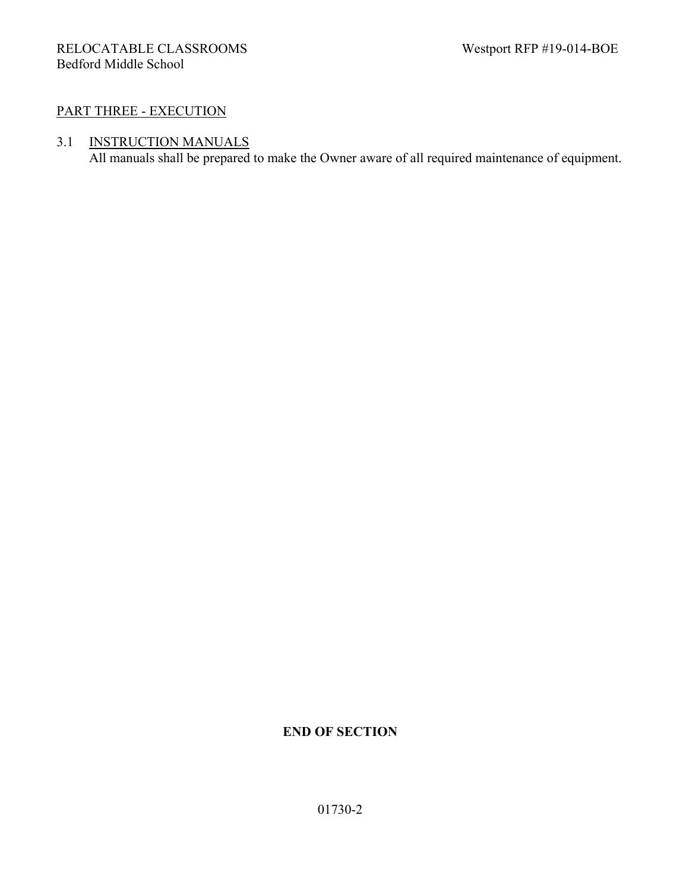## PART THREE - EXECUTION

### 3.1 INSTRUCTION MANUALS

All manuals shall be prepared to make the Owner aware of all required maintenance of equipment.

**END OF SECTION**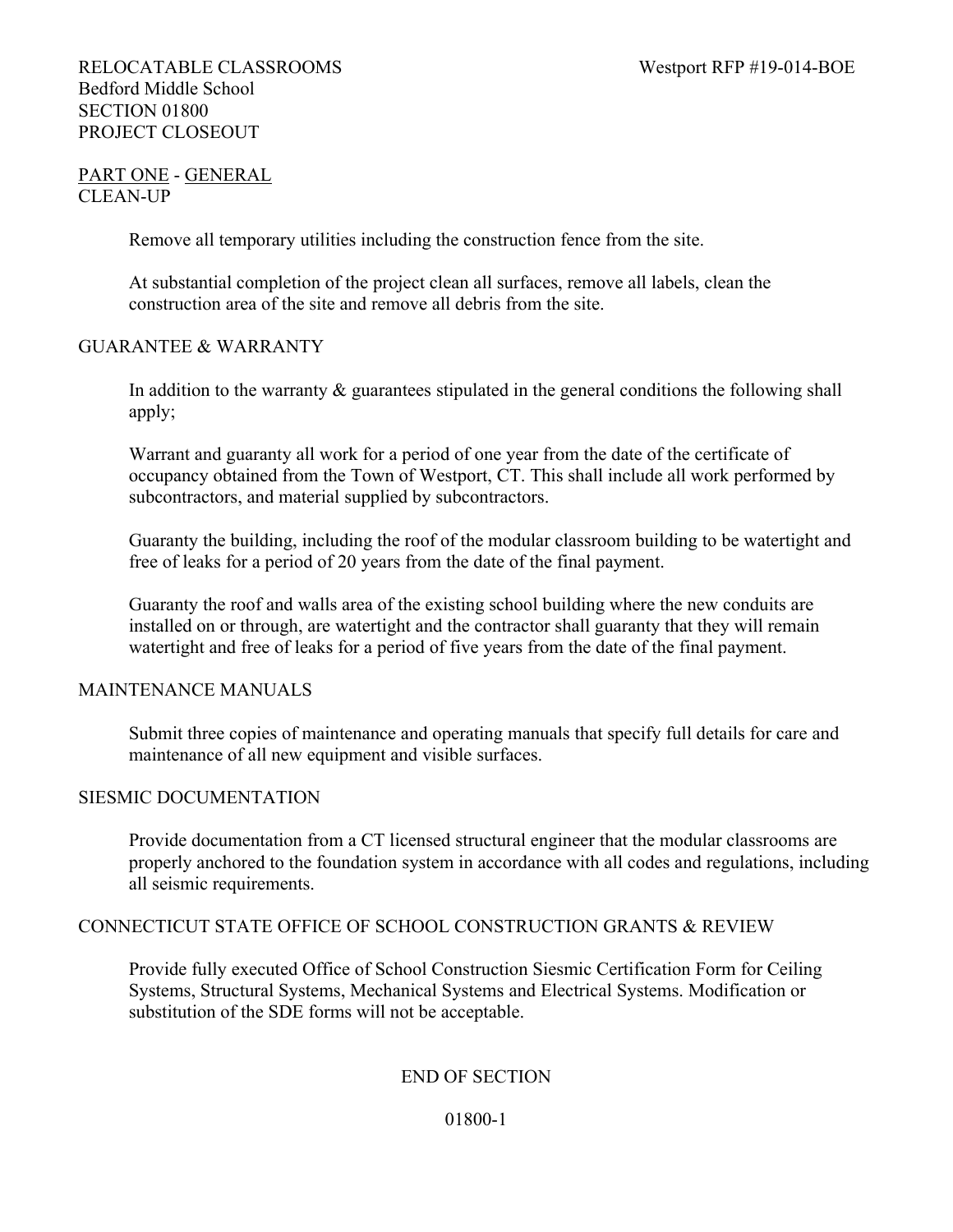RELOCATABLE CLASSROOMS
Bedford Middle School
SECTION 01800
PROJECT CLOSEOUT

## PART ONE - GENERAL

### CLEAN-UP

Remove all temporary utilities including the construction fence from the site.

At substantial completion of the project clean all surfaces, remove all labels, clean the construction area of the site and remove all debris from the site.

### GUARANTEE & WARRANTY

In addition to the warranty & guarantees stipulated in the general conditions the following shall apply;

Warrant and guaranty all work for a period of one year from the date of the certificate of occupancy obtained from the Town of Westport, CT. This shall include all work performed by subcontractors, and material supplied by subcontractors.

Guaranty the building, including the roof of the modular classroom building to be watertight and free of leaks for a period of 20 years from the date of the final payment.

Guaranty the roof and walls area of the existing school building where the new conduits are installed on or through, are watertight and the contractor shall guaranty that they will remain watertight and free of leaks for a period of five years from the date of the final payment.

### MAINTENANCE MANUALS

Submit three copies of maintenance and operating manuals that specify full details for care and maintenance of all new equipment and visible surfaces.

### SIESMIC DOCUMENTATION

Provide documentation from a CT licensed structural engineer that the modular classrooms are properly anchored to the foundation system in accordance with all codes and regulations, including all seismic requirements.

### CONNECTICUT STATE OFFICE OF SCHOOL CONSTRUCTION GRANTS & REVIEW

Provide fully executed Office of School Construction Siesmic Certification Form for Ceiling Systems, Structural Systems, Mechanical Systems and Electrical Systems. Modification or substitution of the SDE forms will not be acceptable.

END OF SECTION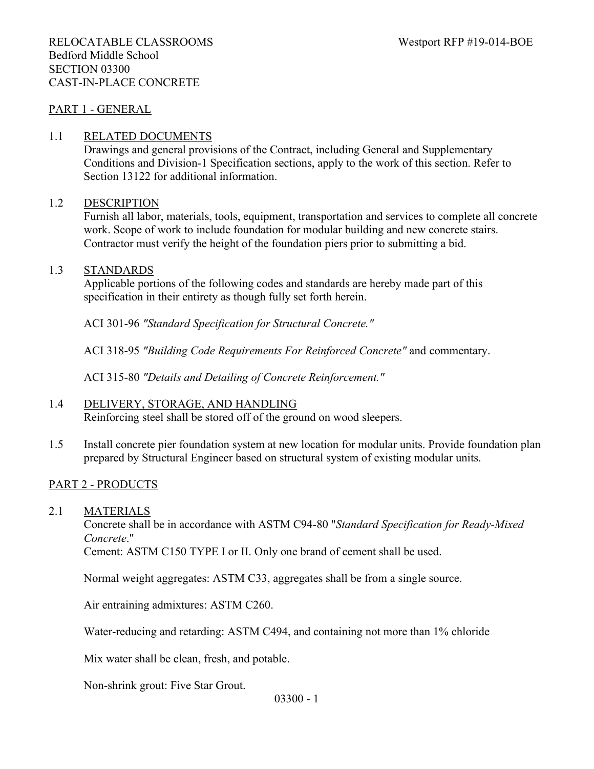RELOCATABLE CLASSROOMS Westport RFP #19-014-BOE
Bedford Middle School
SECTION 03300
CAST-IN-PLACE CONCRETE

## PART 1 - GENERAL

### 1.1 RELATED DOCUMENTS

Drawings and general provisions of the Contract, including General and Supplementary Conditions and Division-1 Specification sections, apply to the work of this section. Refer to Section 13122 for additional information.

### 1.2 DESCRIPTION

Furnish all labor, materials, tools, equipment, transportation and services to complete all concrete work. Scope of work to include foundation for modular building and new concrete stairs. Contractor must verify the height of the foundation piers prior to submitting a bid.

### 1.3 STANDARDS

Applicable portions of the following codes and standards are hereby made part of this specification in their entirety as though fully set forth herein.

ACI 301-96 *"Standard Specification for Structural Concrete."*

ACI 318-95 *"Building Code Requirements For Reinforced Concrete"* and commentary.

ACI 315-80 *"Details and Detailing of Concrete Reinforcement."*

### 1.4 DELIVERY, STORAGE, AND HANDLING

Reinforcing steel shall be stored off of the ground on wood sleepers.

### 1.5

Install concrete pier foundation system at new location for modular units. Provide foundation plan prepared by Structural Engineer based on structural system of existing modular units.

## PART 2 - PRODUCTS

### 2.1 MATERIALS

Concrete shall be in accordance with ASTM C94-80 "*Standard Specification for Ready-Mixed Concrete*."
Cement: ASTM C150 TYPE I or II. Only one brand of cement shall be used.

Normal weight aggregates: ASTM C33, aggregates shall be from a single source.

Air entraining admixtures: ASTM C260.

Water-reducing and retarding: ASTM C494, and containing not more than 1% chloride

Mix water shall be clean, fresh, and potable.

Non-shrink grout: Five Star Grout.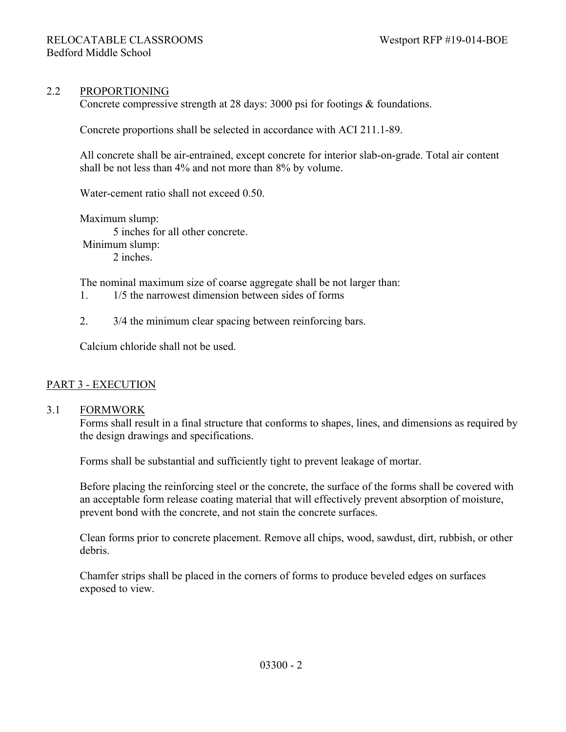## 2.2 PROPORTIONING

Concrete compressive strength at 28 days: 3000 psi for footings & foundations.

Concrete proportions shall be selected in accordance with ACI 211.1-89.

All concrete shall be air-entrained, except concrete for interior slab-on-grade. Total air content shall be not less than 4% and not more than 8% by volume.

Water-cement ratio shall not exceed 0.50.

Maximum slump:
5 inches for all other concrete.

Minimum slump:
2 inches.

The nominal maximum size of coarse aggregate shall be not larger than:

1. 1/5 the narrowest dimension between sides of forms

2. 3/4 the minimum clear spacing between reinforcing bars.

Calcium chloride shall not be used.

# PART 3 - EXECUTION

## 3.1 FORMWORK

Forms shall result in a final structure that conforms to shapes, lines, and dimensions as required by the design drawings and specifications.

Forms shall be substantial and sufficiently tight to prevent leakage of mortar.

Before placing the reinforcing steel or the concrete, the surface of the forms shall be covered with an acceptable form release coating material that will effectively prevent absorption of moisture, prevent bond with the concrete, and not stain the concrete surfaces.

Clean forms prior to concrete placement. Remove all chips, wood, sawdust, dirt, rubbish, or other debris.

Chamfer strips shall be placed in the corners of forms to produce beveled edges on surfaces exposed to view.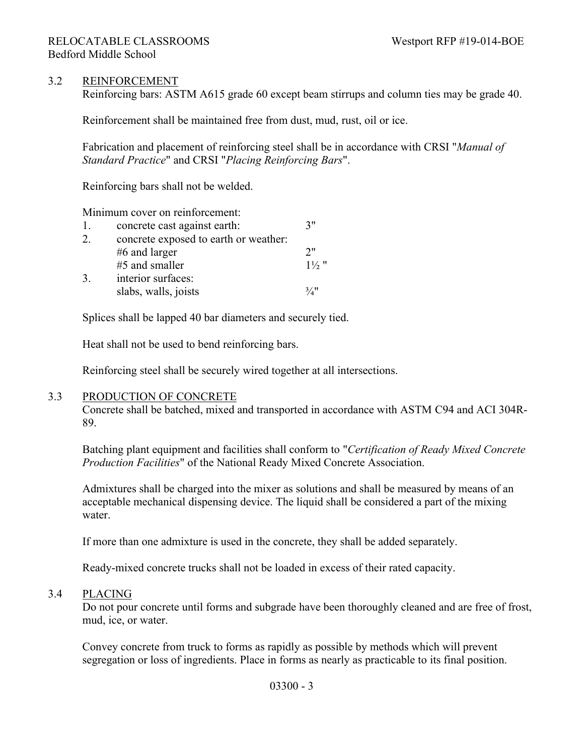## 3.2 REINFORCEMENT

Reinforcing bars: ASTM A615 grade 60 except beam stirrups and column ties may be grade 40.

Reinforcement shall be maintained free from dust, mud, rust, oil or ice.

Fabrication and placement of reinforcing steel shall be in accordance with CRSI "*Manual of Standard Practice*" and CRSI "*Placing Reinforcing Bars*".

Reinforcing bars shall not be welded.

Minimum cover on reinforcement:

1. concrete cast against earth: 3"
2. concrete exposed to earth or weather:
   - #6 and larger 2"
   - #5 and smaller 1½ "
3. interior surfaces:
   - slabs, walls, joists ¾"

Splices shall be lapped 40 bar diameters and securely tied.

Heat shall not be used to bend reinforcing bars.

Reinforcing steel shall be securely wired together at all intersections.

## 3.3 PRODUCTION OF CONCRETE

Concrete shall be batched, mixed and transported in accordance with ASTM C94 and ACI 304R-89.

Batching plant equipment and facilities shall conform to "*Certification of Ready Mixed Concrete Production Facilities*" of the National Ready Mixed Concrete Association.

Admixtures shall be charged into the mixer as solutions and shall be measured by means of an acceptable mechanical dispensing device. The liquid shall be considered a part of the mixing water.

If more than one admixture is used in the concrete, they shall be added separately.

Ready-mixed concrete trucks shall not be loaded in excess of their rated capacity.

## 3.4 PLACING

Do not pour concrete until forms and subgrade have been thoroughly cleaned and are free of frost, mud, ice, or water.

Convey concrete from truck to forms as rapidly as possible by methods which will prevent segregation or loss of ingredients. Place in forms as nearly as practicable to its final position.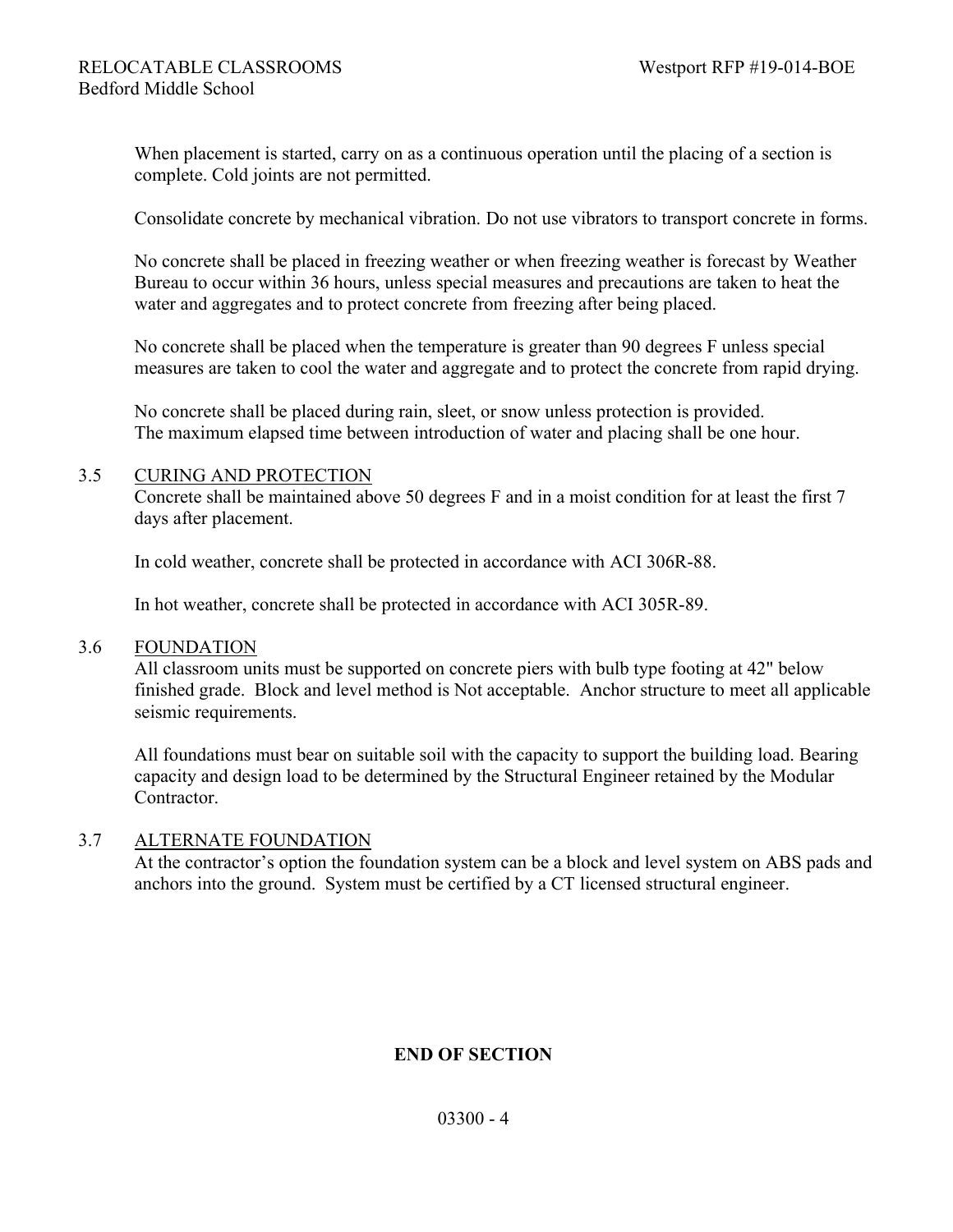When placement is started, carry on as a continuous operation until the placing of a section is complete. Cold joints are not permitted.

Consolidate concrete by mechanical vibration. Do not use vibrators to transport concrete in forms.

No concrete shall be placed in freezing weather or when freezing weather is forecast by Weather Bureau to occur within 36 hours, unless special measures and precautions are taken to heat the water and aggregates and to protect concrete from freezing after being placed.

No concrete shall be placed when the temperature is greater than 90 degrees F unless special measures are taken to cool the water and aggregate and to protect the concrete from rapid drying.

No concrete shall be placed during rain, sleet, or snow unless protection is provided.
The maximum elapsed time between introduction of water and placing shall be one hour.

3.5 CURING AND PROTECTION

Concrete shall be maintained above 50 degrees F and in a moist condition for at least the first 7 days after placement.

In cold weather, concrete shall be protected in accordance with ACI 306R-88.

In hot weather, concrete shall be protected in accordance with ACI 305R-89.

3.6 FOUNDATION

All classroom units must be supported on concrete piers with bulb type footing at 42" below finished grade. Block and level method is Not acceptable. Anchor structure to meet all applicable seismic requirements.

All foundations must bear on suitable soil with the capacity to support the building load. Bearing capacity and design load to be determined by the Structural Engineer retained by the Modular Contractor.

3.7 ALTERNATE FOUNDATION

At the contractor's option the foundation system can be a block and level system on ABS pads and anchors into the ground. System must be certified by a CT licensed structural engineer.

**END OF SECTION**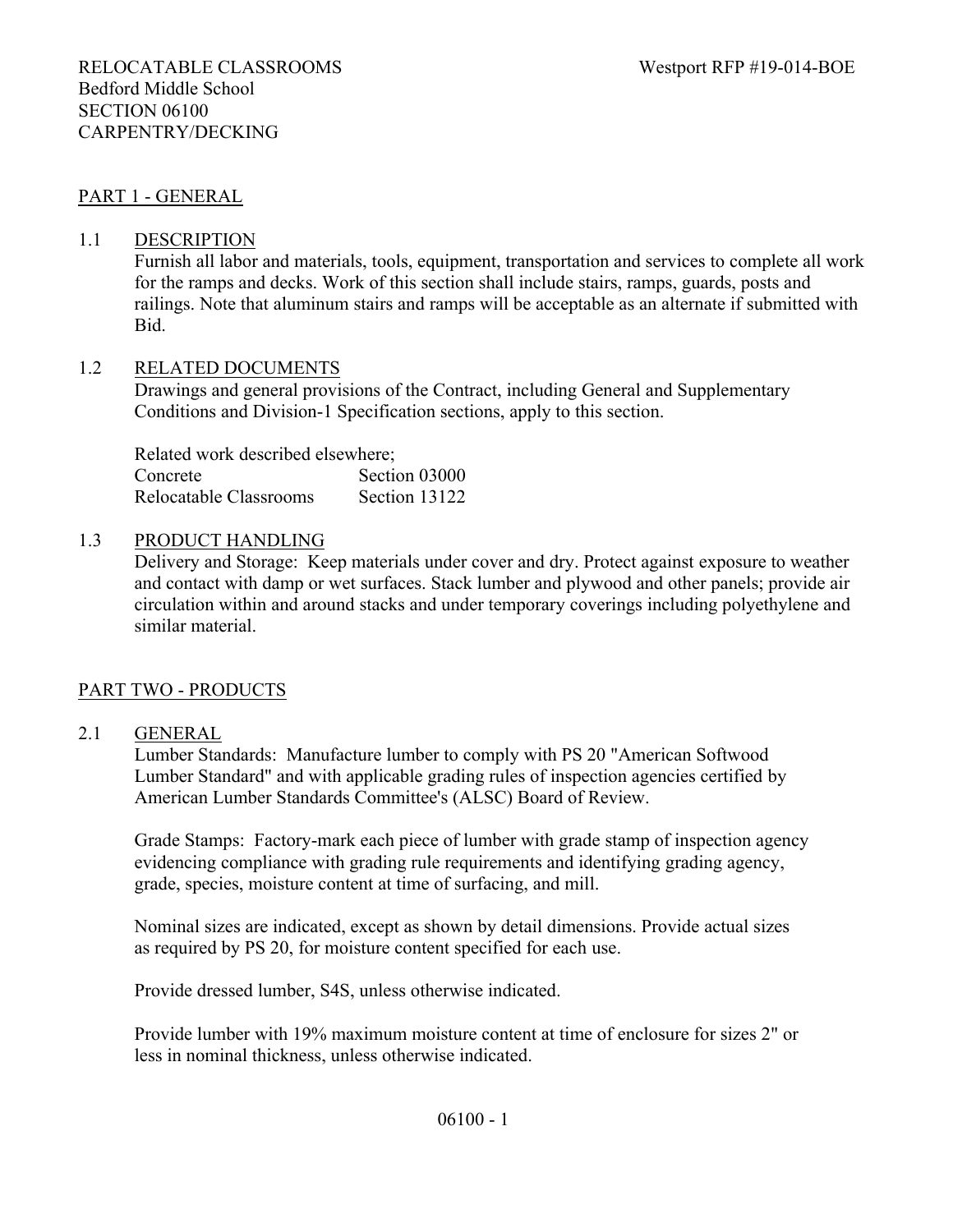RELOCATABLE CLASSROOMS

Bedford Middle School

SECTION 06100

CARPENTRY/DECKING

## PART 1 - GENERAL

### 1.1 DESCRIPTION

Furnish all labor and materials, tools, equipment, transportation and services to complete all work for the ramps and decks. Work of this section shall include stairs, ramps, guards, posts and railings. Note that aluminum stairs and ramps will be acceptable as an alternate if submitted with Bid.

### 1.2 RELATED DOCUMENTS

Drawings and general provisions of the Contract, including General and Supplementary Conditions and Division-1 Specification sections, apply to this section.

Related work described elsewhere;

| | |
|---|---|
| Concrete | Section 03000 |
| Relocatable Classrooms | Section 13122 |

### 1.3 PRODUCT HANDLING

Delivery and Storage: Keep materials under cover and dry. Protect against exposure to weather and contact with damp or wet surfaces. Stack lumber and plywood and other panels; provide air circulation within and around stacks and under temporary coverings including polyethylene and similar material.

## PART TWO - PRODUCTS

### 2.1 GENERAL

Lumber Standards: Manufacture lumber to comply with PS 20 "American Softwood Lumber Standard" and with applicable grading rules of inspection agencies certified by American Lumber Standards Committee's (ALSC) Board of Review.

Grade Stamps: Factory-mark each piece of lumber with grade stamp of inspection agency evidencing compliance with grading rule requirements and identifying grading agency, grade, species, moisture content at time of surfacing, and mill.

Nominal sizes are indicated, except as shown by detail dimensions. Provide actual sizes as required by PS 20, for moisture content specified for each use.

Provide dressed lumber, S4S, unless otherwise indicated.

Provide lumber with 19% maximum moisture content at time of enclosure for sizes 2" or less in nominal thickness, unless otherwise indicated.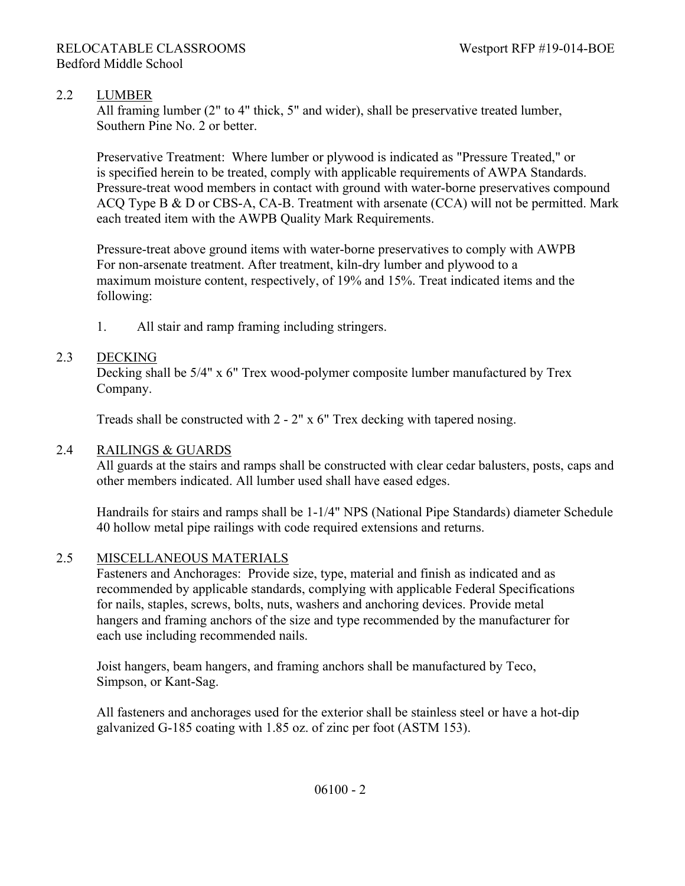## 2.2 LUMBER

All framing lumber (2" to 4" thick, 5" and wider), shall be preservative treated lumber, Southern Pine No. 2 or better.

Preservative Treatment: Where lumber or plywood is indicated as "Pressure Treated," or is specified herein to be treated, comply with applicable requirements of AWPA Standards. Pressure-treat wood members in contact with ground with water-borne preservatives compound ACQ Type B & D or CBS-A, CA-B. Treatment with arsenate (CCA) will not be permitted. Mark each treated item with the AWPB Quality Mark Requirements.

Pressure-treat above ground items with water-borne preservatives to comply with AWPB For non-arsenate treatment. After treatment, kiln-dry lumber and plywood to a maximum moisture content, respectively, of 19% and 15%. Treat indicated items and the following:

1. All stair and ramp framing including stringers.

## 2.3 DECKING

Decking shall be 5/4" x 6" Trex wood-polymer composite lumber manufactured by Trex Company.

Treads shall be constructed with 2 - 2" x 6" Trex decking with tapered nosing.

## 2.4 RAILINGS & GUARDS

All guards at the stairs and ramps shall be constructed with clear cedar balusters, posts, caps and other members indicated. All lumber used shall have eased edges.

Handrails for stairs and ramps shall be 1-1/4" NPS (National Pipe Standards) diameter Schedule 40 hollow metal pipe railings with code required extensions and returns.

## 2.5 MISCELLANEOUS MATERIALS

Fasteners and Anchorages: Provide size, type, material and finish as indicated and as recommended by applicable standards, complying with applicable Federal Specifications for nails, staples, screws, bolts, nuts, washers and anchoring devices. Provide metal hangers and framing anchors of the size and type recommended by the manufacturer for each use including recommended nails.

Joist hangers, beam hangers, and framing anchors shall be manufactured by Teco, Simpson, or Kant-Sag.

All fasteners and anchorages used for the exterior shall be stainless steel or have a hot-dip galvanized G-185 coating with 1.85 oz. of zinc per foot (ASTM 153).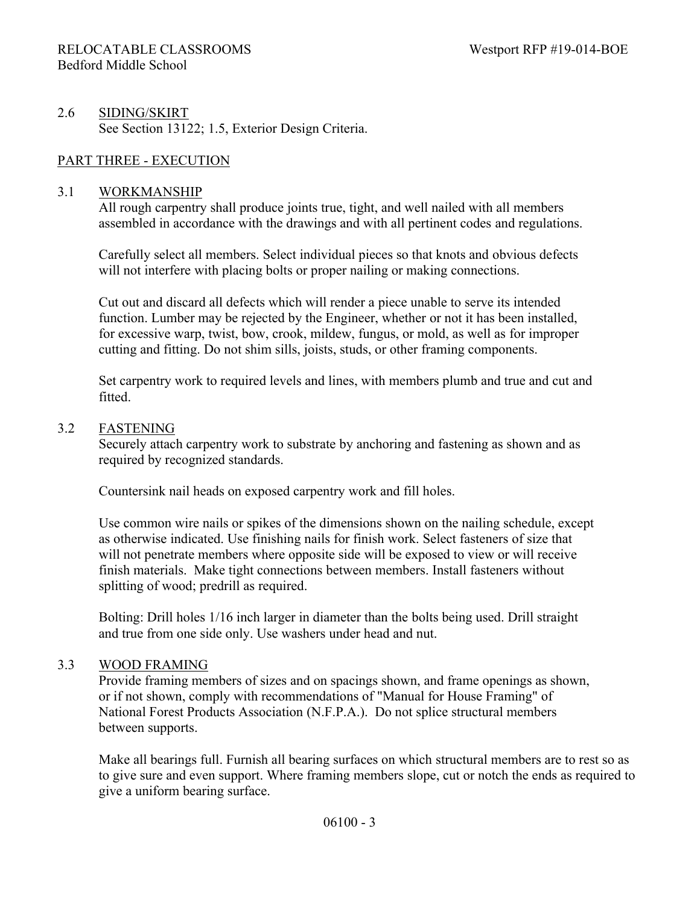## 2.6 SIDING/SKIRT

See Section 13122; 1.5, Exterior Design Criteria.

# PART THREE - EXECUTION

## 3.1 WORKMANSHIP

All rough carpentry shall produce joints true, tight, and well nailed with all members assembled in accordance with the drawings and with all pertinent codes and regulations.

Carefully select all members. Select individual pieces so that knots and obvious defects will not interfere with placing bolts or proper nailing or making connections.

Cut out and discard all defects which will render a piece unable to serve its intended function. Lumber may be rejected by the Engineer, whether or not it has been installed, for excessive warp, twist, bow, crook, mildew, fungus, or mold, as well as for improper cutting and fitting. Do not shim sills, joists, studs, or other framing components.

Set carpentry work to required levels and lines, with members plumb and true and cut and fitted.

## 3.2 FASTENING

Securely attach carpentry work to substrate by anchoring and fastening as shown and as required by recognized standards.

Countersink nail heads on exposed carpentry work and fill holes.

Use common wire nails or spikes of the dimensions shown on the nailing schedule, except as otherwise indicated. Use finishing nails for finish work. Select fasteners of size that will not penetrate members where opposite side will be exposed to view or will receive finish materials. Make tight connections between members. Install fasteners without splitting of wood; predrill as required.

Bolting: Drill holes 1/16 inch larger in diameter than the bolts being used. Drill straight and true from one side only. Use washers under head and nut.

## 3.3 WOOD FRAMING

Provide framing members of sizes and on spacings shown, and frame openings as shown, or if not shown, comply with recommendations of "Manual for House Framing" of National Forest Products Association (N.F.P.A.). Do not splice structural members between supports.

Make all bearings full. Furnish all bearing surfaces on which structural members are to rest so as to give sure and even support. Where framing members slope, cut or notch the ends as required to give a uniform bearing surface.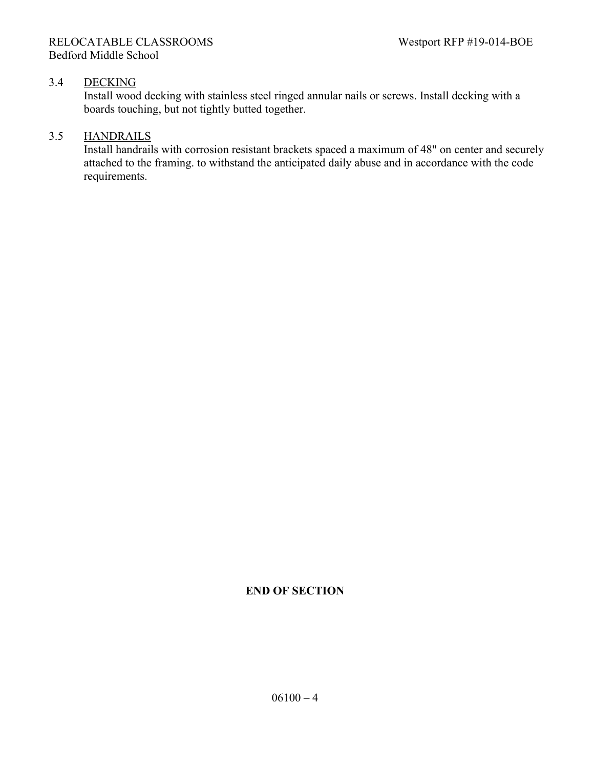3.4 DECKING

Install wood decking with stainless steel ringed annular nails or screws. Install decking with a boards touching, but not tightly butted together.

3.5 HANDRAILS

Install handrails with corrosion resistant brackets spaced a maximum of 48" on center and securely attached to the framing. to withstand the anticipated daily abuse and in accordance with the code requirements.

**END OF SECTION**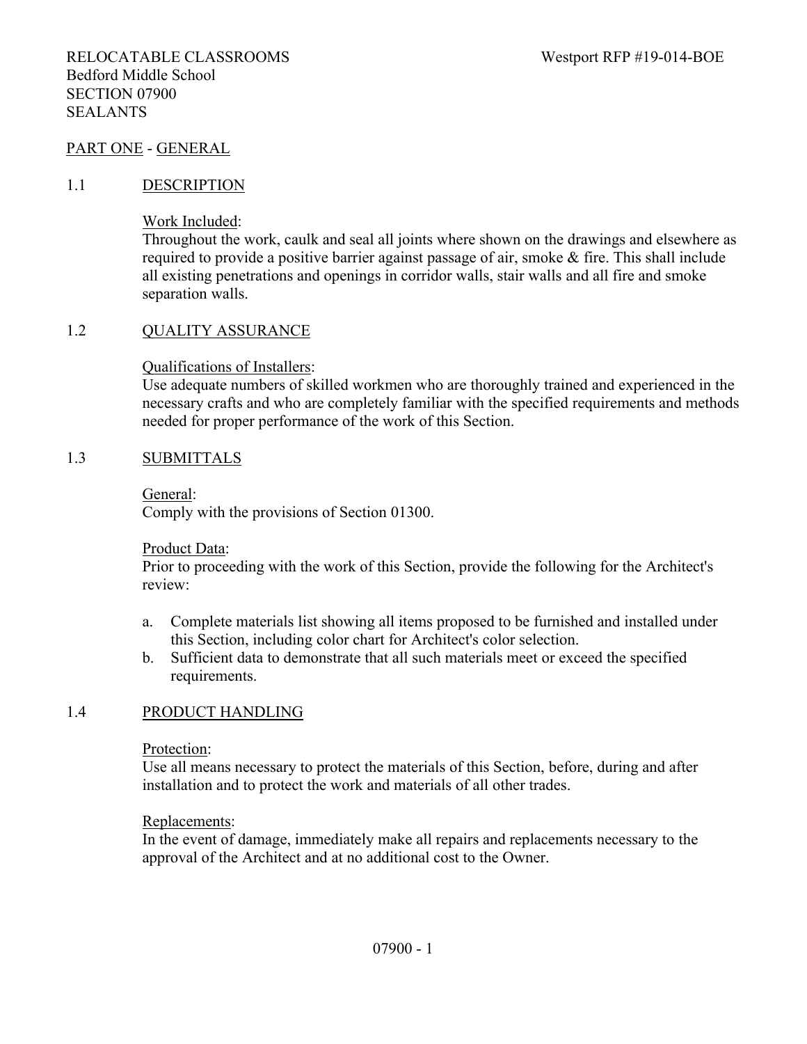RELOCATABLE CLASSROOMS Westport RFP #19-014-BOE
Bedford Middle School
SECTION 07900
SEALANTS

## PART ONE - GENERAL

### 1.1 DESCRIPTION

Work Included:
Throughout the work, caulk and seal all joints where shown on the drawings and elsewhere as required to provide a positive barrier against passage of air, smoke & fire. This shall include all existing penetrations and openings in corridor walls, stair walls and all fire and smoke separation walls.

### 1.2 QUALITY ASSURANCE

Qualifications of Installers:
Use adequate numbers of skilled workmen who are thoroughly trained and experienced in the necessary crafts and who are completely familiar with the specified requirements and methods needed for proper performance of the work of this Section.

### 1.3 SUBMITTALS

General:
Comply with the provisions of Section 01300.

Product Data:
Prior to proceeding with the work of this Section, provide the following for the Architect's review:

a. Complete materials list showing all items proposed to be furnished and installed under this Section, including color chart for Architect's color selection.
b. Sufficient data to demonstrate that all such materials meet or exceed the specified requirements.

### 1.4 PRODUCT HANDLING

Protection:
Use all means necessary to protect the materials of this Section, before, during and after installation and to protect the work and materials of all other trades.

Replacements:
In the event of damage, immediately make all repairs and replacements necessary to the approval of the Architect and at no additional cost to the Owner.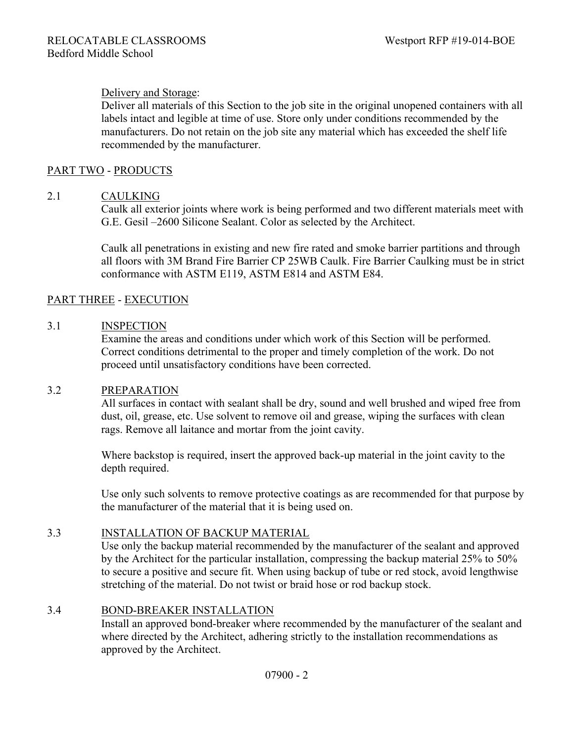Delivery and Storage:

Deliver all materials of this Section to the job site in the original unopened containers with all labels intact and legible at time of use. Store only under conditions recommended by the manufacturers. Do not retain on the job site any material which has exceeded the shelf life recommended by the manufacturer.

## PART TWO - PRODUCTS

### 2.1 CAULKING

Caulk all exterior joints where work is being performed and two different materials meet with G.E. Gesil –2600 Silicone Sealant. Color as selected by the Architect.

Caulk all penetrations in existing and new fire rated and smoke barrier partitions and through all floors with 3M Brand Fire Barrier CP 25WB Caulk. Fire Barrier Caulking must be in strict conformance with ASTM E119, ASTM E814 and ASTM E84.

## PART THREE - EXECUTION

### 3.1 INSPECTION

Examine the areas and conditions under which work of this Section will be performed. Correct conditions detrimental to the proper and timely completion of the work. Do not proceed until unsatisfactory conditions have been corrected.

### 3.2 PREPARATION

All surfaces in contact with sealant shall be dry, sound and well brushed and wiped free from dust, oil, grease, etc. Use solvent to remove oil and grease, wiping the surfaces with clean rags. Remove all laitance and mortar from the joint cavity.

Where backstop is required, insert the approved back-up material in the joint cavity to the depth required.

Use only such solvents to remove protective coatings as are recommended for that purpose by the manufacturer of the material that it is being used on.

### 3.3 INSTALLATION OF BACKUP MATERIAL

Use only the backup material recommended by the manufacturer of the sealant and approved by the Architect for the particular installation, compressing the backup material 25% to 50% to secure a positive and secure fit. When using backup of tube or red stock, avoid lengthwise stretching of the material. Do not twist or braid hose or rod backup stock.

### 3.4 BOND-BREAKER INSTALLATION

Install an approved bond-breaker where recommended by the manufacturer of the sealant and where directed by the Architect, adhering strictly to the installation recommendations as approved by the Architect.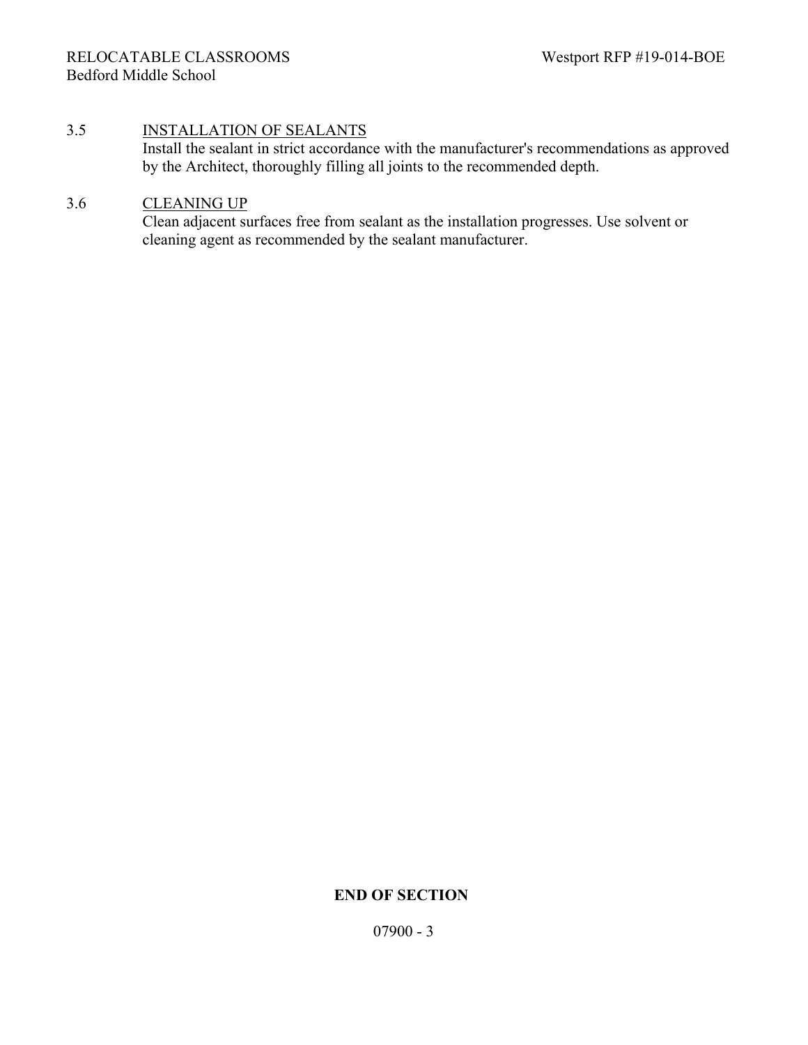### 3.5 INSTALLATION OF SEALANTS

Install the sealant in strict accordance with the manufacturer's recommendations as approved by the Architect, thoroughly filling all joints to the recommended depth.

### 3.6 CLEANING UP

Clean adjacent surfaces free from sealant as the installation progresses. Use solvent or cleaning agent as recommended by the sealant manufacturer.

**END OF SECTION**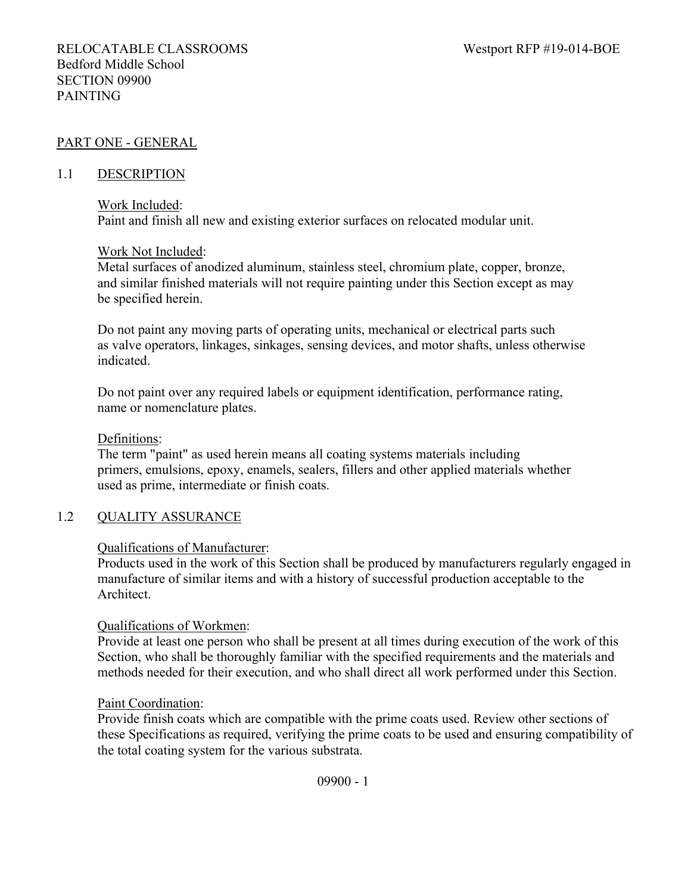RELOCATABLE CLASSROOMS
Bedford Middle School
SECTION 09900
PAINTING

Westport RFP #19-014-BOE

## PART ONE - GENERAL

### 1.1 DESCRIPTION

Work Included:
Paint and finish all new and existing exterior surfaces on relocated modular unit.

Work Not Included:
Metal surfaces of anodized aluminum, stainless steel, chromium plate, copper, bronze, and similar finished materials will not require painting under this Section except as may be specified herein.

Do not paint any moving parts of operating units, mechanical or electrical parts such as valve operators, linkages, sinkages, sensing devices, and motor shafts, unless otherwise indicated.

Do not paint over any required labels or equipment identification, performance rating, name or nomenclature plates.

Definitions:
The term "paint" as used herein means all coating systems materials including primers, emulsions, epoxy, enamels, sealers, fillers and other applied materials whether used as prime, intermediate or finish coats.

### 1.2 QUALITY ASSURANCE

Qualifications of Manufacturer:
Products used in the work of this Section shall be produced by manufacturers regularly engaged in manufacture of similar items and with a history of successful production acceptable to the Architect.

Qualifications of Workmen:
Provide at least one person who shall be present at all times during execution of the work of this Section, who shall be thoroughly familiar with the specified requirements and the materials and methods needed for their execution, and who shall direct all work performed under this Section.

Paint Coordination:
Provide finish coats which are compatible with the prime coats used. Review other sections of these Specifications as required, verifying the prime coats to be used and ensuring compatibility of the total coating system for the various substrata.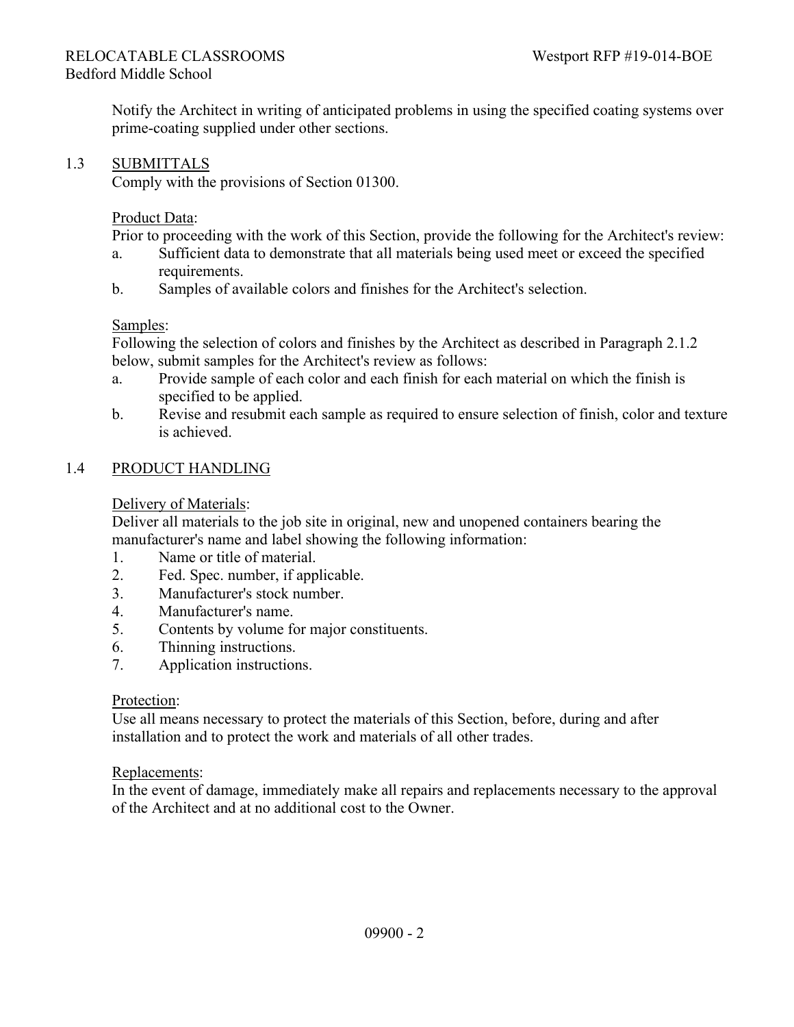Notify the Architect in writing of anticipated problems in using the specified coating systems over prime-coating supplied under other sections.

## 1.3 SUBMITTALS

Comply with the provisions of Section 01300.

Product Data:

Prior to proceeding with the work of this Section, provide the following for the Architect's review:

a. Sufficient data to demonstrate that all materials being used meet or exceed the specified requirements.
b. Samples of available colors and finishes for the Architect's selection.

Samples:

Following the selection of colors and finishes by the Architect as described in Paragraph 2.1.2 below, submit samples for the Architect's review as follows:

a. Provide sample of each color and each finish for each material on which the finish is specified to be applied.
b. Revise and resubmit each sample as required to ensure selection of finish, color and texture is achieved.

## 1.4 PRODUCT HANDLING

Delivery of Materials:

Deliver all materials to the job site in original, new and unopened containers bearing the manufacturer's name and label showing the following information:

1. Name or title of material.
2. Fed. Spec. number, if applicable.
3. Manufacturer's stock number.
4. Manufacturer's name.
5. Contents by volume for major constituents.
6. Thinning instructions.
7. Application instructions.

Protection:

Use all means necessary to protect the materials of this Section, before, during and after installation and to protect the work and materials of all other trades.

Replacements:

In the event of damage, immediately make all repairs and replacements necessary to the approval of the Architect and at no additional cost to the Owner.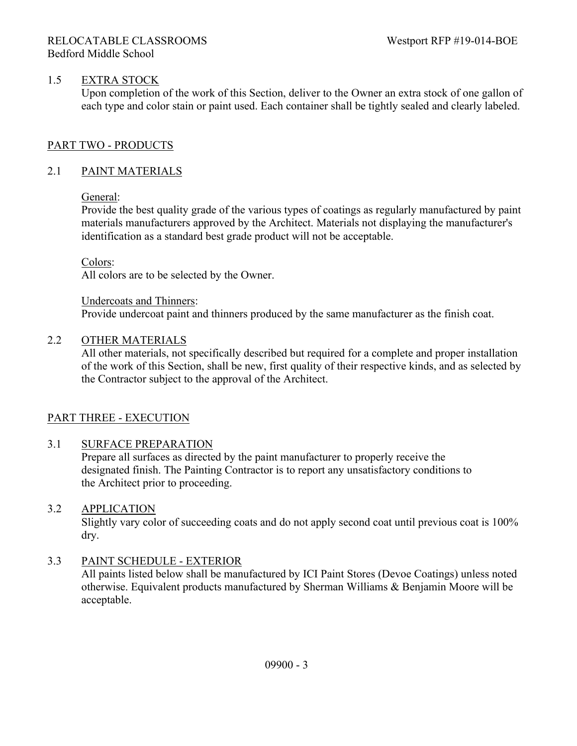## 1.5 EXTRA STOCK

Upon completion of the work of this Section, deliver to the Owner an extra stock of one gallon of each type and color stain or paint used. Each container shall be tightly sealed and clearly labeled.

# PART TWO - PRODUCTS

## 2.1 PAINT MATERIALS

General:
Provide the best quality grade of the various types of coatings as regularly manufactured by paint materials manufacturers approved by the Architect. Materials not displaying the manufacturer's identification as a standard best grade product will not be acceptable.

Colors:
All colors are to be selected by the Owner.

Undercoats and Thinners:
Provide undercoat paint and thinners produced by the same manufacturer as the finish coat.

## 2.2 OTHER MATERIALS

All other materials, not specifically described but required for a complete and proper installation of the work of this Section, shall be new, first quality of their respective kinds, and as selected by the Contractor subject to the approval of the Architect.

# PART THREE - EXECUTION

## 3.1 SURFACE PREPARATION

Prepare all surfaces as directed by the paint manufacturer to properly receive the designated finish. The Painting Contractor is to report any unsatisfactory conditions to the Architect prior to proceeding.

## 3.2 APPLICATION

Slightly vary color of succeeding coats and do not apply second coat until previous coat is 100% dry.

## 3.3 PAINT SCHEDULE - EXTERIOR

All paints listed below shall be manufactured by ICI Paint Stores (Devoe Coatings) unless noted otherwise. Equivalent products manufactured by Sherman Williams & Benjamin Moore will be acceptable.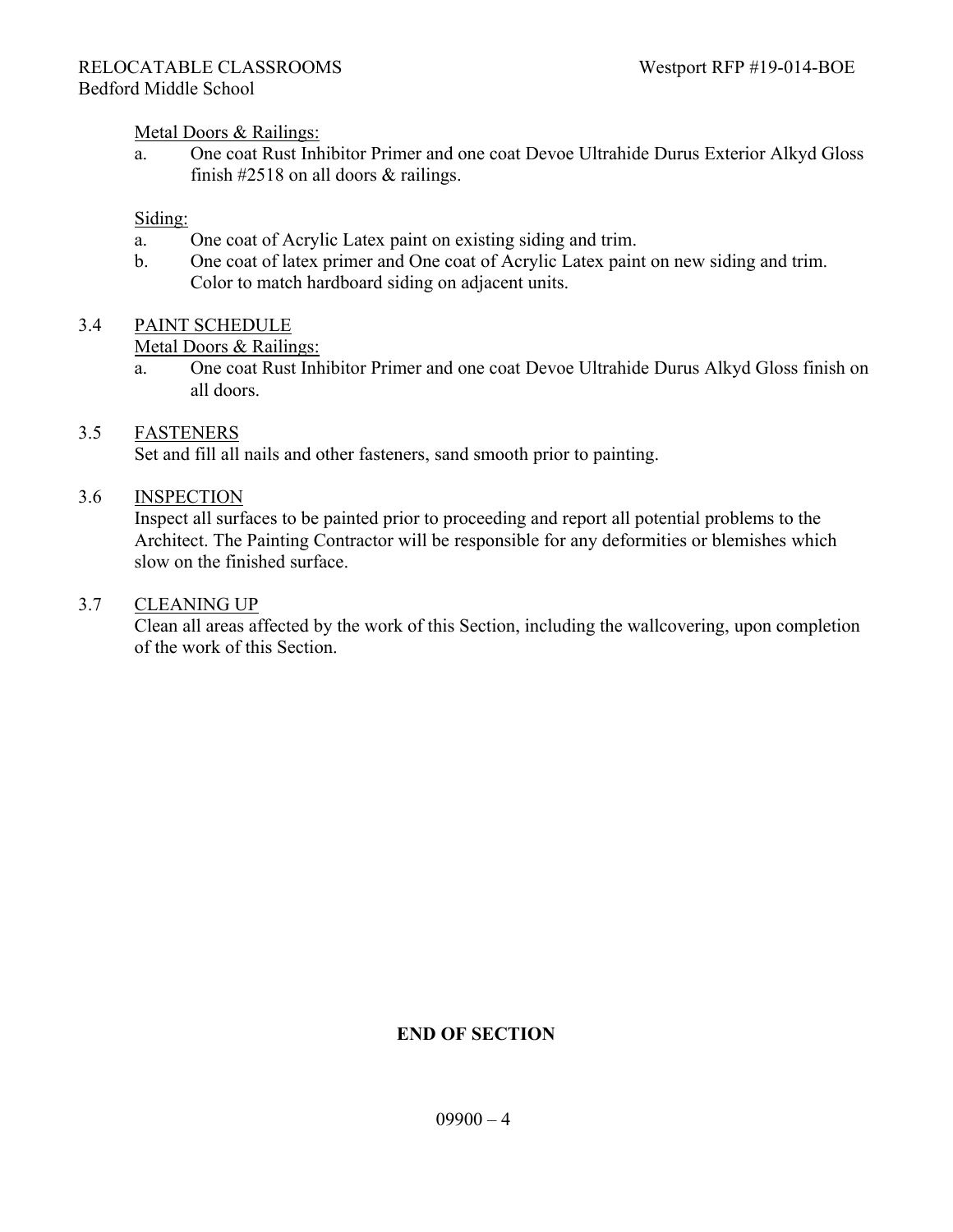Metal Doors & Railings:

a. One coat Rust Inhibitor Primer and one coat Devoe Ultrahide Durus Exterior Alkyd Gloss finish #2518 on all doors & railings.

Siding:

a. One coat of Acrylic Latex paint on existing siding and trim.
b. One coat of latex primer and One coat of Acrylic Latex paint on new siding and trim. Color to match hardboard siding on adjacent units.

3.4 PAINT SCHEDULE

Metal Doors & Railings:

a. One coat Rust Inhibitor Primer and one coat Devoe Ultrahide Durus Alkyd Gloss finish on all doors.

3.5 FASTENERS

Set and fill all nails and other fasteners, sand smooth prior to painting.

3.6 INSPECTION

Inspect all surfaces to be painted prior to proceeding and report all potential problems to the Architect. The Painting Contractor will be responsible for any deformities or blemishes which slow on the finished surface.

3.7 CLEANING UP

Clean all areas affected by the work of this Section, including the wallcovering, upon completion of the work of this Section.

**END OF SECTION**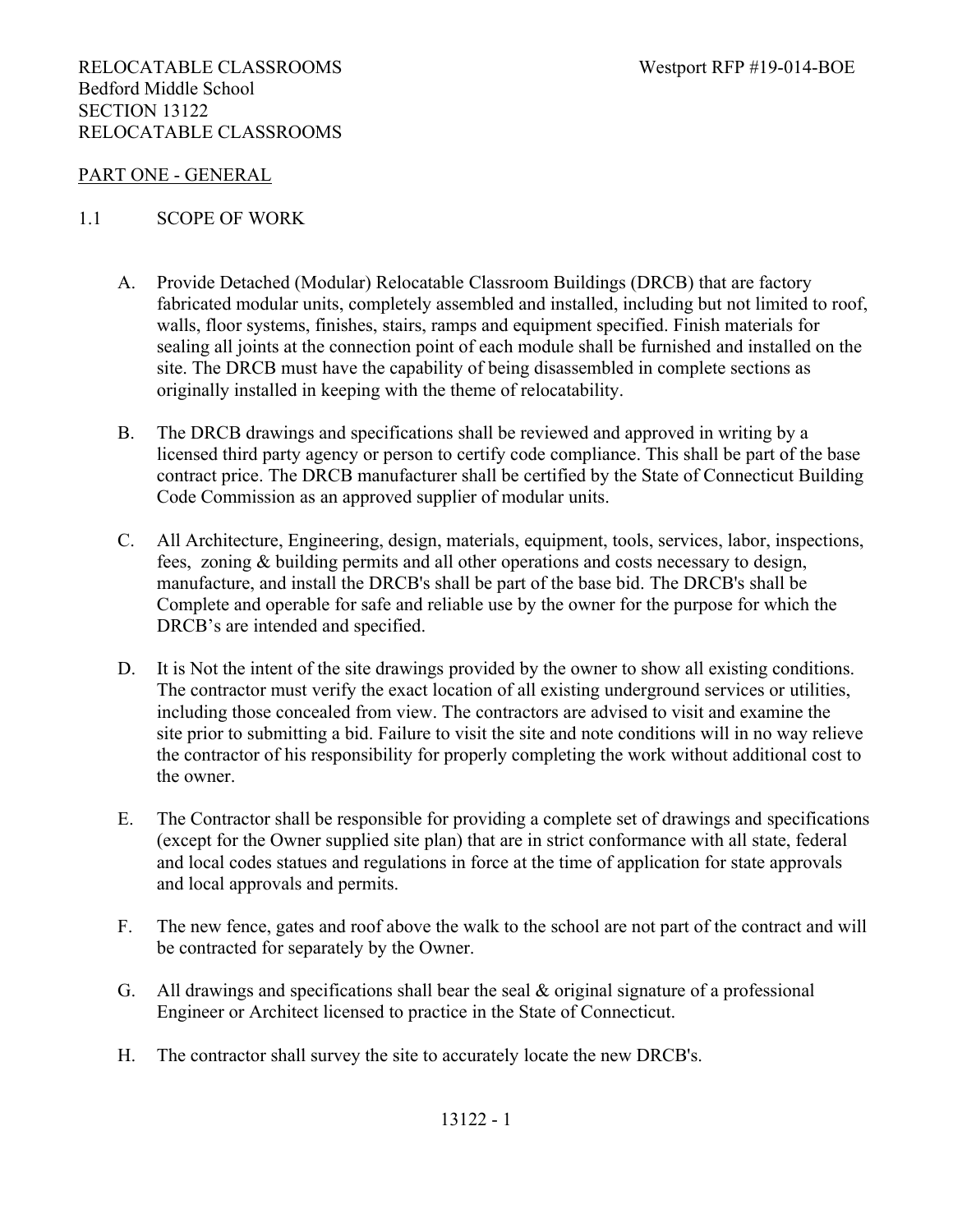RELOCATABLE CLASSROOMS
Bedford Middle School
SECTION 13122
RELOCATABLE CLASSROOMS

PART ONE - GENERAL

1.1 SCOPE OF WORK

A. Provide Detached (Modular) Relocatable Classroom Buildings (DRCB) that are factory fabricated modular units, completely assembled and installed, including but not limited to roof, walls, floor systems, finishes, stairs, ramps and equipment specified. Finish materials for sealing all joints at the connection point of each module shall be furnished and installed on the site. The DRCB must have the capability of being disassembled in complete sections as originally installed in keeping with the theme of relocatability.

B. The DRCB drawings and specifications shall be reviewed and approved in writing by a licensed third party agency or person to certify code compliance. This shall be part of the base contract price. The DRCB manufacturer shall be certified by the State of Connecticut Building Code Commission as an approved supplier of modular units.

C. All Architecture, Engineering, design, materials, equipment, tools, services, labor, inspections, fees, zoning & building permits and all other operations and costs necessary to design, manufacture, and install the DRCB's shall be part of the base bid. The DRCB's shall be Complete and operable for safe and reliable use by the owner for the purpose for which the DRCB's are intended and specified.

D. It is Not the intent of the site drawings provided by the owner to show all existing conditions. The contractor must verify the exact location of all existing underground services or utilities, including those concealed from view. The contractors are advised to visit and examine the site prior to submitting a bid. Failure to visit the site and note conditions will in no way relieve the contractor of his responsibility for properly completing the work without additional cost to the owner.

E. The Contractor shall be responsible for providing a complete set of drawings and specifications (except for the Owner supplied site plan) that are in strict conformance with all state, federal and local codes statues and regulations in force at the time of application for state approvals and local approvals and permits.

F. The new fence, gates and roof above the walk to the school are not part of the contract and will be contracted for separately by the Owner.

G. All drawings and specifications shall bear the seal & original signature of a professional Engineer or Architect licensed to practice in the State of Connecticut.

H. The contractor shall survey the site to accurately locate the new DRCB's.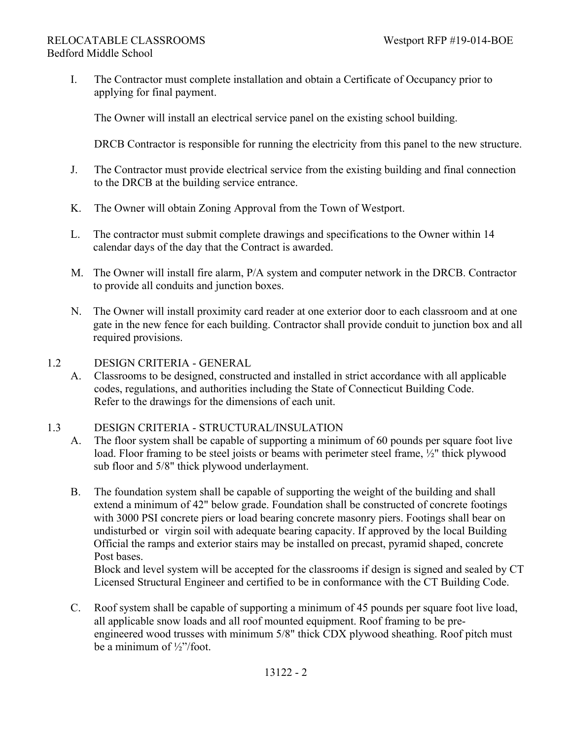I. The Contractor must complete installation and obtain a Certificate of Occupancy prior to applying for final payment.

   The Owner will install an electrical service panel on the existing school building.

   DRCB Contractor is responsible for running the electricity from this panel to the new structure.

J. The Contractor must provide electrical service from the existing building and final connection to the DRCB at the building service entrance.

K. The Owner will obtain Zoning Approval from the Town of Westport.

L. The contractor must submit complete drawings and specifications to the Owner within 14 calendar days of the day that the Contract is awarded.

M. The Owner will install fire alarm, P/A system and computer network in the DRCB. Contractor to provide all conduits and junction boxes.

N. The Owner will install proximity card reader at one exterior door to each classroom and at one gate in the new fence for each building. Contractor shall provide conduit to junction box and all required provisions.

1.2 DESIGN CRITERIA - GENERAL

A. Classrooms to be designed, constructed and installed in strict accordance with all applicable codes, regulations, and authorities including the State of Connecticut Building Code. Refer to the drawings for the dimensions of each unit.

1.3 DESIGN CRITERIA - STRUCTURAL/INSULATION

A. The floor system shall be capable of supporting a minimum of 60 pounds per square foot live load. Floor framing to be steel joists or beams with perimeter steel frame, ½" thick plywood sub floor and 5/8" thick plywood underlayment.

B. The foundation system shall be capable of supporting the weight of the building and shall extend a minimum of 42" below grade. Foundation shall be constructed of concrete footings with 3000 PSI concrete piers or load bearing concrete masonry piers. Footings shall bear on undisturbed or virgin soil with adequate bearing capacity. If approved by the local Building Official the ramps and exterior stairs may be installed on precast, pyramid shaped, concrete Post bases.
   Block and level system will be accepted for the classrooms if design is signed and sealed by CT Licensed Structural Engineer and certified to be in conformance with the CT Building Code.

C. Roof system shall be capable of supporting a minimum of 45 pounds per square foot live load, all applicable snow loads and all roof mounted equipment. Roof framing to be pre-engineered wood trusses with minimum 5/8" thick CDX plywood sheathing. Roof pitch must be a minimum of ½"/foot.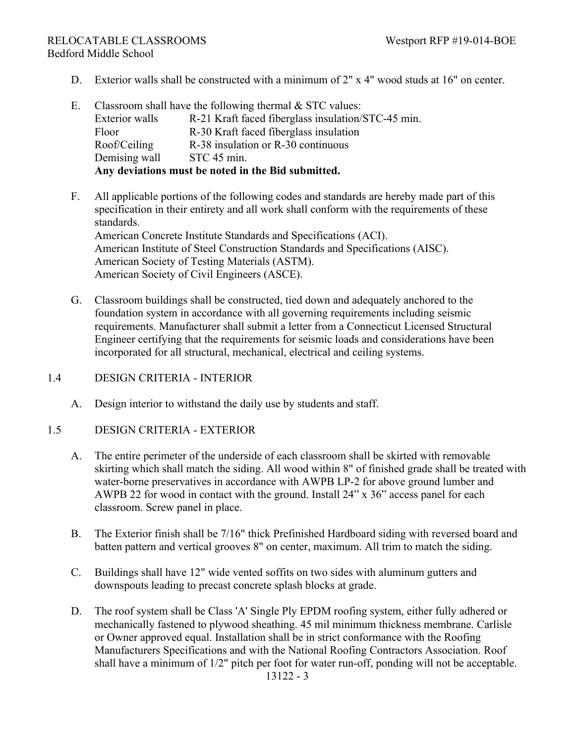D. Exterior walls shall be constructed with a minimum of 2" x 4" wood studs at 16" on center.

E. Classroom shall have the following thermal & STC values:

| | |
|---|---|
| Exterior walls | R-21 Kraft faced fiberglass insulation/STC-45 min. |
| Floor | R-30 Kraft faced fiberglass insulation |
| Roof/Ceiling | R-38 insulation or R-30 continuous |
| Demising wall | STC 45 min. |

**Any deviations must be noted in the Bid submitted.**

F. All applicable portions of the following codes and standards are hereby made part of this specification in their entirety and all work shall conform with the requirements of these standards.
American Concrete Institute Standards and Specifications (ACI).
American Institute of Steel Construction Standards and Specifications (AISC).
American Society of Testing Materials (ASTM).
American Society of Civil Engineers (ASCE).

G. Classroom buildings shall be constructed, tied down and adequately anchored to the foundation system in accordance with all governing requirements including seismic requirements. Manufacturer shall submit a letter from a Connecticut Licensed Structural Engineer certifying that the requirements for seismic loads and considerations have been incorporated for all structural, mechanical, electrical and ceiling systems.

## 1.4 DESIGN CRITERIA - INTERIOR

A. Design interior to withstand the daily use by students and staff.

## 1.5 DESIGN CRITERIA - EXTERIOR

A. The entire perimeter of the underside of each classroom shall be skirted with removable skirting which shall match the siding. All wood within 8" of finished grade shall be treated with water-borne preservatives in accordance with AWPB LP-2 for above ground lumber and AWPB 22 for wood in contact with the ground. Install 24" x 36" access panel for each classroom. Screw panel in place.

B. The Exterior finish shall be 7/16" thick Prefinished Hardboard siding with reversed board and batten pattern and vertical grooves 8" on center, maximum. All trim to match the siding.

C. Buildings shall have 12" wide vented soffits on two sides with aluminum gutters and downspouts leading to precast concrete splash blocks at grade.

D. The roof system shall be Class 'A' Single Ply EPDM roofing system, either fully adhered or mechanically fastened to plywood sheathing. 45 mil minimum thickness membrane. Carlisle or Owner approved equal. Installation shall be in strict conformance with the Roofing Manufacturers Specifications and with the National Roofing Contractors Association. Roof shall have a minimum of 1/2" pitch per foot for water run-off, ponding will not be acceptable.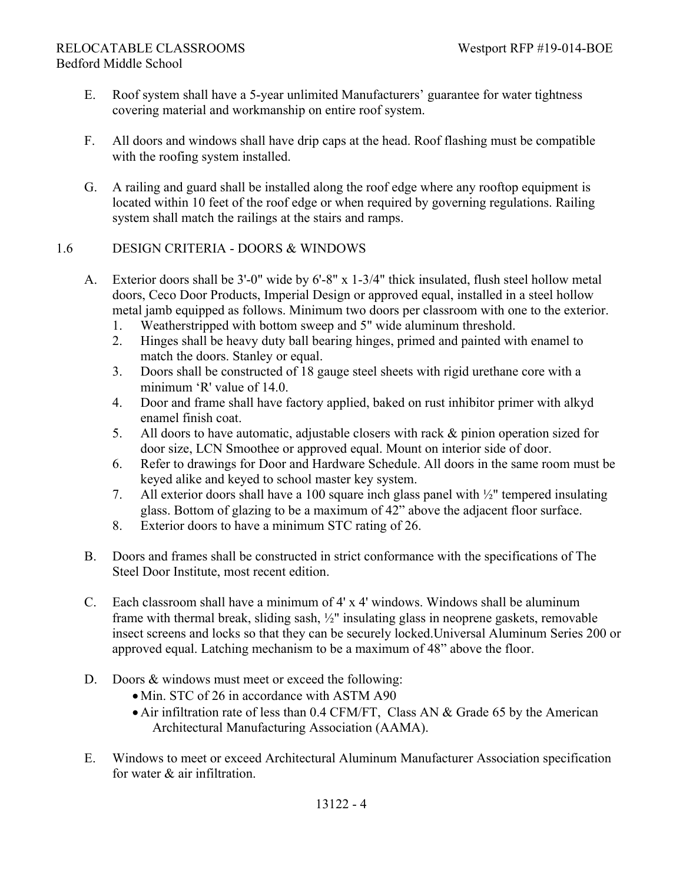E. Roof system shall have a 5-year unlimited Manufacturers' guarantee for water tightness covering material and workmanship on entire roof system.

F. All doors and windows shall have drip caps at the head. Roof flashing must be compatible with the roofing system installed.

G. A railing and guard shall be installed along the roof edge where any rooftop equipment is located within 10 feet of the roof edge or when required by governing regulations. Railing system shall match the railings at the stairs and ramps.

## 1.6 DESIGN CRITERIA - DOORS & WINDOWS

A. Exterior doors shall be 3'-0" wide by 6'-8" x 1-3/4" thick insulated, flush steel hollow metal doors, Ceco Door Products, Imperial Design or approved equal, installed in a steel hollow metal jamb equipped as follows. Minimum two doors per classroom with one to the exterior.

1. Weatherstripped with bottom sweep and 5" wide aluminum threshold.
2. Hinges shall be heavy duty ball bearing hinges, primed and painted with enamel to match the doors. Stanley or equal.
3. Doors shall be constructed of 18 gauge steel sheets with rigid urethane core with a minimum 'R' value of 14.0.
4. Door and frame shall have factory applied, baked on rust inhibitor primer with alkyd enamel finish coat.
5. All doors to have automatic, adjustable closers with rack & pinion operation sized for door size, LCN Smoothee or approved equal. Mount on interior side of door.
6. Refer to drawings for Door and Hardware Schedule. All doors in the same room must be keyed alike and keyed to school master key system.
7. All exterior doors shall have a 100 square inch glass panel with ½" tempered insulating glass. Bottom of glazing to be a maximum of 42" above the adjacent floor surface.
8. Exterior doors to have a minimum STC rating of 26.

B. Doors and frames shall be constructed in strict conformance with the specifications of The Steel Door Institute, most recent edition.

C. Each classroom shall have a minimum of 4' x 4' windows. Windows shall be aluminum frame with thermal break, sliding sash, ½" insulating glass in neoprene gaskets, removable insect screens and locks so that they can be securely locked.Universal Aluminum Series 200 or approved equal. Latching mechanism to be a maximum of 48" above the floor.

D. Doors & windows must meet or exceed the following:

- Min. STC of 26 in accordance with ASTM A90
- Air infiltration rate of less than 0.4 CFM/FT, Class AN & Grade 65 by the American Architectural Manufacturing Association (AAMA).

E. Windows to meet or exceed Architectural Aluminum Manufacturer Association specification for water & air infiltration.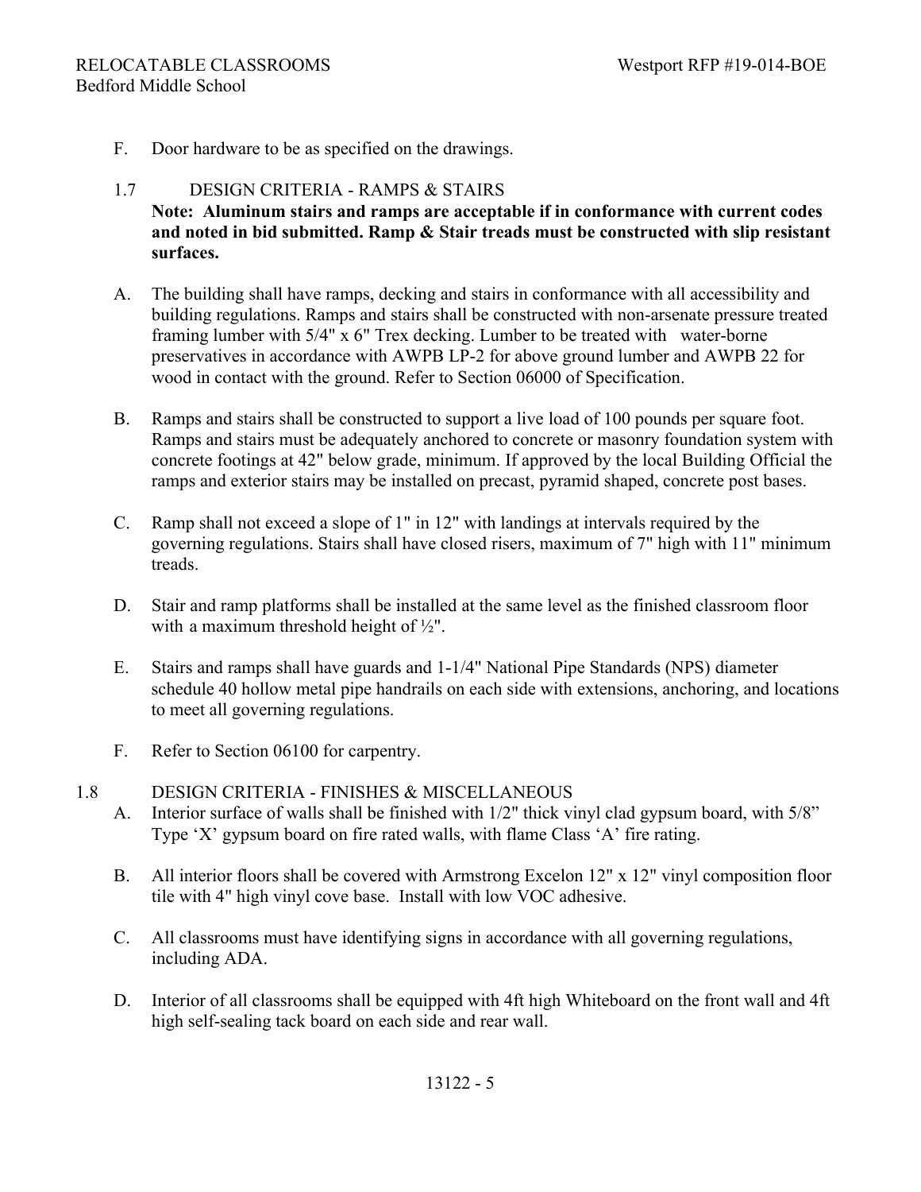F. Door hardware to be as specified on the drawings.

### 1.7 DESIGN CRITERIA - RAMPS & STAIRS

**Note: Aluminum stairs and ramps are acceptable if in conformance with current codes and noted in bid submitted. Ramp & Stair treads must be constructed with slip resistant surfaces.**

A. The building shall have ramps, decking and stairs in conformance with all accessibility and building regulations. Ramps and stairs shall be constructed with non-arsenate pressure treated framing lumber with 5/4" x 6" Trex decking. Lumber to be treated with water-borne preservatives in accordance with AWPB LP-2 for above ground lumber and AWPB 22 for wood in contact with the ground. Refer to Section 06000 of Specification.

B. Ramps and stairs shall be constructed to support a live load of 100 pounds per square foot. Ramps and stairs must be adequately anchored to concrete or masonry foundation system with concrete footings at 42" below grade, minimum. If approved by the local Building Official the ramps and exterior stairs may be installed on precast, pyramid shaped, concrete post bases.

C. Ramp shall not exceed a slope of 1" in 12" with landings at intervals required by the governing regulations. Stairs shall have closed risers, maximum of 7" high with 11" minimum treads.

D. Stair and ramp platforms shall be installed at the same level as the finished classroom floor with a maximum threshold height of ½".

E. Stairs and ramps shall have guards and 1-1/4" National Pipe Standards (NPS) diameter schedule 40 hollow metal pipe handrails on each side with extensions, anchoring, and locations to meet all governing regulations.

F. Refer to Section 06100 for carpentry.

### 1.8 DESIGN CRITERIA - FINISHES & MISCELLANEOUS

A. Interior surface of walls shall be finished with 1/2" thick vinyl clad gypsum board, with 5/8" Type 'X' gypsum board on fire rated walls, with flame Class 'A' fire rating.

B. All interior floors shall be covered with Armstrong Excelon 12" x 12" vinyl composition floor tile with 4" high vinyl cove base. Install with low VOC adhesive.

C. All classrooms must have identifying signs in accordance with all governing regulations, including ADA.

D. Interior of all classrooms shall be equipped with 4ft high Whiteboard on the front wall and 4ft high self-sealing tack board on each side and rear wall.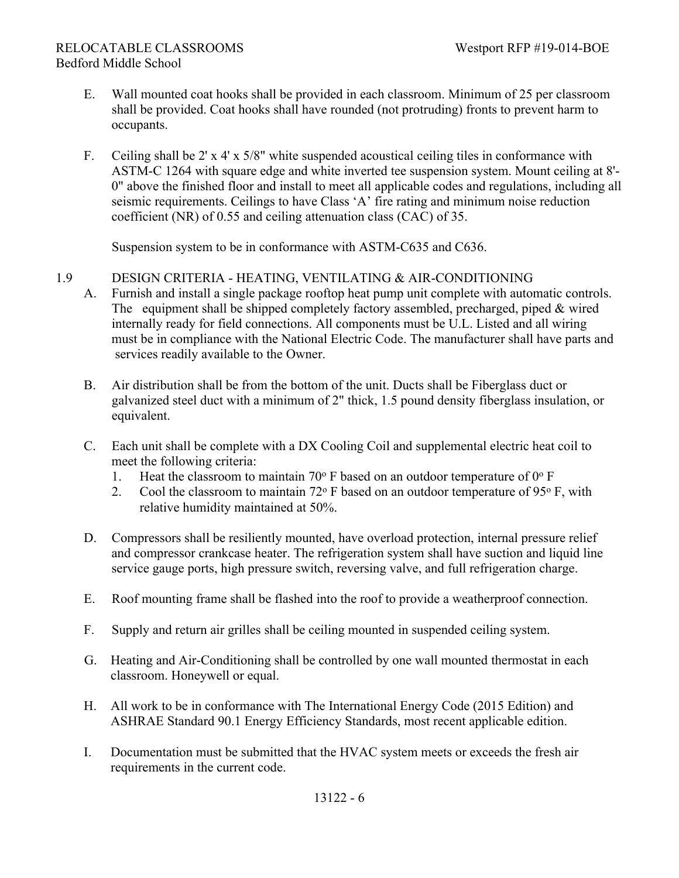E. Wall mounted coat hooks shall be provided in each classroom. Minimum of 25 per classroom shall be provided. Coat hooks shall have rounded (not protruding) fronts to prevent harm to occupants.

F. Ceiling shall be 2' x 4' x 5/8" white suspended acoustical ceiling tiles in conformance with ASTM-C 1264 with square edge and white inverted tee suspension system. Mount ceiling at 8'-0" above the finished floor and install to meet all applicable codes and regulations, including all seismic requirements. Ceilings to have Class 'A' fire rating and minimum noise reduction coefficient (NR) of 0.55 and ceiling attenuation class (CAC) of 35.

Suspension system to be in conformance with ASTM-C635 and C636.

## 1.9 DESIGN CRITERIA - HEATING, VENTILATING & AIR-CONDITIONING

A. Furnish and install a single package rooftop heat pump unit complete with automatic controls. The equipment shall be shipped completely factory assembled, precharged, piped & wired internally ready for field connections. All components must be U.L. Listed and all wiring must be in compliance with the National Electric Code. The manufacturer shall have parts and services readily available to the Owner.

B. Air distribution shall be from the bottom of the unit. Ducts shall be Fiberglass duct or galvanized steel duct with a minimum of 2" thick, 1.5 pound density fiberglass insulation, or equivalent.

C. Each unit shall be complete with a DX Cooling Coil and supplemental electric heat coil to meet the following criteria:
   1. Heat the classroom to maintain 70° F based on an outdoor temperature of 0° F
   2. Cool the classroom to maintain 72° F based on an outdoor temperature of 95° F, with relative humidity maintained at 50%.

D. Compressors shall be resiliently mounted, have overload protection, internal pressure relief and compressor crankcase heater. The refrigeration system shall have suction and liquid line service gauge ports, high pressure switch, reversing valve, and full refrigeration charge.

E. Roof mounting frame shall be flashed into the roof to provide a weatherproof connection.

F. Supply and return air grilles shall be ceiling mounted in suspended ceiling system.

G. Heating and Air-Conditioning shall be controlled by one wall mounted thermostat in each classroom. Honeywell or equal.

H. All work to be in conformance with The International Energy Code (2015 Edition) and ASHRAE Standard 90.1 Energy Efficiency Standards, most recent applicable edition.

I. Documentation must be submitted that the HVAC system meets or exceeds the fresh air requirements in the current code.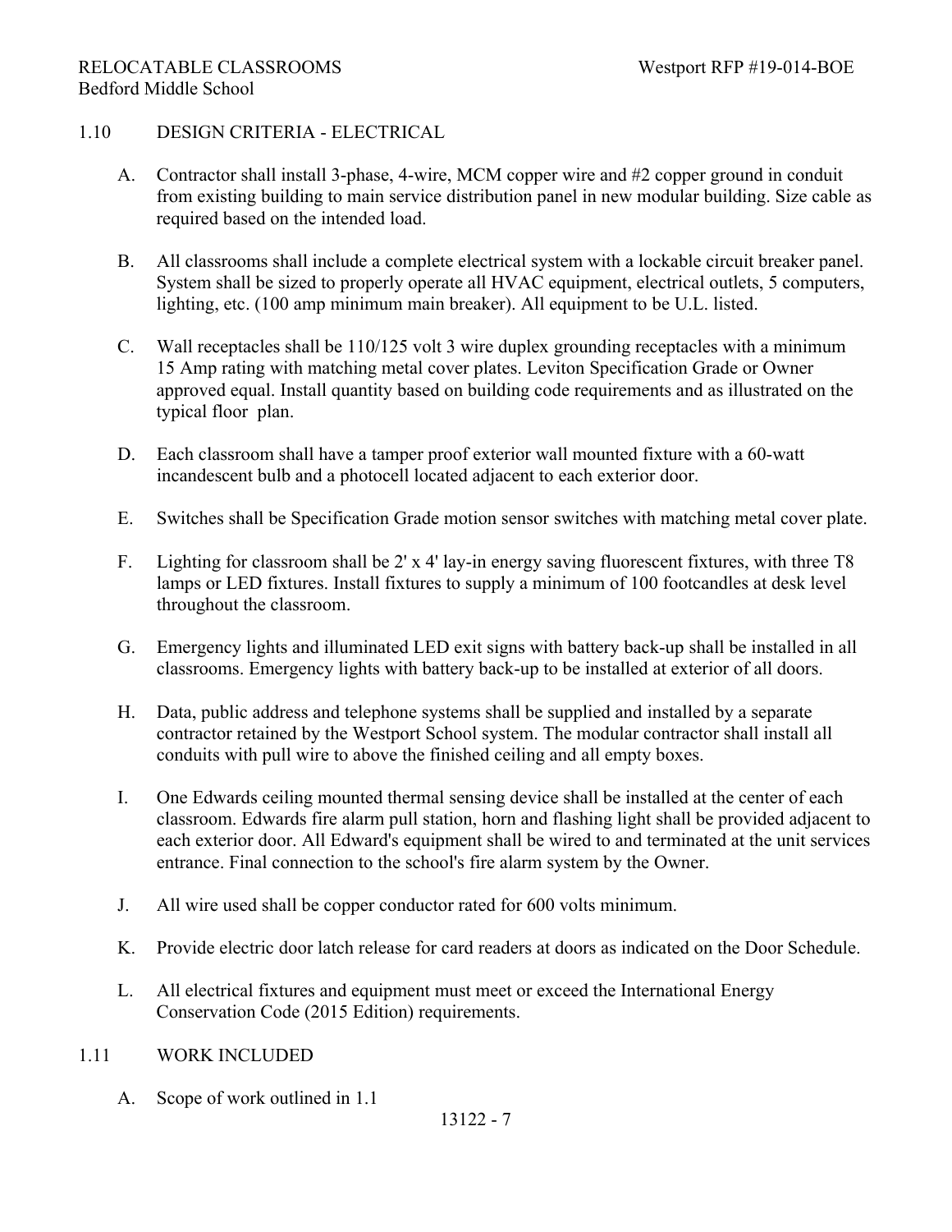## 1.10 DESIGN CRITERIA - ELECTRICAL

A. Contractor shall install 3-phase, 4-wire, MCM copper wire and #2 copper ground in conduit from existing building to main service distribution panel in new modular building. Size cable as required based on the intended load.

B. All classrooms shall include a complete electrical system with a lockable circuit breaker panel. System shall be sized to properly operate all HVAC equipment, electrical outlets, 5 computers, lighting, etc. (100 amp minimum main breaker). All equipment to be U.L. listed.

C. Wall receptacles shall be 110/125 volt 3 wire duplex grounding receptacles with a minimum 15 Amp rating with matching metal cover plates. Leviton Specification Grade or Owner approved equal. Install quantity based on building code requirements and as illustrated on the typical floor plan.

D. Each classroom shall have a tamper proof exterior wall mounted fixture with a 60-watt incandescent bulb and a photocell located adjacent to each exterior door.

E. Switches shall be Specification Grade motion sensor switches with matching metal cover plate.

F. Lighting for classroom shall be 2' x 4' lay-in energy saving fluorescent fixtures, with three T8 lamps or LED fixtures. Install fixtures to supply a minimum of 100 footcandles at desk level throughout the classroom.

G. Emergency lights and illuminated LED exit signs with battery back-up shall be installed in all classrooms. Emergency lights with battery back-up to be installed at exterior of all doors.

H. Data, public address and telephone systems shall be supplied and installed by a separate contractor retained by the Westport School system. The modular contractor shall install all conduits with pull wire to above the finished ceiling and all empty boxes.

I. One Edwards ceiling mounted thermal sensing device shall be installed at the center of each classroom. Edwards fire alarm pull station, horn and flashing light shall be provided adjacent to each exterior door. All Edward's equipment shall be wired to and terminated at the unit services entrance. Final connection to the school's fire alarm system by the Owner.

J. All wire used shall be copper conductor rated for 600 volts minimum.

K. Provide electric door latch release for card readers at doors as indicated on the Door Schedule.

L. All electrical fixtures and equipment must meet or exceed the International Energy Conservation Code (2015 Edition) requirements.

## 1.11 WORK INCLUDED

A. Scope of work outlined in 1.1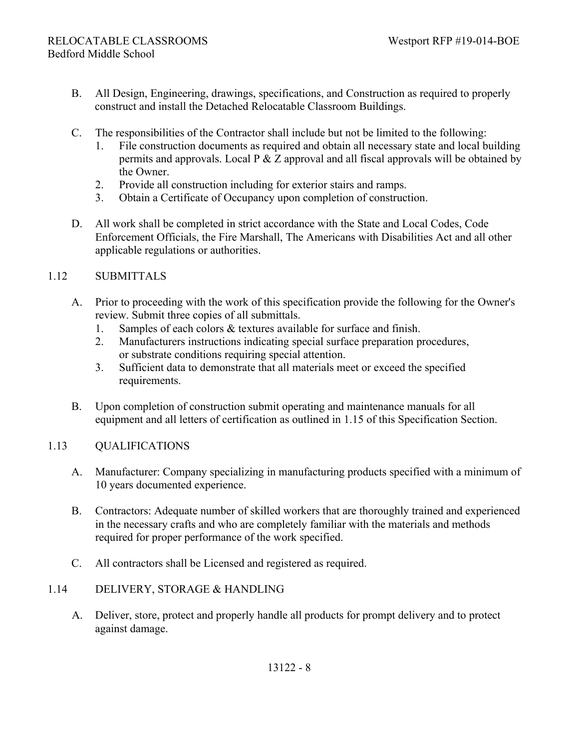B. All Design, Engineering, drawings, specifications, and Construction as required to properly construct and install the Detached Relocatable Classroom Buildings.

C. The responsibilities of the Contractor shall include but not be limited to the following:
   1. File construction documents as required and obtain all necessary state and local building permits and approvals. Local P & Z approval and all fiscal approvals will be obtained by the Owner.
   2. Provide all construction including for exterior stairs and ramps.
   3. Obtain a Certificate of Occupancy upon completion of construction.

D. All work shall be completed in strict accordance with the State and Local Codes, Code Enforcement Officials, the Fire Marshall, The Americans with Disabilities Act and all other applicable regulations or authorities.

## 1.12 SUBMITTALS

A. Prior to proceeding with the work of this specification provide the following for the Owner's review. Submit three copies of all submittals.
   1. Samples of each colors & textures available for surface and finish.
   2. Manufacturers instructions indicating special surface preparation procedures, or substrate conditions requiring special attention.
   3. Sufficient data to demonstrate that all materials meet or exceed the specified requirements.

B. Upon completion of construction submit operating and maintenance manuals for all equipment and all letters of certification as outlined in 1.15 of this Specification Section.

## 1.13 QUALIFICATIONS

A. Manufacturer: Company specializing in manufacturing products specified with a minimum of 10 years documented experience.

B. Contractors: Adequate number of skilled workers that are thoroughly trained and experienced in the necessary crafts and who are completely familiar with the materials and methods required for proper performance of the work specified.

C. All contractors shall be Licensed and registered as required.

## 1.14 DELIVERY, STORAGE & HANDLING

A. Deliver, store, protect and properly handle all products for prompt delivery and to protect against damage.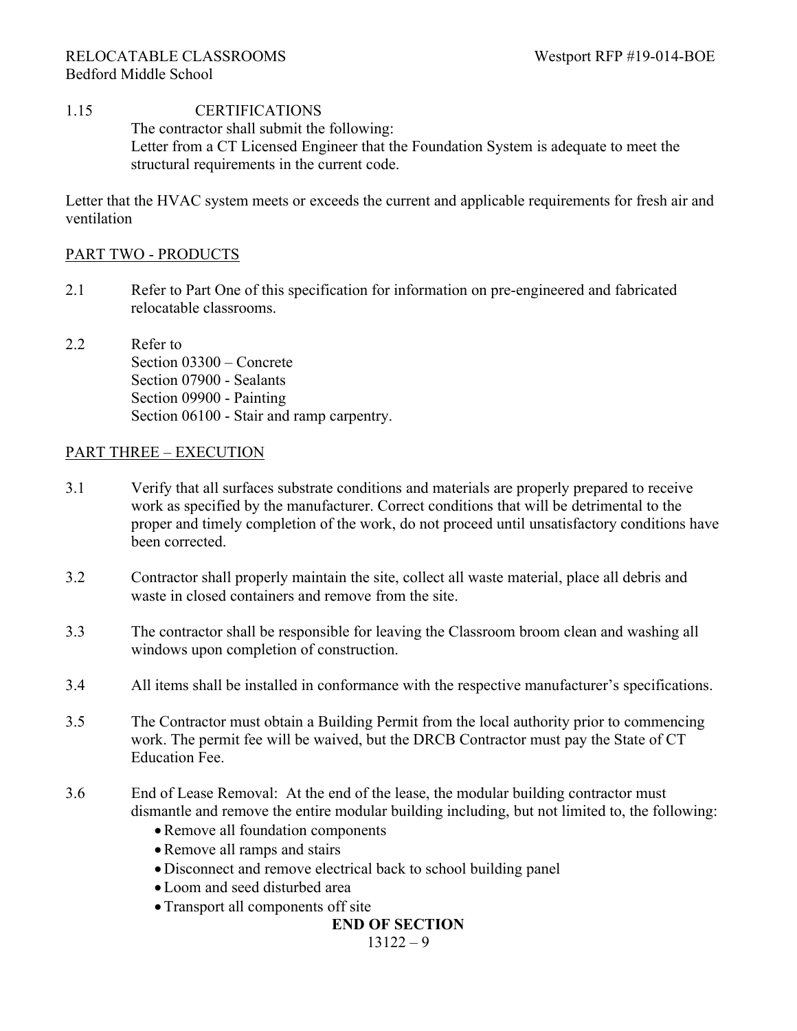1.15 CERTIFICATIONS

The contractor shall submit the following:

Letter from a CT Licensed Engineer that the Foundation System is adequate to meet the structural requirements in the current code.

Letter that the HVAC system meets or exceeds the current and applicable requirements for fresh air and ventilation

## PART TWO - PRODUCTS

2.1 Refer to Part One of this specification for information on pre-engineered and fabricated relocatable classrooms.

2.2 Refer to
Section 03300 – Concrete
Section 07900 - Sealants
Section 09900 - Painting
Section 06100 - Stair and ramp carpentry.

## PART THREE – EXECUTION

3.1 Verify that all surfaces substrate conditions and materials are properly prepared to receive work as specified by the manufacturer. Correct conditions that will be detrimental to the proper and timely completion of the work, do not proceed until unsatisfactory conditions have been corrected.

3.2 Contractor shall properly maintain the site, collect all waste material, place all debris and waste in closed containers and remove from the site.

3.3 The contractor shall be responsible for leaving the Classroom broom clean and washing all windows upon completion of construction.

3.4 All items shall be installed in conformance with the respective manufacturer's specifications.

3.5 The Contractor must obtain a Building Permit from the local authority prior to commencing work. The permit fee will be waived, but the DRCB Contractor must pay the State of CT Education Fee.

3.6 End of Lease Removal: At the end of the lease, the modular building contractor must dismantle and remove the entire modular building including, but not limited to, the following:

- Remove all foundation components
- Remove all ramps and stairs
- Disconnect and remove electrical back to school building panel
- Loom and seed disturbed area
- Transport all components off site

**END OF SECTION**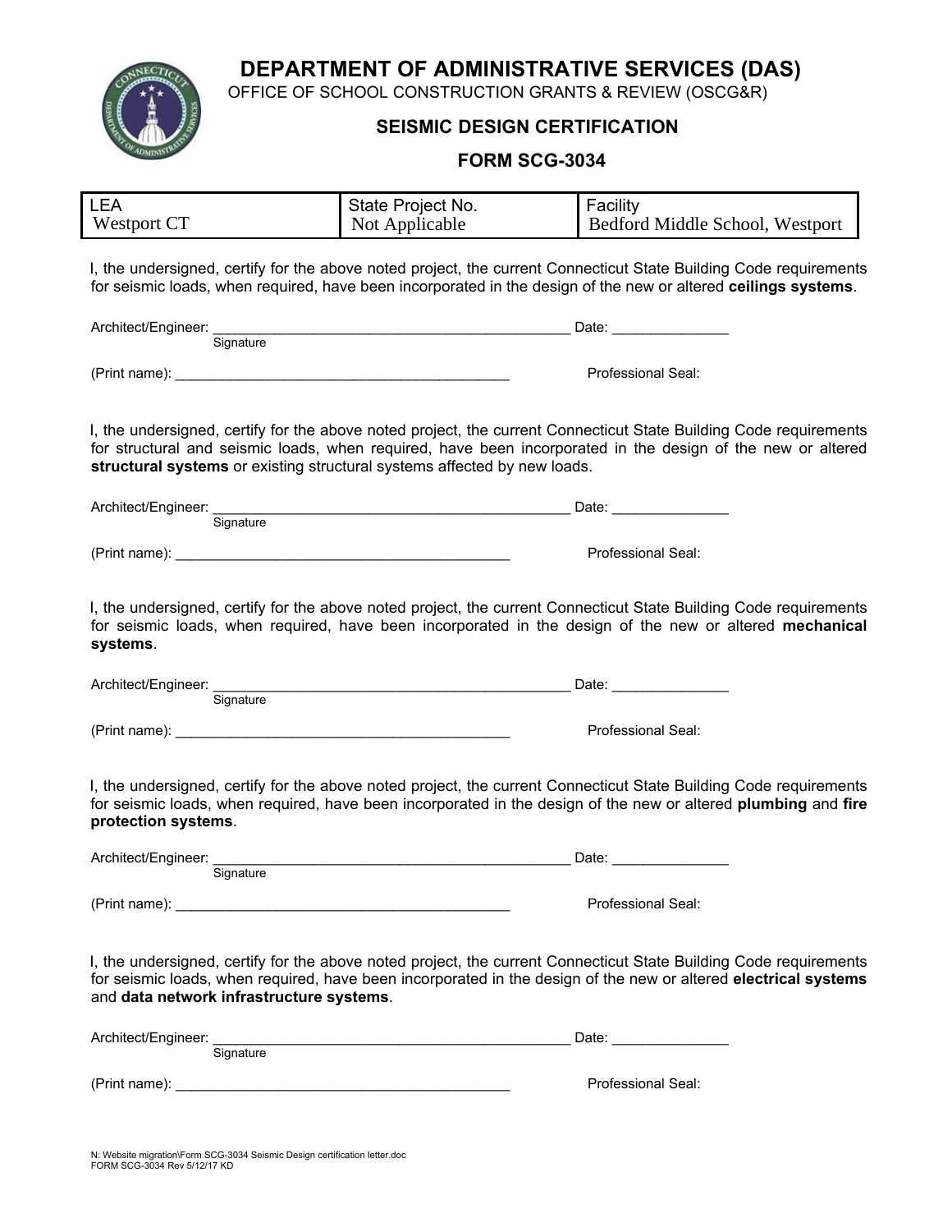# DEPARTMENT OF ADMINISTRATIVE SERVICES (DAS)

OFFICE OF SCHOOL CONSTRUCTION GRANTS & REVIEW (OSCG&R)

## SEISMIC DESIGN CERTIFICATION

## FORM SCG-3034

| LEA | State Project No. | Facility |
|---|---|---|
| Westport CT | Not Applicable | Bedford Middle School, Westport |

I, the undersigned, certify for the above noted project, the current Connecticut State Building Code requirements for seismic loads, when required, have been incorporated in the design of the new or altered **ceilings systems**.

Architect/Engineer: _______________________________________________ Date: _______________
Signature

(Print name): ____________________________________________ Professional Seal:

I, the undersigned, certify for the above noted project, the current Connecticut State Building Code requirements for structural and seismic loads, when required, have been incorporated in the design of the new or altered **structural systems** or existing structural systems affected by new loads.

Architect/Engineer: _______________________________________________ Date: _______________
Signature

(Print name): ____________________________________________ Professional Seal:

I, the undersigned, certify for the above noted project, the current Connecticut State Building Code requirements for seismic loads, when required, have been incorporated in the design of the new or altered **mechanical systems**.

Architect/Engineer: _______________________________________________ Date: _______________
Signature

(Print name): ____________________________________________ Professional Seal:

I, the undersigned, certify for the above noted project, the current Connecticut State Building Code requirements for seismic loads, when required, have been incorporated in the design of the new or altered **plumbing** and **fire protection systems**.

Architect/Engineer: _______________________________________________ Date: _______________
Signature

(Print name): ____________________________________________ Professional Seal:

I, the undersigned, certify for the above noted project, the current Connecticut State Building Code requirements for seismic loads, when required, have been incorporated in the design of the new or altered **electrical systems** and **data network infrastructure systems**.

Architect/Engineer: _______________________________________________ Date: _______________
Signature

(Print name): ____________________________________________ Professional Seal:

N: Website migration\Form SCG-3034 Seismic Design certification letter.doc
FORM SCG-3034 Rev 5/12/17 KD